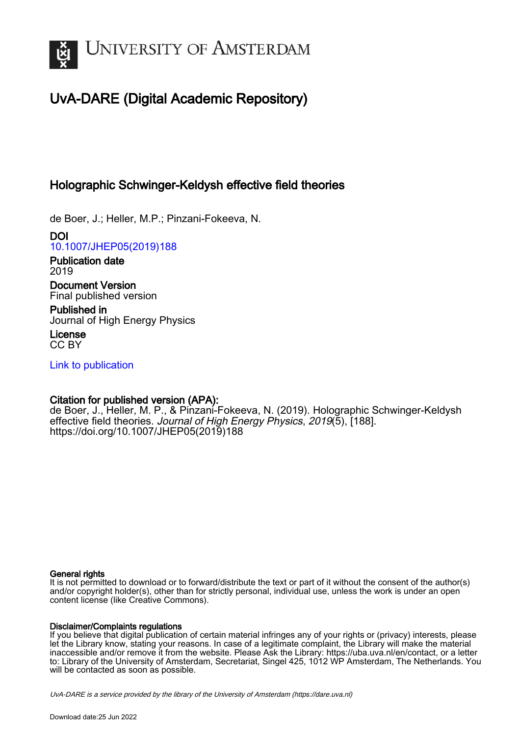# UvA-DARE (Digital Academic Repository)

## Holographic Schwinger-Keldysh effective field theories

de Boer, J.; Heller, M.P.; Pinzani-Fokeeva, N.

**DOI**
10.1007/JHEP05(2019)188

**Publication date**
2019

**Document Version**
Final published version

**Published in**
Journal of High Energy Physics

**License**
CC BY

Link to publication

**Citation for published version (APA):**
de Boer, J., Heller, M. P., & Pinzani-Fokeeva, N. (2019). Holographic Schwinger-Keldysh effective field theories. *Journal of High Energy Physics*, *2019*(5), [188]. https://doi.org/10.1007/JHEP05(2019)188

**General rights**
It is not permitted to download or to forward/distribute the text or part of it without the consent of the author(s) and/or copyright holder(s), other than for strictly personal, individual use, unless the work is under an open content license (like Creative Commons).

**Disclaimer/Complaints regulations**
If you believe that digital publication of certain material infringes any of your rights or (privacy) interests, please let the Library know, stating your reasons. In case of a legitimate complaint, the Library will make the material inaccessible and/or remove it from the website. Please Ask the Library: https://uba.uva.nl/en/contact, or a letter to: Library of the University of Amsterdam, Secretariat, Singel 425, 1012 WP Amsterdam, The Netherlands. You will be contacted as soon as possible.

*UvA-DARE is a service provided by the library of the University of Amsterdam (https://dare.uva.nl)*

Download date:25 Jun 2022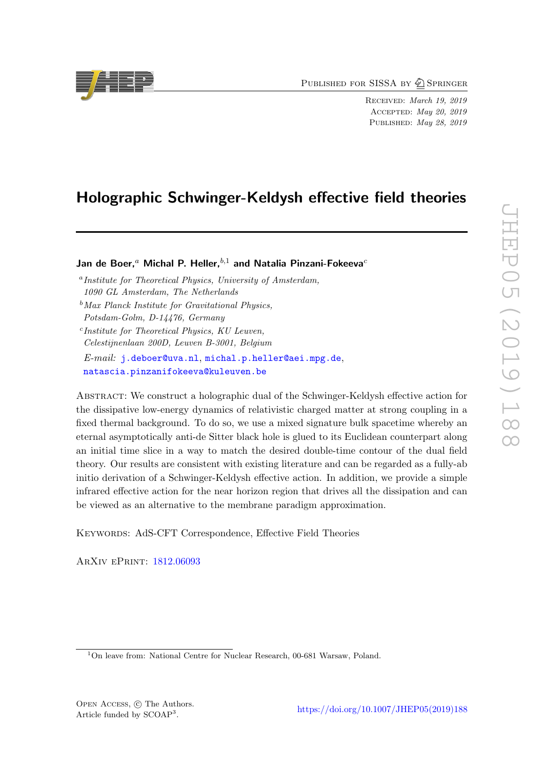# Holographic Schwinger-Keldysh effective field theories

**Jan de Boer,**[a] **Michal P. Heller,**[b,1] **and Natalia Pinzani-Fokeeva**[c]

[a] *Institute for Theoretical Physics, University of Amsterdam, 1090 GL Amsterdam, The Netherlands*

[b] *Max Planck Institute for Gravitational Physics, Potsdam-Golm, D-14476, Germany*

[c] *Institute for Theoretical Physics, KU Leuven, Celestijnenlaan 200D, Leuven B-3001, Belgium*

*E-mail:* j.deboer@uva.nl, michal.p.heller@aei.mpg.de, natascia.pinzanifokeeva@kuleuven.be

Abstract: We construct a holographic dual of the Schwinger-Keldysh effective action for the dissipative low-energy dynamics of relativistic charged matter at strong coupling in a fixed thermal background. To do so, we use a mixed signature bulk spacetime whereby an eternal asymptotically anti-de Sitter black hole is glued to its Euclidean counterpart along an initial time slice in a way to match the desired double-time contour of the dual field theory. Our results are consistent with existing literature and can be regarded as a fully-ab initio derivation of a Schwinger-Keldysh effective action. In addition, we provide a simple infrared effective action for the near horizon region that drives all the dissipation and can be viewed as an alternative to the membrane paradigm approximation.

Keywords: AdS-CFT Correspondence, Effective Field Theories

ArXiv ePrint: 1812.06093

[1] On leave from: National Centre for Nuclear Research, 00-681 Warsaw, Poland.

Open Access, © The Authors. Article funded by SCOAP[3].

https://doi.org/10.1007/JHEP05(2019)188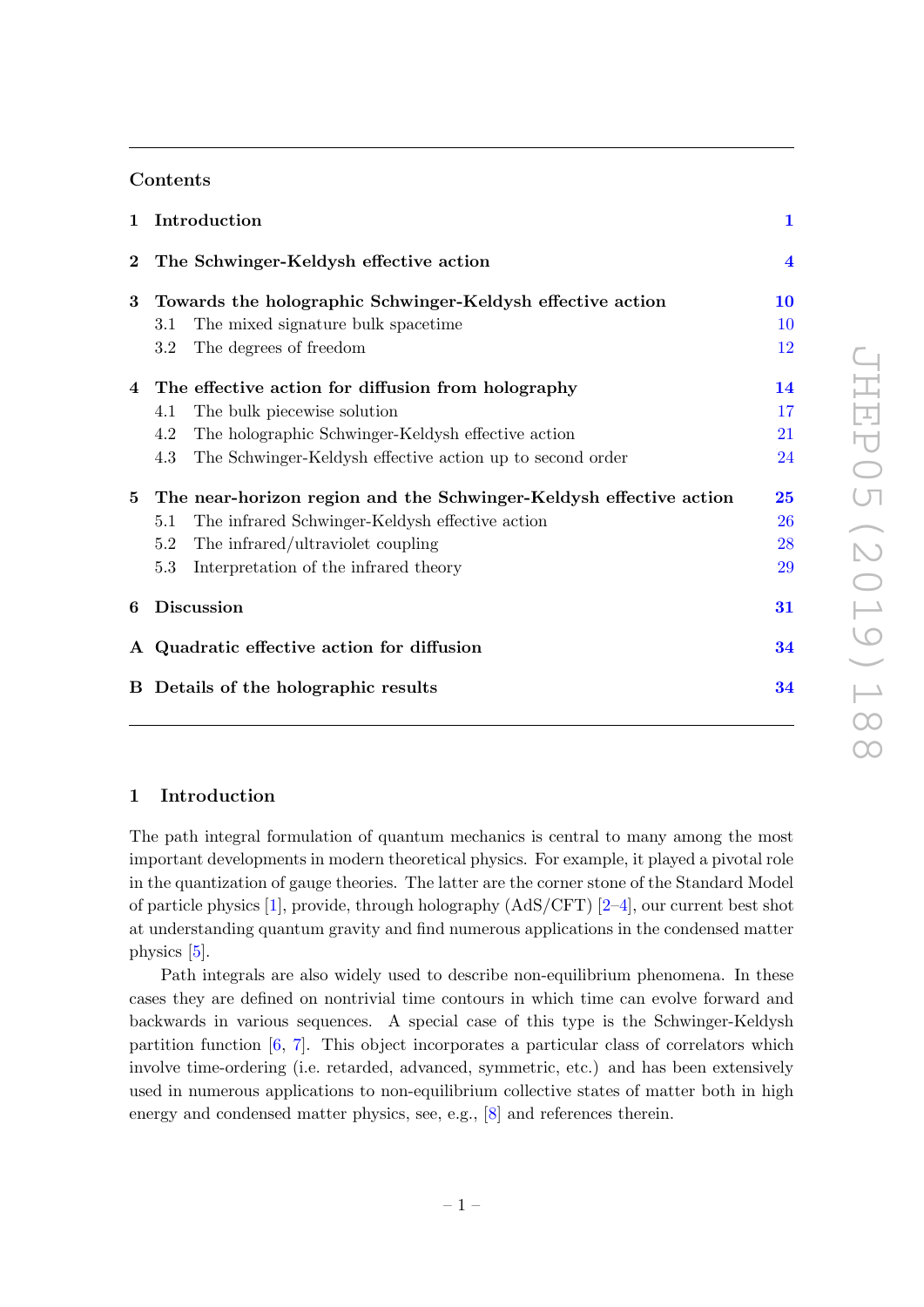## Contents

| | | |
|---|---|---|
| **1** | **Introduction** | **1** |
| **2** | **The Schwinger-Keldysh effective action** | **4** |
| **3** | **Towards the holographic Schwinger-Keldysh effective action** | **10** |
| | 3.1 The mixed signature bulk spacetime | 10 |
| | 3.2 The degrees of freedom | 12 |
| **4** | **The effective action for diffusion from holography** | **14** |
| | 4.1 The bulk piecewise solution | 17 |
| | 4.2 The holographic Schwinger-Keldysh effective action | 21 |
| | 4.3 The Schwinger-Keldysh effective action up to second order | 24 |
| **5** | **The near-horizon region and the Schwinger-Keldysh effective action** | **25** |
| | 5.1 The infrared Schwinger-Keldysh effective action | 26 |
| | 5.2 The infrared/ultraviolet coupling | 28 |
| | 5.3 Interpretation of the infrared theory | 29 |
| **6** | **Discussion** | **31** |
| **A** | **Quadratic effective action for diffusion** | **34** |
| **B** | **Details of the holographic results** | **34** |

# 1 Introduction

The path integral formulation of quantum mechanics is central to many among the most important developments in modern theoretical physics. For example, it played a pivotal role in the quantization of gauge theories. The latter are the corner stone of the Standard Model of particle physics [1], provide, through holography (AdS/CFT) [2–4], our current best shot at understanding quantum gravity and find numerous applications in the condensed matter physics [5].

Path integrals are also widely used to describe non-equilibrium phenomena. In these cases they are defined on nontrivial time contours in which time can evolve forward and backwards in various sequences. A special case of this type is the Schwinger-Keldysh partition function [6, 7]. This object incorporates a particular class of correlators which involve time-ordering (i.e. retarded, advanced, symmetric, etc.) and has been extensively used in numerous applications to non-equilibrium collective states of matter both in high energy and condensed matter physics, see, e.g., [8] and references therein.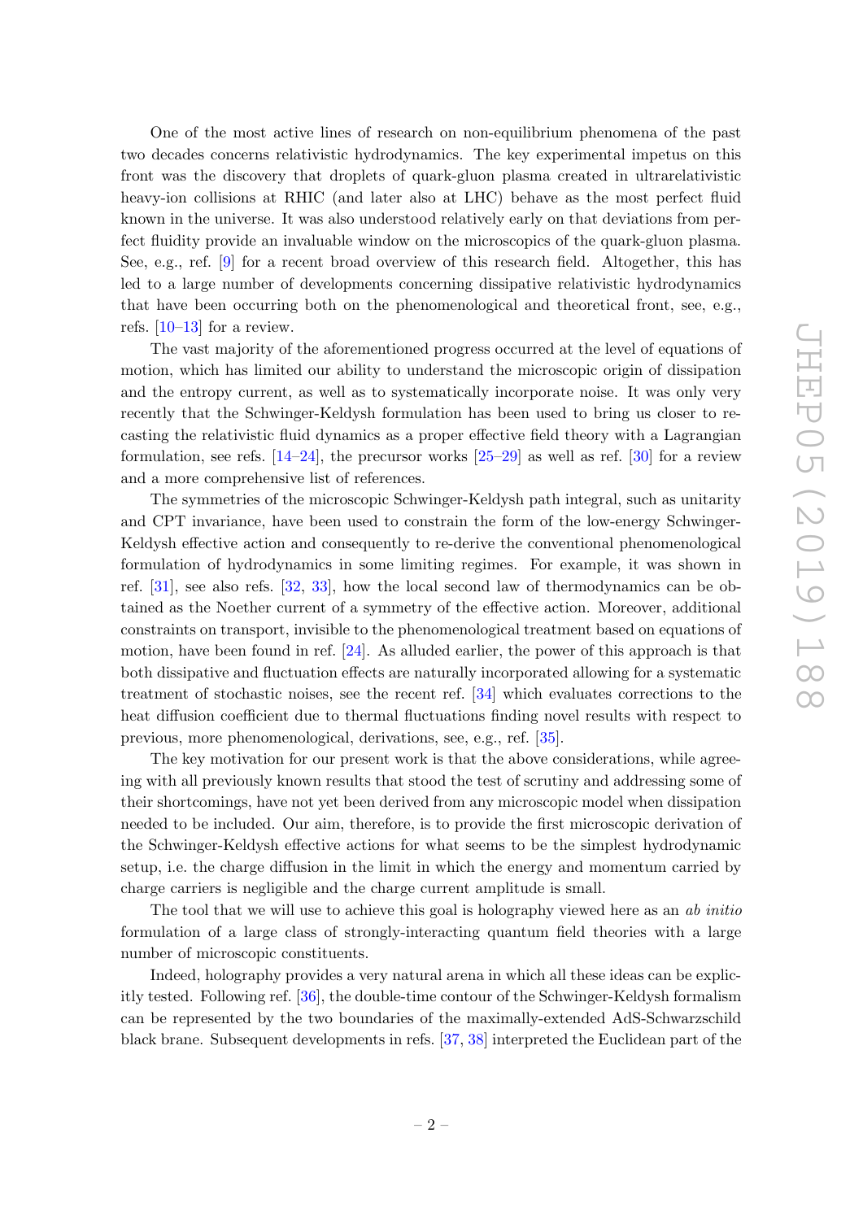One of the most active lines of research on non-equilibrium phenomena of the past two decades concerns relativistic hydrodynamics. The key experimental impetus on this front was the discovery that droplets of quark-gluon plasma created in ultrarelativistic heavy-ion collisions at RHIC (and later also at LHC) behave as the most perfect fluid known in the universe. It was also understood relatively early on that deviations from perfect fluidity provide an invaluable window on the microscopics of the quark-gluon plasma. See, e.g., ref. [9] for a recent broad overview of this research field. Altogether, this has led to a large number of developments concerning dissipative relativistic hydrodynamics that have been occurring both on the phenomenological and theoretical front, see, e.g., refs. [10–13] for a review.

The vast majority of the aforementioned progress occurred at the level of equations of motion, which has limited our ability to understand the microscopic origin of dissipation and the entropy current, as well as to systematically incorporate noise. It was only very recently that the Schwinger-Keldysh formulation has been used to bring us closer to recasting the relativistic fluid dynamics as a proper effective field theory with a Lagrangian formulation, see refs. [14–24], the precursor works [25–29] as well as ref. [30] for a review and a more comprehensive list of references.

The symmetries of the microscopic Schwinger-Keldysh path integral, such as unitarity and CPT invariance, have been used to constrain the form of the low-energy Schwinger-Keldysh effective action and consequently to re-derive the conventional phenomenological formulation of hydrodynamics in some limiting regimes. For example, it was shown in ref. [31], see also refs. [32, 33], how the local second law of thermodynamics can be obtained as the Noether current of a symmetry of the effective action. Moreover, additional constraints on transport, invisible to the phenomenological treatment based on equations of motion, have been found in ref. [24]. As alluded earlier, the power of this approach is that both dissipative and fluctuation effects are naturally incorporated allowing for a systematic treatment of stochastic noises, see the recent ref. [34] which evaluates corrections to the heat diffusion coefficient due to thermal fluctuations finding novel results with respect to previous, more phenomenological, derivations, see, e.g., ref. [35].

The key motivation for our present work is that the above considerations, while agreeing with all previously known results that stood the test of scrutiny and addressing some of their shortcomings, have not yet been derived from any microscopic model when dissipation needed to be included. Our aim, therefore, is to provide the first microscopic derivation of the Schwinger-Keldysh effective actions for what seems to be the simplest hydrodynamic setup, i.e. the charge diffusion in the limit in which the energy and momentum carried by charge carriers is negligible and the charge current amplitude is small.

The tool that we will use to achieve this goal is holography viewed here as an *ab initio* formulation of a large class of strongly-interacting quantum field theories with a large number of microscopic constituents.

Indeed, holography provides a very natural arena in which all these ideas can be explicitly tested. Following ref. [36], the double-time contour of the Schwinger-Keldysh formalism can be represented by the two boundaries of the maximally-extended AdS-Schwarzschild black brane. Subsequent developments in refs. [37, 38] interpreted the Euclidean part of the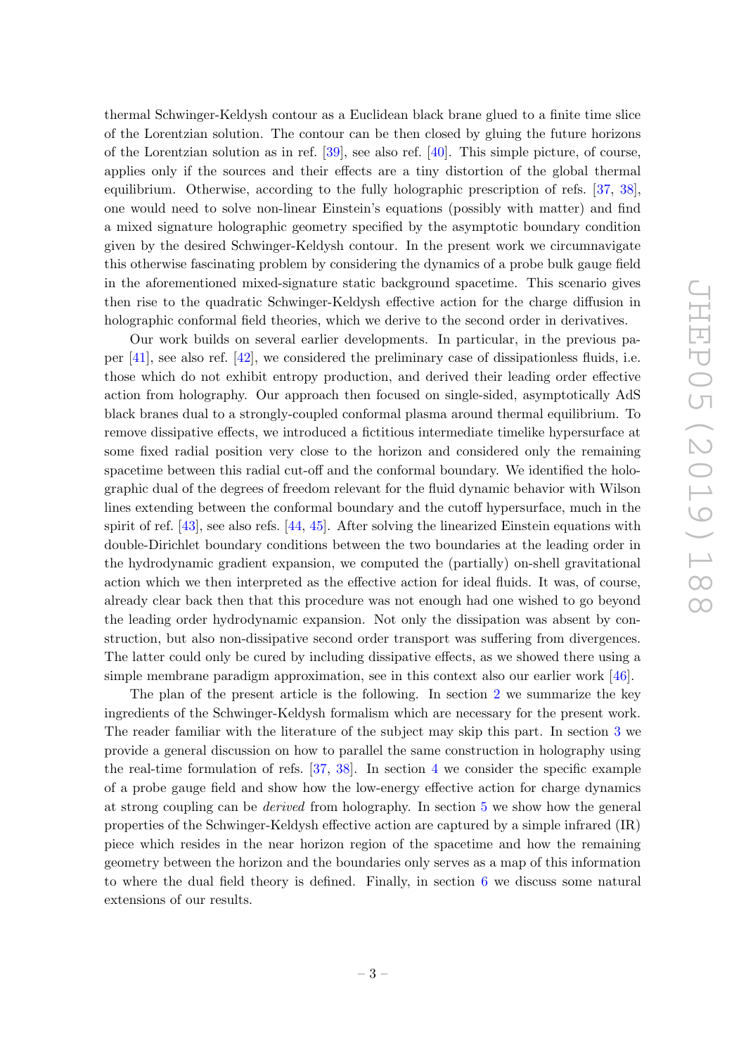thermal Schwinger-Keldysh contour as a Euclidean black brane glued to a finite time slice of the Lorentzian solution. The contour can be then closed by gluing the future horizons of the Lorentzian solution as in ref. [39], see also ref. [40]. This simple picture, of course, applies only if the sources and their effects are a tiny distortion of the global thermal equilibrium. Otherwise, according to the fully holographic prescription of refs. [37, 38], one would need to solve non-linear Einstein's equations (possibly with matter) and find a mixed signature holographic geometry specified by the asymptotic boundary condition given by the desired Schwinger-Keldysh contour. In the present work we circumnavigate this otherwise fascinating problem by considering the dynamics of a probe bulk gauge field in the aforementioned mixed-signature static background spacetime. This scenario gives then rise to the quadratic Schwinger-Keldysh effective action for the charge diffusion in holographic conformal field theories, which we derive to the second order in derivatives.

Our work builds on several earlier developments. In particular, in the previous paper [41], see also ref. [42], we considered the preliminary case of dissipationless fluids, i.e. those which do not exhibit entropy production, and derived their leading order effective action from holography. Our approach then focused on single-sided, asymptotically AdS black branes dual to a strongly-coupled conformal plasma around thermal equilibrium. To remove dissipative effects, we introduced a fictitious intermediate timelike hypersurface at some fixed radial position very close to the horizon and considered only the remaining spacetime between this radial cut-off and the conformal boundary. We identified the holographic dual of the degrees of freedom relevant for the fluid dynamic behavior with Wilson lines extending between the conformal boundary and the cutoff hypersurface, much in the spirit of ref. [43], see also refs. [44, 45]. After solving the linearized Einstein equations with double-Dirichlet boundary conditions between the two boundaries at the leading order in the hydrodynamic gradient expansion, we computed the (partially) on-shell gravitational action which we then interpreted as the effective action for ideal fluids. It was, of course, already clear back then that this procedure was not enough had one wished to go beyond the leading order hydrodynamic expansion. Not only the dissipation was absent by construction, but also non-dissipative second order transport was suffering from divergences. The latter could only be cured by including dissipative effects, as we showed there using a simple membrane paradigm approximation, see in this context also our earlier work [46].

The plan of the present article is the following. In section 2 we summarize the key ingredients of the Schwinger-Keldysh formalism which are necessary for the present work. The reader familiar with the literature of the subject may skip this part. In section 3 we provide a general discussion on how to parallel the same construction in holography using the real-time formulation of refs. [37, 38]. In section 4 we consider the specific example of a probe gauge field and show how the low-energy effective action for charge dynamics at strong coupling can be *derived* from holography. In section 5 we show how the general properties of the Schwinger-Keldysh effective action are captured by a simple infrared (IR) piece which resides in the near horizon region of the spacetime and how the remaining geometry between the horizon and the boundaries only serves as a map of this information to where the dual field theory is defined. Finally, in section 6 we discuss some natural extensions of our results.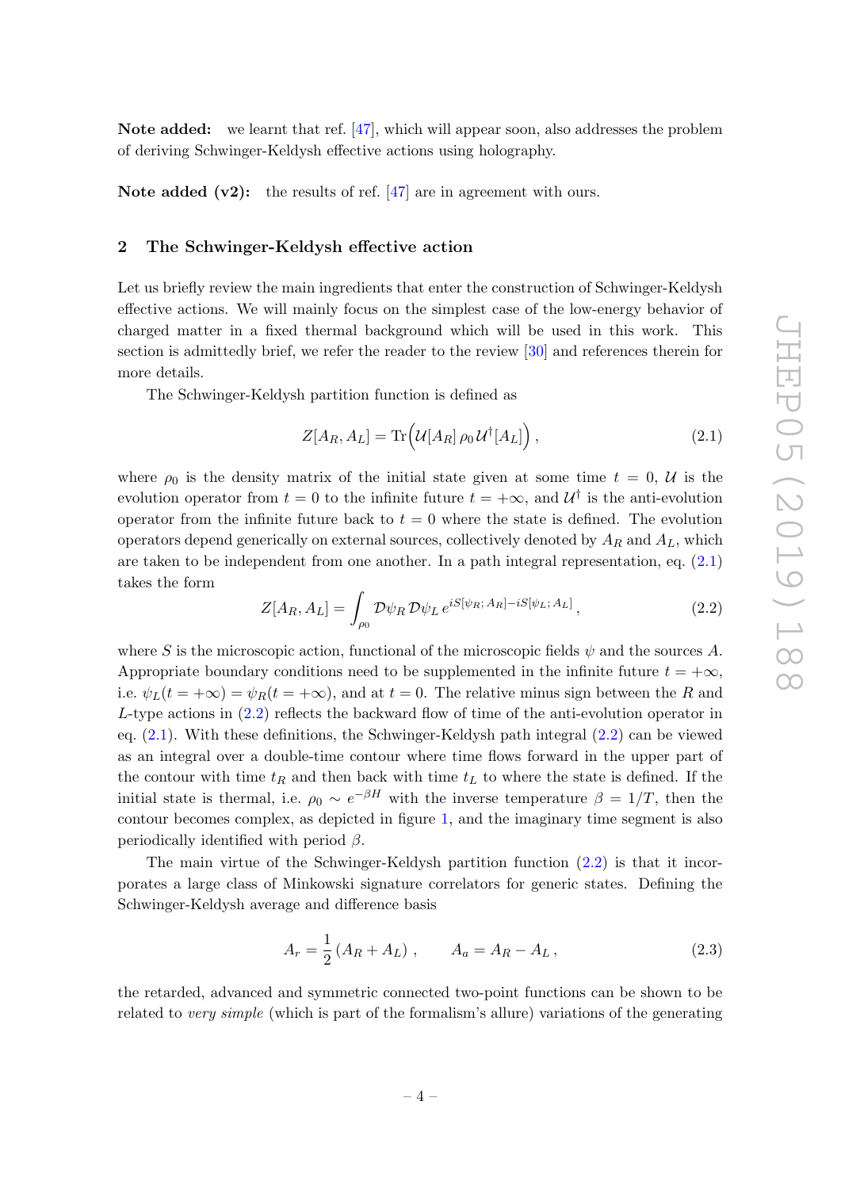**Note added:** we learnt that ref. [47], which will appear soon, also addresses the problem of deriving Schwinger-Keldysh effective actions using holography.

**Note added (v2):** the results of ref. [47] are in agreement with ours.

## 2 The Schwinger-Keldysh effective action

Let us briefly review the main ingredients that enter the construction of Schwinger-Keldysh effective actions. We will mainly focus on the simplest case of the low-energy behavior of charged matter in a fixed thermal background which will be used in this work. This section is admittedly brief, we refer the reader to the review [30] and references therein for more details.

The Schwinger-Keldysh partition function is defined as

$$Z[A_R, A_L] = \mathrm{Tr}\Big(\mathcal{U}[A_R]\,\rho_0\,\mathcal{U}^\dagger[A_L]\Big)\,, \tag{2.1}$$

where $\rho_0$ is the density matrix of the initial state given at some time $t = 0$, $\mathcal{U}$ is the evolution operator from $t = 0$ to the infinite future $t = +\infty$, and $\mathcal{U}^\dagger$ is the anti-evolution operator from the infinite future back to $t = 0$ where the state is defined. The evolution operators depend generically on external sources, collectively denoted by $A_R$ and $A_L$, which are taken to be independent from one another. In a path integral representation, eq. (2.1) takes the form

$$Z[A_R, A_L] = \int_{\rho_0} \mathcal{D}\psi_R\,\mathcal{D}\psi_L\, e^{iS[\psi_R;\,A_R]-iS[\psi_L;\,A_L]}\,, \tag{2.2}$$

where $S$ is the microscopic action, functional of the microscopic fields $\psi$ and the sources $A$. Appropriate boundary conditions need to be supplemented in the infinite future $t = +\infty$, i.e. $\psi_L(t = +\infty) = \psi_R(t = +\infty)$, and at $t = 0$. The relative minus sign between the $R$ and $L$-type actions in (2.2) reflects the backward flow of time of the anti-evolution operator in eq. (2.1). With these definitions, the Schwinger-Keldysh path integral (2.2) can be viewed as an integral over a double-time contour where time flows forward in the upper part of the contour with time $t_R$ and then back with time $t_L$ to where the state is defined. If the initial state is thermal, i.e. $\rho_0 \sim e^{-\beta H}$ with the inverse temperature $\beta = 1/T$, then the contour becomes complex, as depicted in figure 1, and the imaginary time segment is also periodically identified with period $\beta$.

The main virtue of the Schwinger-Keldysh partition function (2.2) is that it incorporates a large class of Minkowski signature correlators for generic states. Defining the Schwinger-Keldysh average and difference basis

$$A_r = \frac{1}{2}\left(A_R + A_L\right)\,, \qquad A_a = A_R - A_L\,, \tag{2.3}$$

the retarded, advanced and symmetric connected two-point functions can be shown to be related to *very simple* (which is part of the formalism's allure) variations of the generating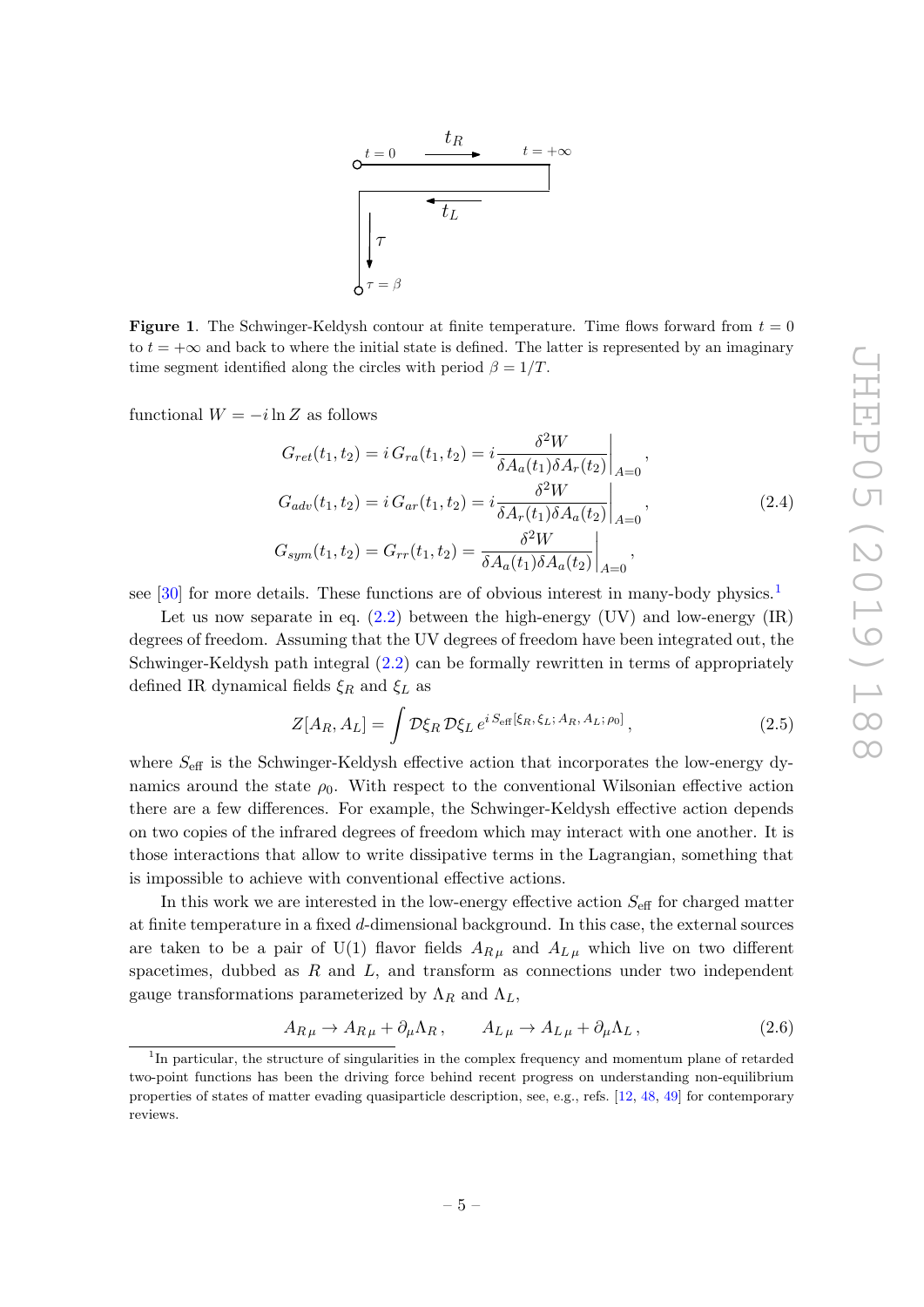**Figure 1**. The Schwinger-Keldysh contour at finite temperature. Time flows forward from $t = 0$ to $t = +\infty$ and back to where the initial state is defined. The latter is represented by an imaginary time segment identified along the circles with period $\beta = 1/T$.

functional $W = -i \ln Z$ as follows

$$
\begin{aligned}
G_{ret}(t_1, t_2) &= i\, G_{ra}(t_1, t_2) = i \frac{\delta^2 W}{\delta A_a(t_1) \delta A_r(t_2)}\bigg|_{A=0}, \\
G_{adv}(t_1, t_2) &= i\, G_{ar}(t_1, t_2) = i \frac{\delta^2 W}{\delta A_r(t_1) \delta A_a(t_2)}\bigg|_{A=0}, \\
G_{sym}(t_1, t_2) &= G_{rr}(t_1, t_2) = \frac{\delta^2 W}{\delta A_a(t_1) \delta A_a(t_2)}\bigg|_{A=0},
\end{aligned}
\tag{2.4}
$$

see [30] for more details. These functions are of obvious interest in many-body physics.[1]

Let us now separate in eq. (2.2) between the high-energy (UV) and low-energy (IR) degrees of freedom. Assuming that the UV degrees of freedom have been integrated out, the Schwinger-Keldysh path integral (2.2) can be formally rewritten in terms of appropriately defined IR dynamical fields $\xi_R$ and $\xi_L$ as

$$
Z[A_R, A_L] = \int \mathcal{D}\xi_R\, \mathcal{D}\xi_L\, e^{i\, S_{\text{eff}}[\xi_R, \xi_L; A_R, A_L; \rho_0]}, \tag{2.5}
$$

where $S_{\text{eff}}$ is the Schwinger-Keldysh effective action that incorporates the low-energy dynamics around the state $\rho_0$. With respect to the conventional Wilsonian effective action there are a few differences. For example, the Schwinger-Keldysh effective action depends on two copies of the infrared degrees of freedom which may interact with one another. It is those interactions that allow to write dissipative terms in the Lagrangian, something that is impossible to achieve with conventional effective actions.

In this work we are interested in the low-energy effective action $S_{\text{eff}}$ for charged matter at finite temperature in a fixed $d$-dimensional background. In this case, the external sources are taken to be a pair of U(1) flavor fields $A_{R\,\mu}$ and $A_{L\,\mu}$ which live on two different spacetimes, dubbed as $R$ and $L$, and transform as connections under two independent gauge transformations parameterized by $\Lambda_R$ and $\Lambda_L$,

$$
A_{R\,\mu} \to A_{R\,\mu} + \partial_\mu \Lambda_R\,, \qquad A_{L\,\mu} \to A_{L\,\mu} + \partial_\mu \Lambda_L\,, \tag{2.6}
$$

[1] In particular, the structure of singularities in the complex frequency and momentum plane of retarded two-point functions has been the driving force behind recent progress on understanding non-equilibrium properties of states of matter evading quasiparticle description, see, e.g., refs. [12, 48, 49] for contemporary reviews.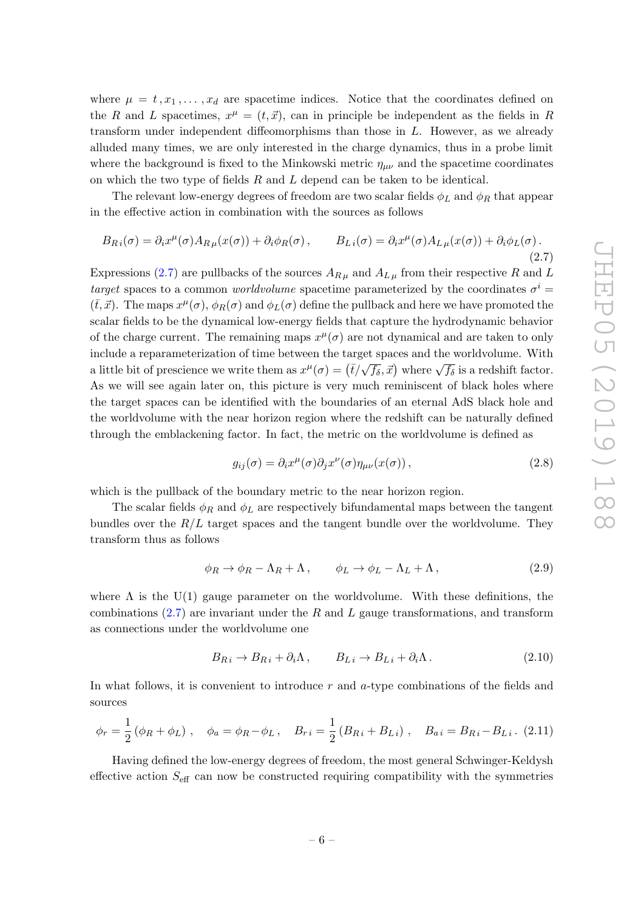where $\mu = t, x_1, \ldots, x_d$ are spacetime indices. Notice that the coordinates defined on the $R$ and $L$ spacetimes, $x^\mu = (t, \vec{x})$, can in principle be independent as the fields in $R$ transform under independent diffeomorphisms than those in $L$. However, as we already alluded many times, we are only interested in the charge dynamics, thus in a probe limit where the background is fixed to the Minkowski metric $\eta_{\mu\nu}$ and the spacetime coordinates on which the two type of fields $R$ and $L$ depend can be taken to be identical.

The relevant low-energy degrees of freedom are two scalar fields $\phi_L$ and $\phi_R$ that appear in the effective action in combination with the sources as follows

$$
B_{R\,i}(\sigma) = \partial_i x^\mu(\sigma) A_{R\,\mu}(x(\sigma)) + \partial_i \phi_R(\sigma) \,, \qquad B_{L\,i}(\sigma) = \partial_i x^\mu(\sigma) A_{L\,\mu}(x(\sigma)) + \partial_i \phi_L(\sigma) \,. \tag{2.7}
$$

Expressions (2.7) are pullbacks of the sources $A_{R\,\mu}$ and $A_{L\,\mu}$ from their respective $R$ and $L$ *target* spaces to a common *worldvolume* spacetime parameterized by the coordinates $\sigma^i = (\bar{t}, \vec{x})$. The maps $x^\mu(\sigma)$, $\phi_R(\sigma)$ and $\phi_L(\sigma)$ define the pullback and here we have promoted the scalar fields to be the dynamical low-energy fields that capture the hydrodynamic behavior of the charge current. The remaining maps $x^\mu(\sigma)$ are not dynamical and are taken to only include a reparameterization of time between the target spaces and the worldvolume. With a little bit of prescience we write them as $x^\mu(\sigma) = \left(\bar{t}/\sqrt{f_\delta}, \vec{x}\right)$ where $\sqrt{f_\delta}$ is a redshift factor. As we will see again later on, this picture is very much reminiscent of black holes where the target spaces can be identified with the boundaries of an eternal AdS black hole and the worldvolume with the near horizon region where the redshift can be naturally defined through the emblackening factor. In fact, the metric on the worldvolume is defined as

$$
g_{ij}(\sigma) = \partial_i x^\mu(\sigma) \partial_j x^\nu(\sigma) \eta_{\mu\nu}(x(\sigma)) \,, \tag{2.8}
$$

which is the pullback of the boundary metric to the near horizon region.

The scalar fields $\phi_R$ and $\phi_L$ are respectively bifundamental maps between the tangent bundles over the $R/L$ target spaces and the tangent bundle over the worldvolume. They transform thus as follows

$$
\phi_R \to \phi_R - \Lambda_R + \Lambda \,, \qquad \phi_L \to \phi_L - \Lambda_L + \Lambda \,, \tag{2.9}
$$

where $\Lambda$ is the U(1) gauge parameter on the worldvolume. With these definitions, the combinations (2.7) are invariant under the $R$ and $L$ gauge transformations, and transform as connections under the worldvolume one

$$
B_{R\,i} \to B_{R\,i} + \partial_i \Lambda \,, \qquad B_{L\,i} \to B_{L\,i} + \partial_i \Lambda \,. \tag{2.10}
$$

In what follows, it is convenient to introduce $r$ and $a$-type combinations of the fields and sources

$$
\phi_r = \frac{1}{2}\left(\phi_R + \phi_L\right) \,, \quad \phi_a = \phi_R - \phi_L \,, \quad B_{r\,i} = \frac{1}{2}\left(B_{R\,i} + B_{L\,i}\right) \,, \quad B_{a\,i} = B_{R\,i} - B_{L\,i} \,. \tag{2.11}
$$

Having defined the low-energy degrees of freedom, the most general Schwinger-Keldysh effective action $S_{\text{eff}}$ can now be constructed requiring compatibility with the symmetries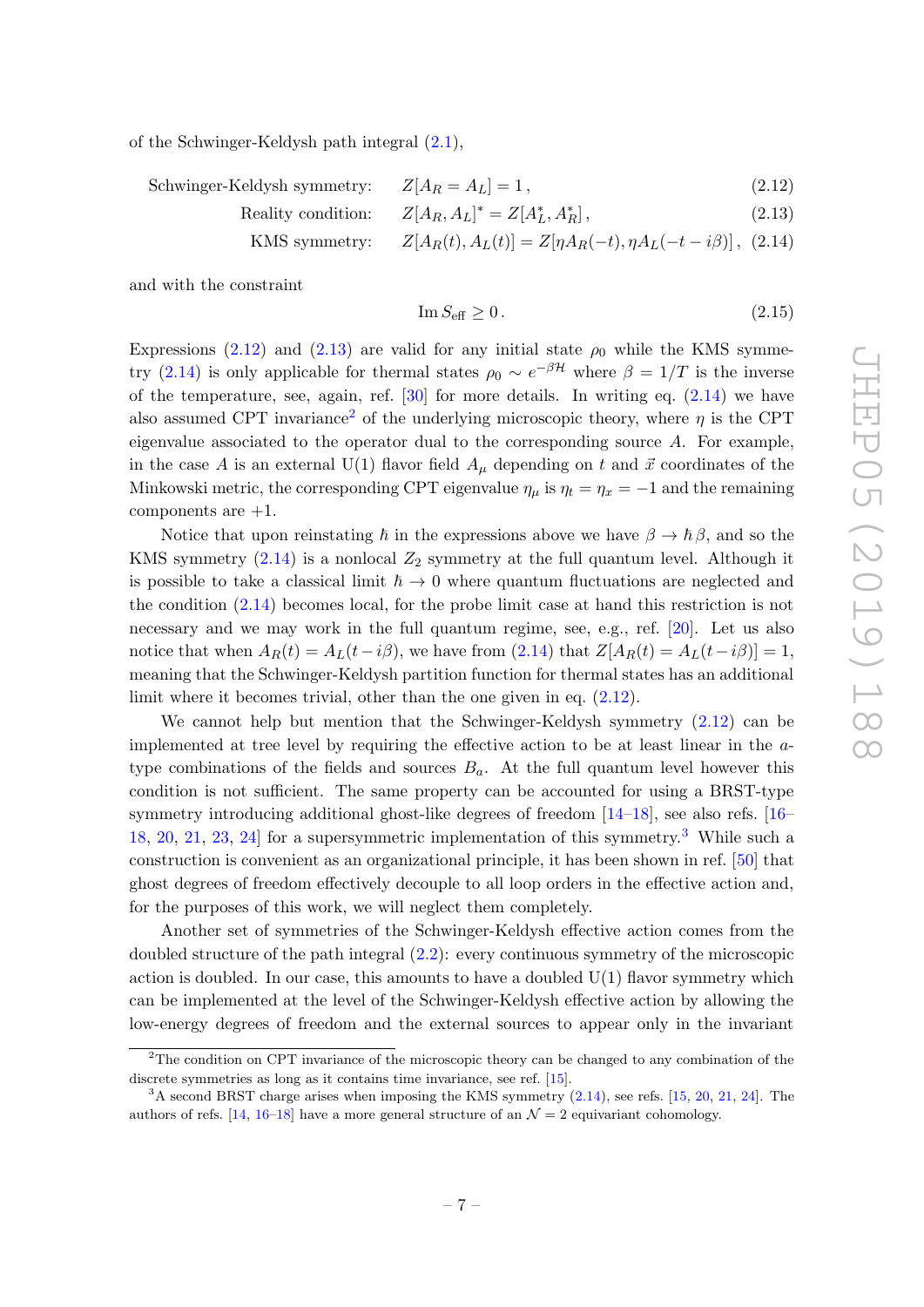of the Schwinger-Keldysh path integral (2.1),

$$\text{Schwinger-Keldysh symmetry:} \quad Z[A_R = A_L] = 1\,, \tag{2.12}$$

$$\text{Reality condition:} \quad Z[A_R, A_L]^* = Z[A_L^*, A_R^*]\,, \tag{2.13}$$

$$\text{KMS symmetry:} \quad Z[A_R(t), A_L(t)] = Z[\eta A_R(-t), \eta A_L(-t - i\beta)]\,, \tag{2.14}$$

and with the constraint

$$\mathrm{Im}\, S_{\text{eff}} \geq 0\,. \tag{2.15}$$

Expressions (2.12) and (2.13) are valid for any initial state $\rho_0$ while the KMS symmetry (2.14) is only applicable for thermal states $\rho_0 \sim e^{-\beta \mathcal{H}}$ where $\beta = 1/T$ is the inverse of the temperature, see, again, ref. [30] for more details. In writing eq. (2.14) we have also assumed CPT invariance[2] of the underlying microscopic theory, where $\eta$ is the CPT eigenvalue associated to the operator dual to the corresponding source $A$. For example, in the case $A$ is an external U(1) flavor field $A_\mu$ depending on $t$ and $\vec{x}$ coordinates of the Minkowski metric, the corresponding CPT eigenvalue $\eta_\mu$ is $\eta_t = \eta_x = -1$ and the remaining components are $+1$.

Notice that upon reinstating $\hbar$ in the expressions above we have $\beta \to \hbar\,\beta$, and so the KMS symmetry (2.14) is a nonlocal $Z_2$ symmetry at the full quantum level. Although it is possible to take a classical limit $\hbar \to 0$ where quantum fluctuations are neglected and the condition (2.14) becomes local, for the probe limit case at hand this restriction is not necessary and we may work in the full quantum regime, see, e.g., ref. [20]. Let us also notice that when $A_R(t) = A_L(t - i\beta)$, we have from (2.14) that $Z[A_R(t) = A_L(t - i\beta)] = 1$, meaning that the Schwinger-Keldysh partition function for thermal states has an additional limit where it becomes trivial, other than the one given in eq. (2.12).

We cannot help but mention that the Schwinger-Keldysh symmetry (2.12) can be implemented at tree level by requiring the effective action to be at least linear in the $a$-type combinations of the fields and sources $B_a$. At the full quantum level however this condition is not sufficient. The same property can be accounted for using a BRST-type symmetry introducing additional ghost-like degrees of freedom [14–18], see also refs. [16–18, 20, 21, 23, 24] for a supersymmetric implementation of this symmetry.[3] While such a construction is convenient as an organizational principle, it has been shown in ref. [50] that ghost degrees of freedom effectively decouple to all loop orders in the effective action and, for the purposes of this work, we will neglect them completely.

Another set of symmetries of the Schwinger-Keldysh effective action comes from the doubled structure of the path integral (2.2): every continuous symmetry of the microscopic action is doubled. In our case, this amounts to have a doubled U(1) flavor symmetry which can be implemented at the level of the Schwinger-Keldysh effective action by allowing the low-energy degrees of freedom and the external sources to appear only in the invariant

---

[2] The condition on CPT invariance of the microscopic theory can be changed to any combination of the discrete symmetries as long as it contains time invariance, see ref. [15].

[3] A second BRST charge arises when imposing the KMS symmetry (2.14), see refs. [15, 20, 21, 24]. The authors of refs. [14, 16–18] have a more general structure of an $\mathcal{N} = 2$ equivariant cohomology.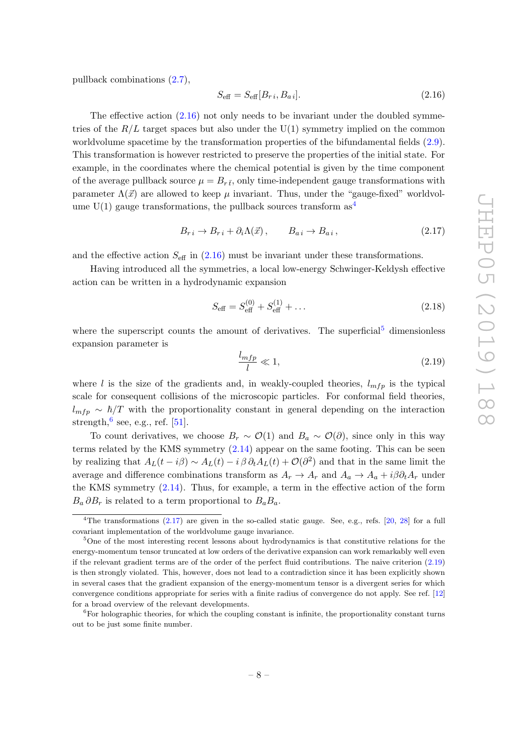pullback combinations (2.7),

$$S_{\text{eff}} = S_{\text{eff}}[B_{r\,i}, B_{a\,i}]. \tag{2.16}$$

The effective action (2.16) not only needs to be invariant under the doubled symmetries of the $R/L$ target spaces but also under the U(1) symmetry implied on the common worldvolume spacetime by the transformation properties of the bifundamental fields (2.9). This transformation is however restricted to preserve the properties of the initial state. For example, in the coordinates where the chemical potential is given by the time component of the average pullback source $\mu = B_{r\,\bar{t}}$, only time-independent gauge transformations with parameter $\Lambda(\vec{x})$ are allowed to keep $\mu$ invariant. Thus, under the "gauge-fixed" worldvolume U(1) gauge transformations, the pullback sources transform as[4]

$$B_{r\,i} \to B_{r\,i} + \partial_i \Lambda(\vec{x}) \,, \qquad B_{a\,i} \to B_{a\,i} \,, \tag{2.17}$$

and the effective action $S_{\text{eff}}$ in (2.16) must be invariant under these transformations.

Having introduced all the symmetries, a local low-energy Schwinger-Keldysh effective action can be written in a hydrodynamic expansion

$$S_{\text{eff}} = S_{\text{eff}}^{(0)} + S_{\text{eff}}^{(1)} + \ldots \tag{2.18}$$

where the superscript counts the amount of derivatives. The superficial[5] dimensionless expansion parameter is

$$\frac{l_{mfp}}{l} \ll 1, \tag{2.19}$$

where $l$ is the size of the gradients and, in weakly-coupled theories, $l_{mfp}$ is the typical scale for consequent collisions of the microscopic particles. For conformal field theories, $l_{mfp} \sim \hbar/T$ with the proportionality constant in general depending on the interaction strength,[6] see, e.g., ref. [51].

To count derivatives, we choose $B_r \sim \mathcal{O}(1)$ and $B_a \sim \mathcal{O}(\partial)$, since only in this way terms related by the KMS symmetry (2.14) appear on the same footing. This can be seen by realizing that $A_L(t - i\beta) \sim A_L(t) - i\,\beta\,\partial_t A_L(t) + \mathcal{O}(\partial^2)$ and that in the same limit the average and difference combinations transform as $A_r \to A_r$ and $A_a \to A_a + i\beta\partial_t A_r$ under the KMS symmetry (2.14). Thus, for example, a term in the effective action of the form $B_a\,\partial B_r$ is related to a term proportional to $B_a B_a$.

---

[4] The transformations (2.17) are given in the so-called static gauge. See, e.g., refs. [20, 28] for a full covariant implementation of the worldvolume gauge invariance.

[5] One of the most interesting recent lessons about hydrodynamics is that constitutive relations for the energy-momentum tensor truncated at low orders of the derivative expansion can work remarkably well even if the relevant gradient terms are of the order of the perfect fluid contributions. The naive criterion (2.19) is then strongly violated. This, however, does not lead to a contradiction since it has been explicitly shown in several cases that the gradient expansion of the energy-momentum tensor is a divergent series for which convergence conditions appropriate for series with a finite radius of convergence do not apply. See ref. [12] for a broad overview of the relevant developments.

[6] For holographic theories, for which the coupling constant is infinite, the proportionality constant turns out to be just some finite number.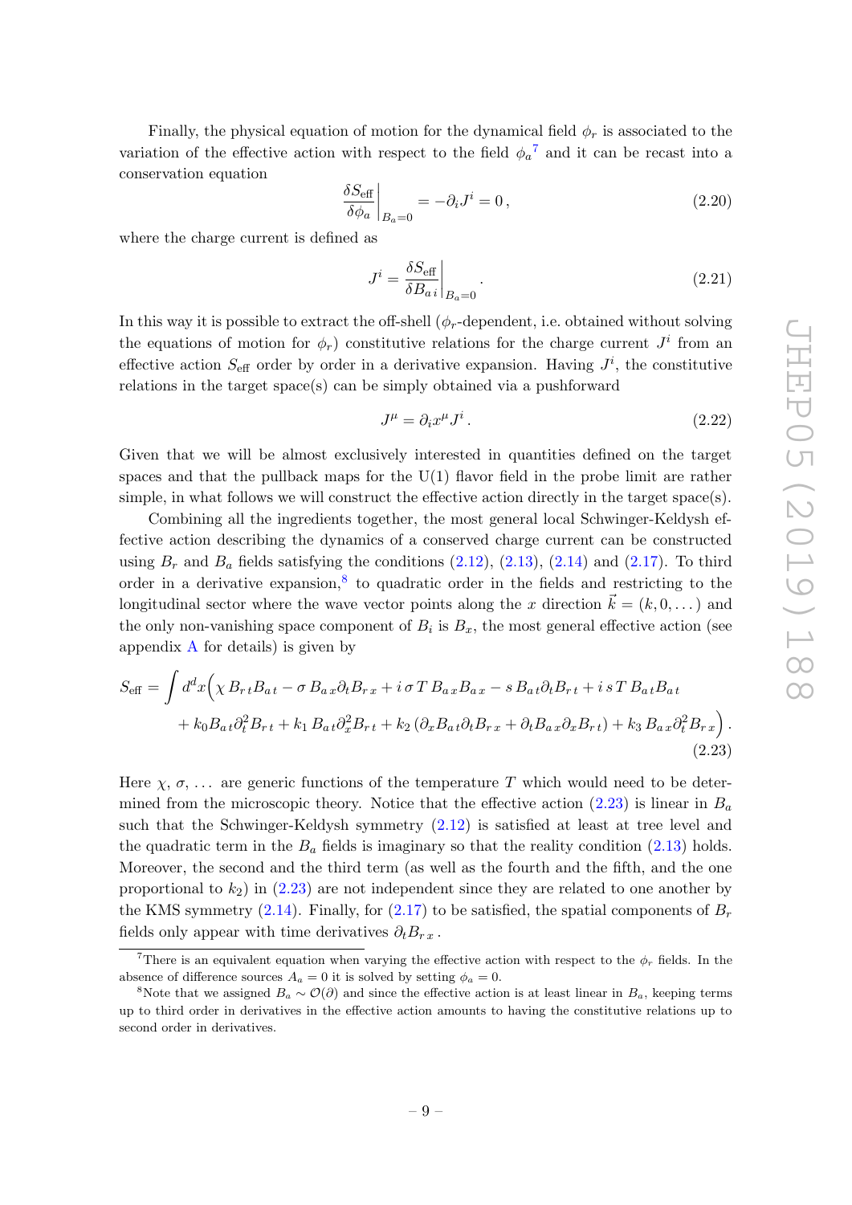Finally, the physical equation of motion for the dynamical field $\phi_r$ is associated to the variation of the effective action with respect to the field $\phi_a$[7] and it can be recast into a conservation equation

$$\left.\frac{\delta S_{\text{eff}}}{\delta \phi_a}\right|_{B_a=0} = -\partial_i J^i = 0\,, \tag{2.20}$$

where the charge current is defined as

$$J^i = \left.\frac{\delta S_{\text{eff}}}{\delta B_{a\,i}}\right|_{B_a=0}. \tag{2.21}$$

In this way it is possible to extract the off-shell ($\phi_r$-dependent, i.e. obtained without solving the equations of motion for $\phi_r$) constitutive relations for the charge current $J^i$ from an effective action $S_{\text{eff}}$ order by order in a derivative expansion. Having $J^i$, the constitutive relations in the target space(s) can be simply obtained via a pushforward

$$J^\mu = \partial_i x^\mu J^i\,. \tag{2.22}$$

Given that we will be almost exclusively interested in quantities defined on the target spaces and that the pullback maps for the U(1) flavor field in the probe limit are rather simple, in what follows we will construct the effective action directly in the target space(s).

Combining all the ingredients together, the most general local Schwinger-Keldysh effective action describing the dynamics of a conserved charge current can be constructed using $B_r$ and $B_a$ fields satisfying the conditions (2.12), (2.13), (2.14) and (2.17). To third order in a derivative expansion,[8] to quadratic order in the fields and restricting to the longitudinal sector where the wave vector points along the $x$ direction $\vec{k} = (k, 0, \dots)$ and the only non-vanishing space component of $B_i$ is $B_x$, the most general effective action (see appendix A for details) is given by

$$\begin{aligned}S_{\text{eff}} = \int d^d x\Big(&\chi\, B_{r\,t} B_{a\,t} - \sigma\, B_{a\,x}\partial_t B_{r\,x} + i\,\sigma\, T\, B_{a\,x} B_{a\,x} - s\, B_{a\,t}\partial_t B_{r\,t} + i\, s\, T\, B_{a\,t} B_{a\,t} \\ &+ k_0 B_{a\,t}\partial_t^2 B_{r\,t} + k_1\, B_{a\,t}\partial_x^2 B_{r\,t} + k_2\left(\partial_x B_{a\,t}\partial_t B_{r\,x} + \partial_t B_{a\,x}\partial_x B_{r\,t}\right) + k_3\, B_{a\,x}\partial_t^2 B_{r\,x}\Big)\,.\end{aligned} \tag{2.23}$$

Here $\chi$, $\sigma$, ... are generic functions of the temperature $T$ which would need to be determined from the microscopic theory. Notice that the effective action (2.23) is linear in $B_a$ such that the Schwinger-Keldysh symmetry (2.12) is satisfied at least at tree level and the quadratic term in the $B_a$ fields is imaginary so that the reality condition (2.13) holds. Moreover, the second and the third term (as well as the fourth and the fifth, and the one proportional to $k_2$) in (2.23) are not independent since they are related to one another by the KMS symmetry (2.14). Finally, for (2.17) to be satisfied, the spatial components of $B_r$ fields only appear with time derivatives $\partial_t B_{r\,x}$.

[7] There is an equivalent equation when varying the effective action with respect to the $\phi_r$ fields. In the absence of difference sources $A_a = 0$ it is solved by setting $\phi_a = 0$.

[8] Note that we assigned $B_a \sim \mathcal{O}(\partial)$ and since the effective action is at least linear in $B_a$, keeping terms up to third order in derivatives in the effective action amounts to having the constitutive relations up to second order in derivatives.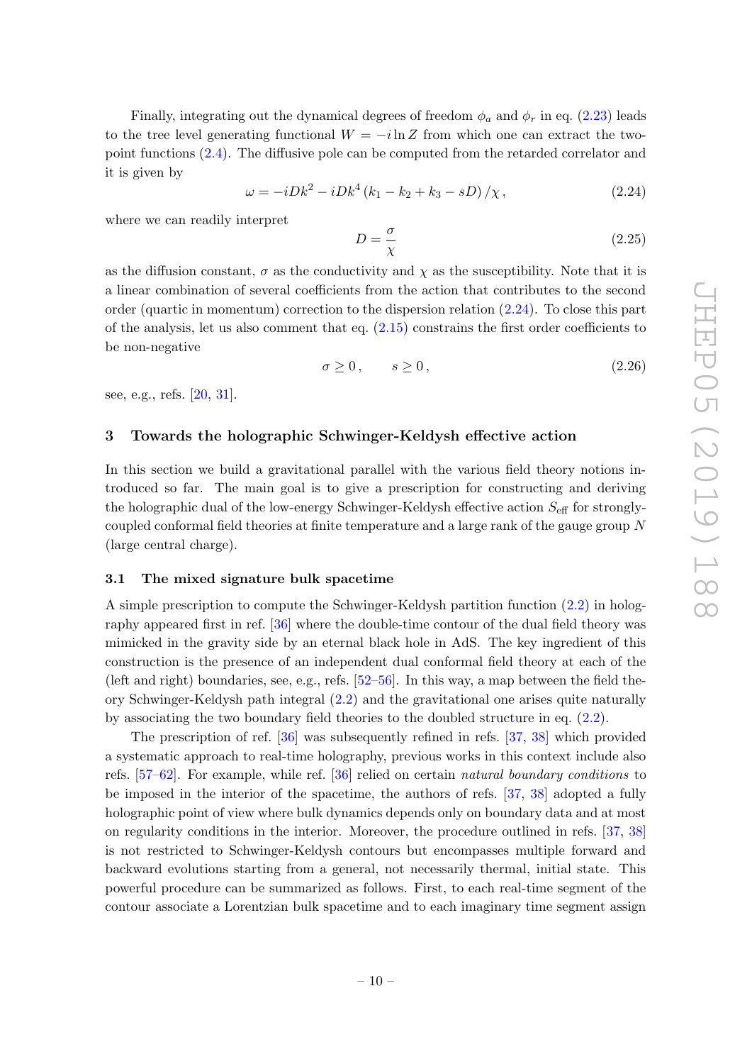Finally, integrating out the dynamical degrees of freedom $\phi_a$ and $\phi_r$ in eq. (2.23) leads to the tree level generating functional $W = -i \ln Z$ from which one can extract the two-point functions (2.4). The diffusive pole can be computed from the retarded correlator and it is given by

$$\omega = -iDk^2 - iDk^4 \left(k_1 - k_2 + k_3 - sD\right)/\chi\,, \tag{2.24}$$

where we can readily interpret

$$D = \frac{\sigma}{\chi} \tag{2.25}$$

as the diffusion constant, $\sigma$ as the conductivity and $\chi$ as the susceptibility. Note that it is a linear combination of several coefficients from the action that contributes to the second order (quartic in momentum) correction to the dispersion relation (2.24). To close this part of the analysis, let us also comment that eq. (2.15) constrains the first order coefficients to be non-negative

$$\sigma \geq 0\,, \qquad s \geq 0\,, \tag{2.26}$$

see, e.g., refs. [20, 31].

## 3 Towards the holographic Schwinger-Keldysh effective action

In this section we build a gravitational parallel with the various field theory notions introduced so far. The main goal is to give a prescription for constructing and deriving the holographic dual of the low-energy Schwinger-Keldysh effective action $S_{\text{eff}}$ for strongly-coupled conformal field theories at finite temperature and a large rank of the gauge group $N$ (large central charge).

### 3.1 The mixed signature bulk spacetime

A simple prescription to compute the Schwinger-Keldysh partition function (2.2) in holography appeared first in ref. [36] where the double-time contour of the dual field theory was mimicked in the gravity side by an eternal black hole in AdS. The key ingredient of this construction is the presence of an independent dual conformal field theory at each of the (left and right) boundaries, see, e.g., refs. [52–56]. In this way, a map between the field theory Schwinger-Keldysh path integral (2.2) and the gravitational one arises quite naturally by associating the two boundary field theories to the doubled structure in eq. (2.2).

The prescription of ref. [36] was subsequently refined in refs. [37, 38] which provided a systematic approach to real-time holography, previous works in this context include also refs. [57–62]. For example, while ref. [36] relied on certain *natural boundary conditions* to be imposed in the interior of the spacetime, the authors of refs. [37, 38] adopted a fully holographic point of view where bulk dynamics depends only on boundary data and at most on regularity conditions in the interior. Moreover, the procedure outlined in refs. [37, 38] is not restricted to Schwinger-Keldysh contours but encompasses multiple forward and backward evolutions starting from a general, not necessarily thermal, initial state. This powerful procedure can be summarized as follows. First, to each real-time segment of the contour associate a Lorentzian bulk spacetime and to each imaginary time segment assign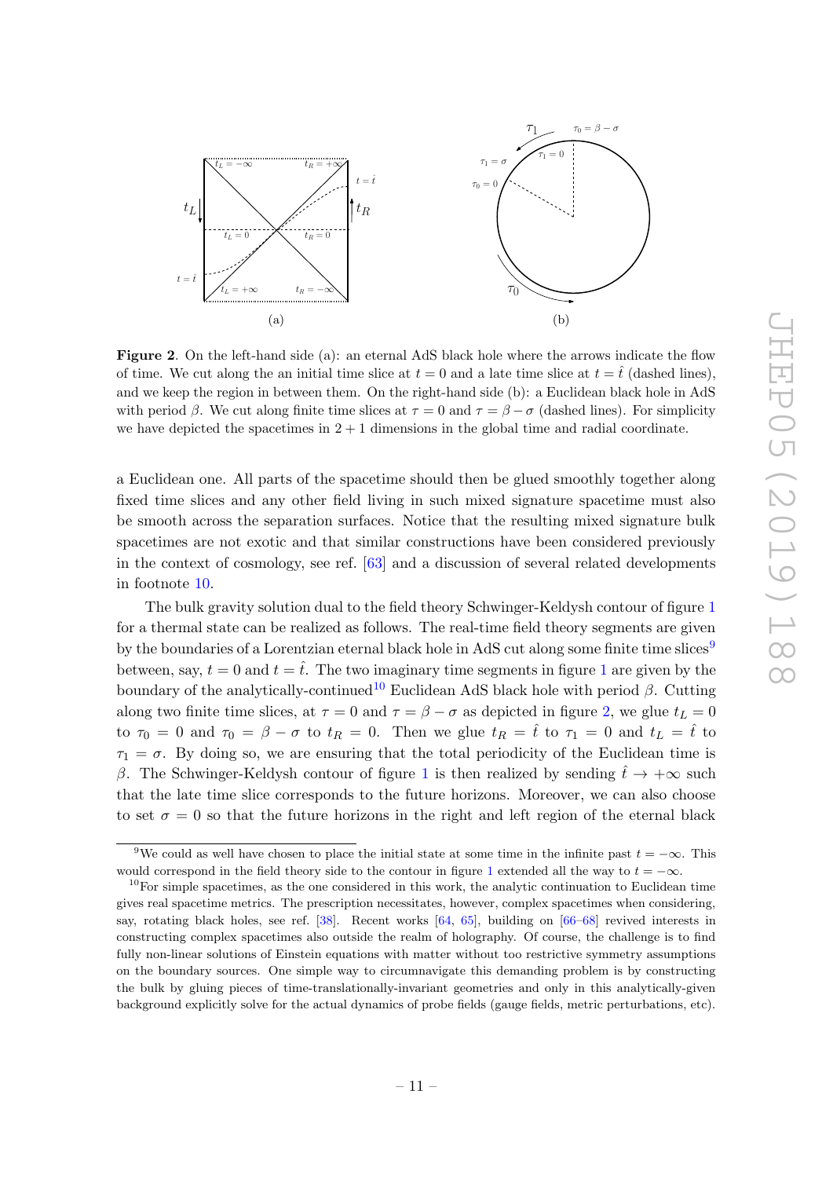**Figure 2**. On the left-hand side (a): an eternal AdS black hole where the arrows indicate the flow of time. We cut along the an initial time slice at $t = 0$ and a late time slice at $t = \hat{t}$ (dashed lines), and we keep the region in between them. On the right-hand side (b): a Euclidean black hole in AdS with period $\beta$. We cut along finite time slices at $\tau = 0$ and $\tau = \beta - \sigma$ (dashed lines). For simplicity we have depicted the spacetimes in $2 + 1$ dimensions in the global time and radial coordinate.

a Euclidean one. All parts of the spacetime should then be glued smoothly together along fixed time slices and any other field living in such mixed signature spacetime must also be smooth across the separation surfaces. Notice that the resulting mixed signature bulk spacetimes are not exotic and that similar constructions have been considered previously in the context of cosmology, see ref. [63] and a discussion of several related developments in footnote 10.

The bulk gravity solution dual to the field theory Schwinger-Keldysh contour of figure 1 for a thermal state can be realized as follows. The real-time field theory segments are given by the boundaries of a Lorentzian eternal black hole in AdS cut along some finite time slices[9] between, say, $t = 0$ and $t = \hat{t}$. The two imaginary time segments in figure 1 are given by the boundary of the analytically-continued[10] Euclidean AdS black hole with period $\beta$. Cutting along two finite time slices, at $\tau = 0$ and $\tau = \beta - \sigma$ as depicted in figure 2, we glue $t_L = 0$ to $\tau_0 = 0$ and $\tau_0 = \beta - \sigma$ to $t_R = 0$. Then we glue $t_R = \hat{t}$ to $\tau_1 = 0$ and $t_L = \hat{t}$ to $\tau_1 = \sigma$. By doing so, we are ensuring that the total periodicity of the Euclidean time is $\beta$. The Schwinger-Keldysh contour of figure 1 is then realized by sending $\hat{t} \to +\infty$ such that the late time slice corresponds to the future horizons. Moreover, we can also choose to set $\sigma = 0$ so that the future horizons in the right and left region of the eternal black

[9]We could as well have chosen to place the initial state at some time in the infinite past $t = -\infty$. This would correspond in the field theory side to the contour in figure 1 extended all the way to $t = -\infty$.

[10]For simple spacetimes, as the one considered in this work, the analytic continuation to Euclidean time gives real spacetime metrics. The prescription necessitates, however, complex spacetimes when considering, say, rotating black holes, see ref. [38]. Recent works [64, 65], building on [66–68] revived interests in constructing complex spacetimes also outside the realm of holography. Of course, the challenge is to find fully non-linear solutions of Einstein equations with matter without too restrictive symmetry assumptions on the boundary sources. One simple way to circumnavigate this demanding problem is by constructing the bulk by gluing pieces of time-translationally-invariant geometries and only in this analytically-given background explicitly solve for the actual dynamics of probe fields (gauge fields, metric perturbations, etc).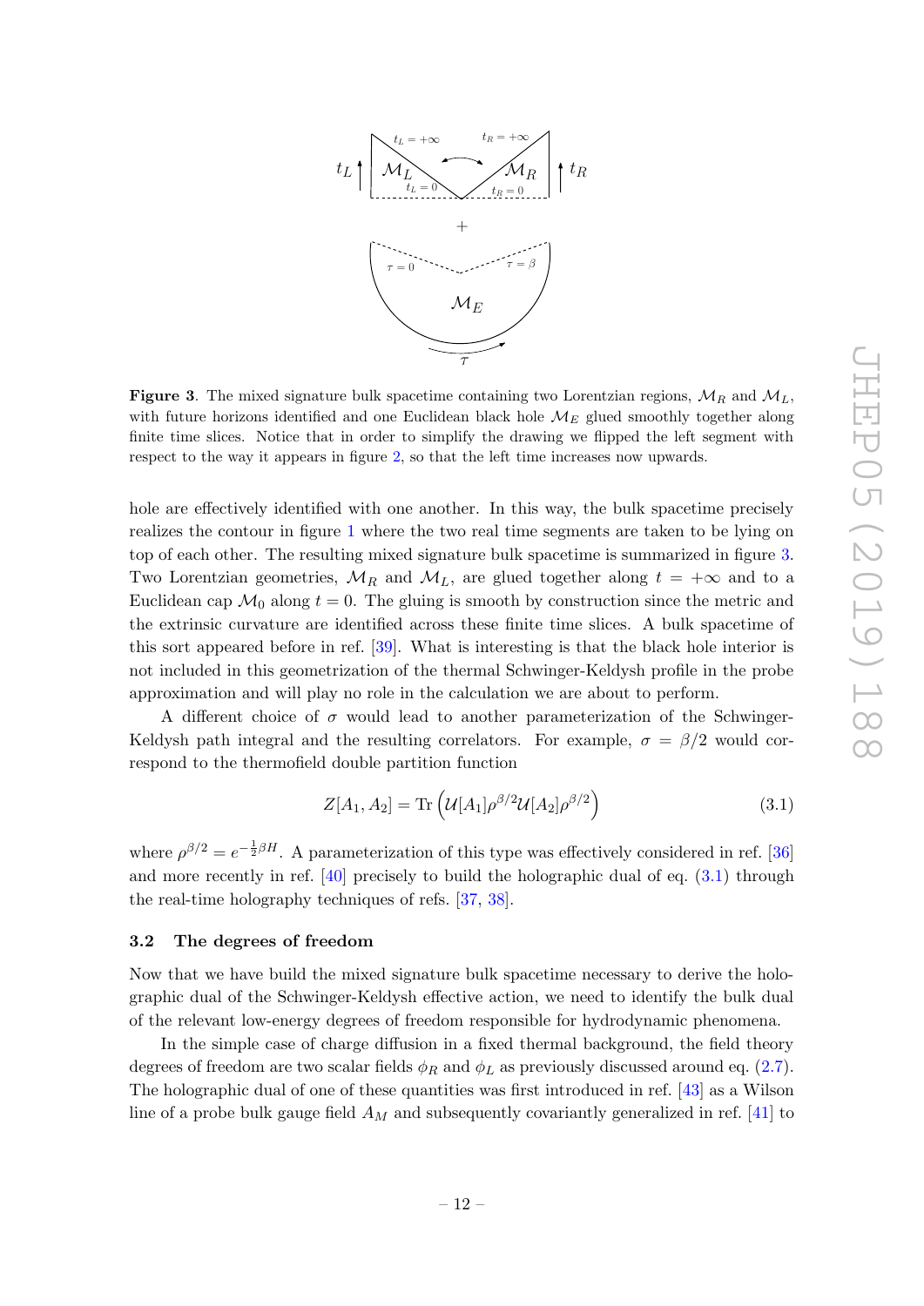**Figure 3**. The mixed signature bulk spacetime containing two Lorentzian regions, $\mathcal{M}_R$ and $\mathcal{M}_L$, with future horizons identified and one Euclidean black hole $\mathcal{M}_E$ glued smoothly together along finite time slices. Notice that in order to simplify the drawing we flipped the left segment with respect to the way it appears in figure 2, so that the left time increases now upwards.

hole are effectively identified with one another. In this way, the bulk spacetime precisely realizes the contour in figure 1 where the two real time segments are taken to be lying on top of each other. The resulting mixed signature bulk spacetime is summarized in figure 3. Two Lorentzian geometries, $\mathcal{M}_R$ and $\mathcal{M}_L$, are glued together along $t = +\infty$ and to a Euclidean cap $\mathcal{M}_0$ along $t = 0$. The gluing is smooth by construction since the metric and the extrinsic curvature are identified across these finite time slices. A bulk spacetime of this sort appeared before in ref. [39]. What is interesting is that the black hole interior is not included in this geometrization of the thermal Schwinger-Keldysh profile in the probe approximation and will play no role in the calculation we are about to perform.

A different choice of $\sigma$ would lead to another parameterization of the Schwinger-Keldysh path integral and the resulting correlators. For example, $\sigma = \beta/2$ would correspond to the thermofield double partition function

$$Z[A_1, A_2] = \mathrm{Tr}\left(\mathcal{U}[A_1]\rho^{\beta/2}\mathcal{U}[A_2]\rho^{\beta/2}\right) \tag{3.1}$$

where $\rho^{\beta/2} = e^{-\frac{1}{2}\beta H}$. A parameterization of this type was effectively considered in ref. [36] and more recently in ref. [40] precisely to build the holographic dual of eq. (3.1) through the real-time holography techniques of refs. [37, 38].

### 3.2 The degrees of freedom

Now that we have build the mixed signature bulk spacetime necessary to derive the holographic dual of the Schwinger-Keldysh effective action, we need to identify the bulk dual of the relevant low-energy degrees of freedom responsible for hydrodynamic phenomena.

In the simple case of charge diffusion in a fixed thermal background, the field theory degrees of freedom are two scalar fields $\phi_R$ and $\phi_L$ as previously discussed around eq. (2.7). The holographic dual of one of these quantities was first introduced in ref. [43] as a Wilson line of a probe bulk gauge field $A_M$ and subsequently covariantly generalized in ref. [41] to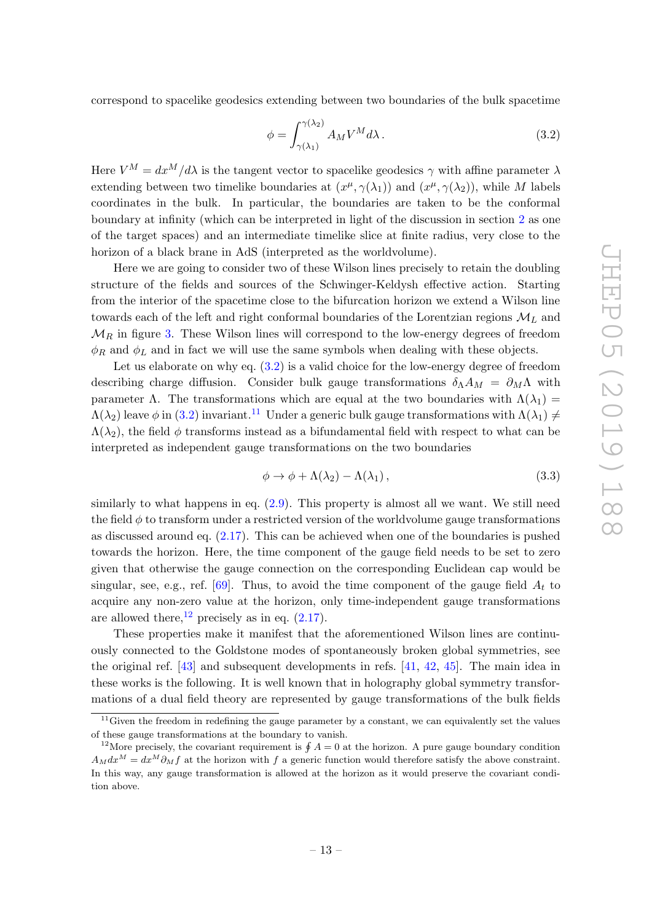correspond to spacelike geodesics extending between two boundaries of the bulk spacetime

$$
\phi = \int_{\gamma(\lambda_1)}^{\gamma(\lambda_2)} A_M V^M d\lambda \,. \tag{3.2}
$$

Here $V^M = dx^M/d\lambda$ is the tangent vector to spacelike geodesics $\gamma$ with affine parameter $\lambda$ extending between two timelike boundaries at $(x^\mu, \gamma(\lambda_1))$ and $(x^\mu, \gamma(\lambda_2))$, while $M$ labels coordinates in the bulk. In particular, the boundaries are taken to be the conformal boundary at infinity (which can be interpreted in light of the discussion in section 2 as one of the target spaces) and an intermediate timelike slice at finite radius, very close to the horizon of a black brane in AdS (interpreted as the worldvolume).

Here we are going to consider two of these Wilson lines precisely to retain the doubling structure of the fields and sources of the Schwinger-Keldysh effective action. Starting from the interior of the spacetime close to the bifurcation horizon we extend a Wilson line towards each of the left and right conformal boundaries of the Lorentzian regions $\mathcal{M}_L$ and $\mathcal{M}_R$ in figure 3. These Wilson lines will correspond to the low-energy degrees of freedom $\phi_R$ and $\phi_L$ and in fact we will use the same symbols when dealing with these objects.

Let us elaborate on why eq. (3.2) is a valid choice for the low-energy degree of freedom describing charge diffusion. Consider bulk gauge transformations $\delta_\Lambda A_M = \partial_M \Lambda$ with parameter $\Lambda$. The transformations which are equal at the two boundaries with $\Lambda(\lambda_1) = \Lambda(\lambda_2)$ leave $\phi$ in (3.2) invariant.[11] Under a generic bulk gauge transformations with $\Lambda(\lambda_1) \neq \Lambda(\lambda_2)$, the field $\phi$ transforms instead as a bifundamental field with respect to what can be interpreted as independent gauge transformations on the two boundaries

$$
\phi \to \phi + \Lambda(\lambda_2) - \Lambda(\lambda_1) \,, \tag{3.3}
$$

similarly to what happens in eq. (2.9). This property is almost all we want. We still need the field $\phi$ to transform under a restricted version of the worldvolume gauge transformations as discussed around eq. (2.17). This can be achieved when one of the boundaries is pushed towards the horizon. Here, the time component of the gauge field needs to be set to zero given that otherwise the gauge connection on the corresponding Euclidean cap would be singular, see, e.g., ref. [69]. Thus, to avoid the time component of the gauge field $A_t$ to acquire any non-zero value at the horizon, only time-independent gauge transformations are allowed there,[12] precisely as in eq. (2.17).

These properties make it manifest that the aforementioned Wilson lines are continuously connected to the Goldstone modes of spontaneously broken global symmetries, see the original ref. [43] and subsequent developments in refs. [41, 42, 45]. The main idea in these works is the following. It is well known that in holography global symmetry transformations of a dual field theory are represented by gauge transformations of the bulk fields

[11] Given the freedom in redefining the gauge parameter by a constant, we can equivalently set the values of these gauge transformations at the boundary to vanish.

[12] More precisely, the covariant requirement is $\oint A = 0$ at the horizon. A pure gauge boundary condition $A_M dx^M = dx^M \partial_M f$ at the horizon with $f$ a generic function would therefore satisfy the above constraint. In this way, any gauge transformation is allowed at the horizon as it would preserve the covariant condition above.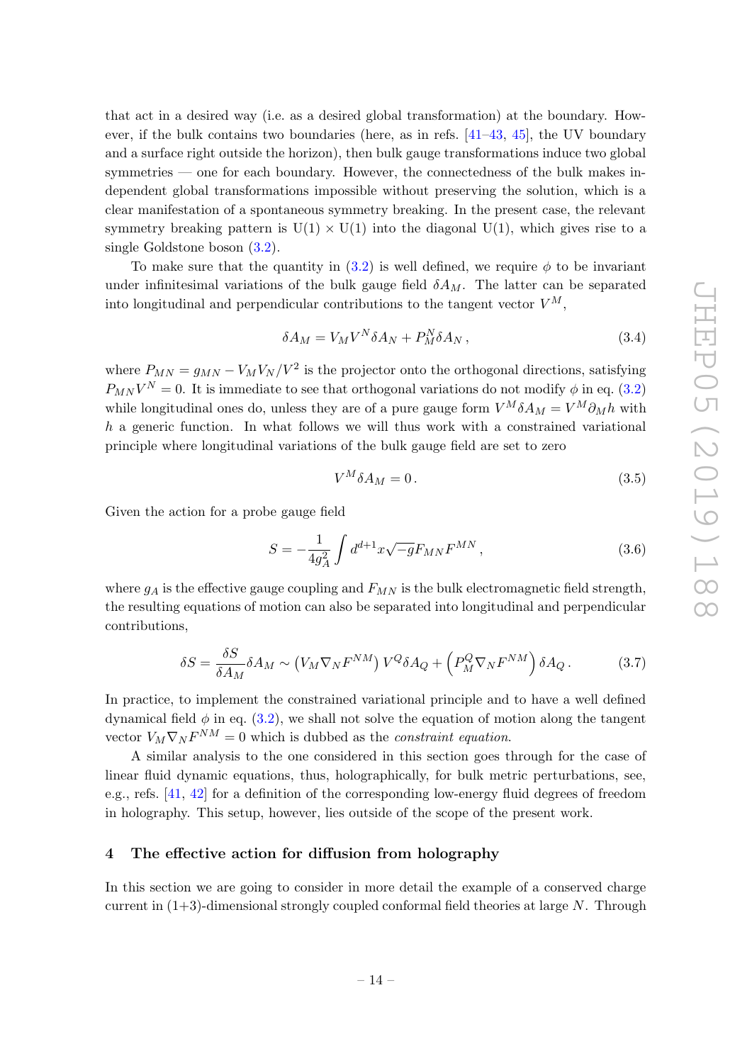that act in a desired way (i.e. as a desired global transformation) at the boundary. However, if the bulk contains two boundaries (here, as in refs. [41–43, 45], the UV boundary and a surface right outside the horizon), then bulk gauge transformations induce two global symmetries — one for each boundary. However, the connectedness of the bulk makes independent global transformations impossible without preserving the solution, which is a clear manifestation of a spontaneous symmetry breaking. In the present case, the relevant symmetry breaking pattern is U(1) × U(1) into the diagonal U(1), which gives rise to a single Goldstone boson (3.2).

To make sure that the quantity in (3.2) is well defined, we require $\phi$ to be invariant under infinitesimal variations of the bulk gauge field $\delta A_M$. The latter can be separated into longitudinal and perpendicular contributions to the tangent vector $V^M$,

$$\delta A_M = V_M V^N \delta A_N + P_M^N \delta A_N \,, \tag{3.4}$$

where $P_{MN} = g_{MN} - V_M V_N / V^2$ is the projector onto the orthogonal directions, satisfying $P_{MN} V^N = 0$. It is immediate to see that orthogonal variations do not modify $\phi$ in eq. (3.2) while longitudinal ones do, unless they are of a pure gauge form $V^M \delta A_M = V^M \partial_M h$ with $h$ a generic function. In what follows we will thus work with a constrained variational principle where longitudinal variations of the bulk gauge field are set to zero

$$V^M \delta A_M = 0 \,. \tag{3.5}$$

Given the action for a probe gauge field

$$S = -\frac{1}{4g_A^2} \int d^{d+1}x \sqrt{-g} F_{MN} F^{MN} \,, \tag{3.6}$$

where $g_A$ is the effective gauge coupling and $F_{MN}$ is the bulk electromagnetic field strength, the resulting equations of motion can also be separated into longitudinal and perpendicular contributions,

$$\delta S = \frac{\delta S}{\delta A_M} \delta A_M \sim \left( V_M \nabla_N F^{NM} \right) V^Q \delta A_Q + \left( P_M^Q \nabla_N F^{NM} \right) \delta A_Q \,. \tag{3.7}$$

In practice, to implement the constrained variational principle and to have a well defined dynamical field $\phi$ in eq. (3.2), we shall not solve the equation of motion along the tangent vector $V_M \nabla_N F^{NM} = 0$ which is dubbed as the *constraint equation*.

A similar analysis to the one considered in this section goes through for the case of linear fluid dynamic equations, thus, holographically, for bulk metric perturbations, see, e.g., refs. [41, 42] for a definition of the corresponding low-energy fluid degrees of freedom in holography. This setup, however, lies outside of the scope of the present work.

## 4 The effective action for diffusion from holography

In this section we are going to consider in more detail the example of a conserved charge current in (1+3)-dimensional strongly coupled conformal field theories at large $N$. Through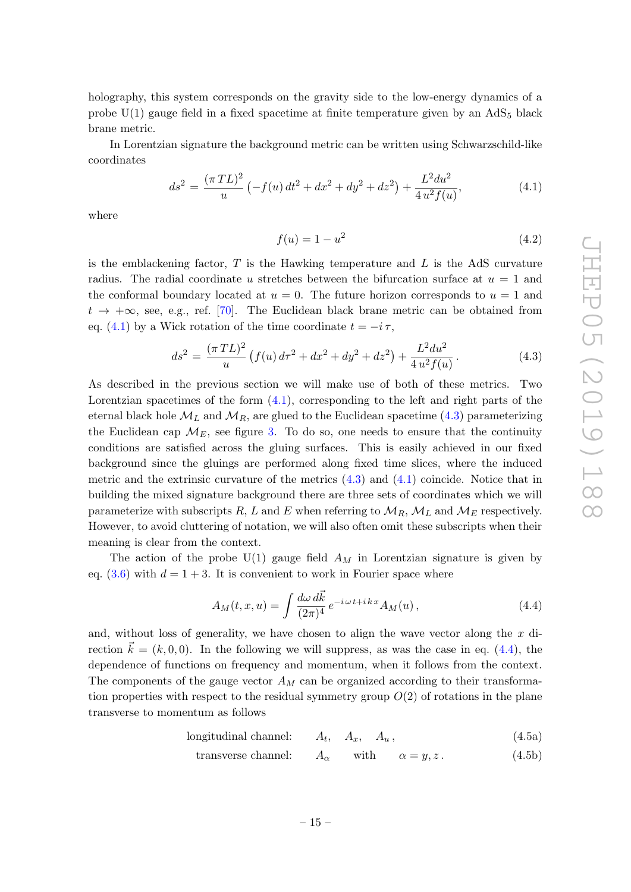holography, this system corresponds on the gravity side to the low-energy dynamics of a probe U(1) gauge field in a fixed spacetime at finite temperature given by an $\mathrm{AdS}_5$ black brane metric.

In Lorentzian signature the background metric can be written using Schwarzschild-like coordinates

$$ds^2 = \frac{(\pi T L)^2}{u}\left(-f(u)\, dt^2 + dx^2 + dy^2 + dz^2\right) + \frac{L^2 du^2}{4\, u^2 f(u)}, \tag{4.1}$$

where

$$f(u) = 1 - u^2 \tag{4.2}$$

is the emblackening factor, $T$ is the Hawking temperature and $L$ is the AdS curvature radius. The radial coordinate $u$ stretches between the bifurcation surface at $u = 1$ and the conformal boundary located at $u = 0$. The future horizon corresponds to $u = 1$ and $t \to +\infty$, see, e.g., ref. [70]. The Euclidean black brane metric can be obtained from eq. (4.1) by a Wick rotation of the time coordinate $t = -i\,\tau$,

$$ds^2 = \frac{(\pi T L)^2}{u}\left(f(u)\, d\tau^2 + dx^2 + dy^2 + dz^2\right) + \frac{L^2 du^2}{4\, u^2 f(u)}\,. \tag{4.3}$$

As described in the previous section we will make use of both of these metrics. Two Lorentzian spacetimes of the form (4.1), corresponding to the left and right parts of the eternal black hole $\mathcal{M}_L$ and $\mathcal{M}_R$, are glued to the Euclidean spacetime (4.3) parameterizing the Euclidean cap $\mathcal{M}_E$, see figure 3. To do so, one needs to ensure that the continuity conditions are satisfied across the gluing surfaces. This is easily achieved in our fixed background since the gluings are performed along fixed time slices, where the induced metric and the extrinsic curvature of the metrics (4.3) and (4.1) coincide. Notice that in building the mixed signature background there are three sets of coordinates which we will parameterize with subscripts $R$, $L$ and $E$ when referring to $\mathcal{M}_R$, $\mathcal{M}_L$ and $\mathcal{M}_E$ respectively. However, to avoid cluttering of notation, we will also often omit these subscripts when their meaning is clear from the context.

The action of the probe U(1) gauge field $A_M$ in Lorentzian signature is given by eq. (3.6) with $d = 1 + 3$. It is convenient to work in Fourier space where

$$A_M(t, x, u) = \int \frac{d\omega\, d\vec{k}}{(2\pi)^4}\, e^{-i\,\omega\, t + i\, k\, x} A_M(u)\,, \tag{4.4}$$

and, without loss of generality, we have chosen to align the wave vector along the $x$ direction $\vec{k} = (k, 0, 0)$. In the following we will suppress, as was the case in eq. (4.4), the dependence of functions on frequency and momentum, when it follows from the context. The components of the gauge vector $A_M$ can be organized according to their transformation properties with respect to the residual symmetry group $O(2)$ of rotations in the plane transverse to momentum as follows

$$\text{longitudinal channel:} \qquad A_t, \quad A_x, \quad A_u\,, \tag{4.5a}$$

$$\text{transverse channel:} \qquad A_\alpha \qquad \text{with} \qquad \alpha = y, z\,. \tag{4.5b}$$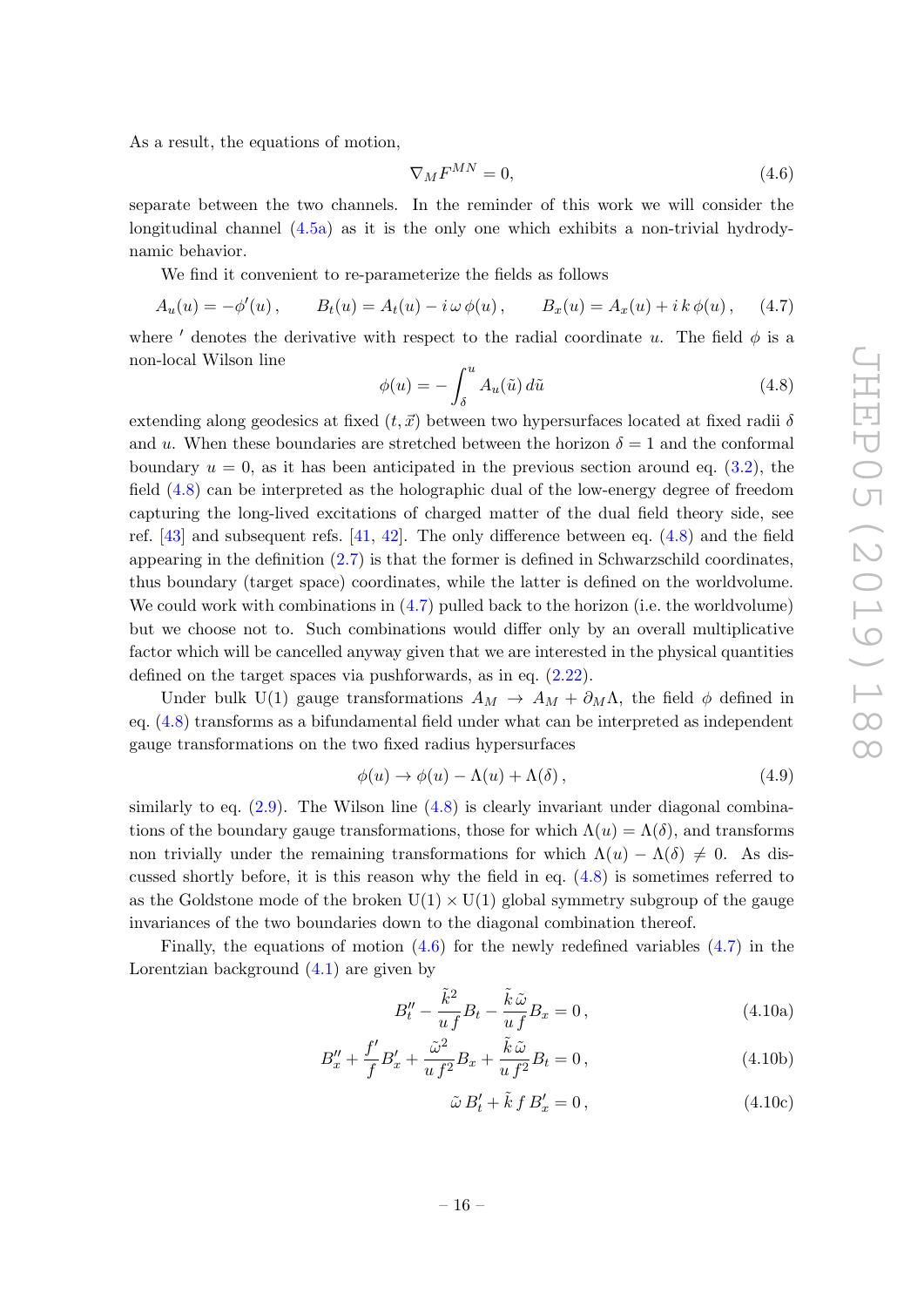As a result, the equations of motion,

$$\nabla_M F^{MN} = 0, \tag{4.6}$$

separate between the two channels. In the reminder of this work we will consider the longitudinal channel (4.5a) as it is the only one which exhibits a non-trivial hydrodynamic behavior.

We find it convenient to re-parameterize the fields as follows

$$A_u(u) = -\phi'(u)\,, \qquad B_t(u) = A_t(u) - i\,\omega\,\phi(u)\,, \qquad B_x(u) = A_x(u) + i\,k\,\phi(u)\,, \tag{4.7}$$

where $'$ denotes the derivative with respect to the radial coordinate $u$. The field $\phi$ is a non-local Wilson line

$$\phi(u) = -\int_\delta^u A_u(\tilde{u})\, d\tilde{u} \tag{4.8}$$

extending along geodesics at fixed $(t, \vec{x})$ between two hypersurfaces located at fixed radii $\delta$ and $u$. When these boundaries are stretched between the horizon $\delta = 1$ and the conformal boundary $u = 0$, as it has been anticipated in the previous section around eq. (3.2), the field (4.8) can be interpreted as the holographic dual of the low-energy degree of freedom capturing the long-lived excitations of charged matter of the dual field theory side, see ref. [43] and subsequent refs. [41, 42]. The only difference between eq. (4.8) and the field appearing in the definition (2.7) is that the former is defined in Schwarzschild coordinates, thus boundary (target space) coordinates, while the latter is defined on the worldvolume. We could work with combinations in (4.7) pulled back to the horizon (i.e. the worldvolume) but we choose not to. Such combinations would differ only by an overall multiplicative factor which will be cancelled anyway given that we are interested in the physical quantities defined on the target spaces via pushforwards, as in eq. (2.22).

Under bulk U(1) gauge transformations $A_M \to A_M + \partial_M \Lambda$, the field $\phi$ defined in eq. (4.8) transforms as a bifundamental field under what can be interpreted as independent gauge transformations on the two fixed radius hypersurfaces

$$\phi(u) \to \phi(u) - \Lambda(u) + \Lambda(\delta)\,, \tag{4.9}$$

similarly to eq. (2.9). The Wilson line (4.8) is clearly invariant under diagonal combinations of the boundary gauge transformations, those for which $\Lambda(u) = \Lambda(\delta)$, and transforms non trivially under the remaining transformations for which $\Lambda(u) - \Lambda(\delta) \neq 0$. As discussed shortly before, it is this reason why the field in eq. (4.8) is sometimes referred to as the Goldstone mode of the broken $\mathrm{U}(1) \times \mathrm{U}(1)$ global symmetry subgroup of the gauge invariances of the two boundaries down to the diagonal combination thereof.

Finally, the equations of motion (4.6) for the newly redefined variables (4.7) in the Lorentzian background (4.1) are given by

$$B_t'' - \frac{\tilde{k}^2}{u\, f} B_t - \frac{\tilde{k}\, \tilde{\omega}}{u\, f} B_x = 0\,, \tag{4.10a}$$

$$B_x'' + \frac{f'}{f} B_x' + \frac{\tilde{\omega}^2}{u\, f^2} B_x + \frac{\tilde{k}\, \tilde{\omega}}{u\, f^2} B_t = 0\,, \tag{4.10b}$$

$$\tilde{\omega}\, B_t' + \tilde{k}\, f\, B_x' = 0\,, \tag{4.10c}$$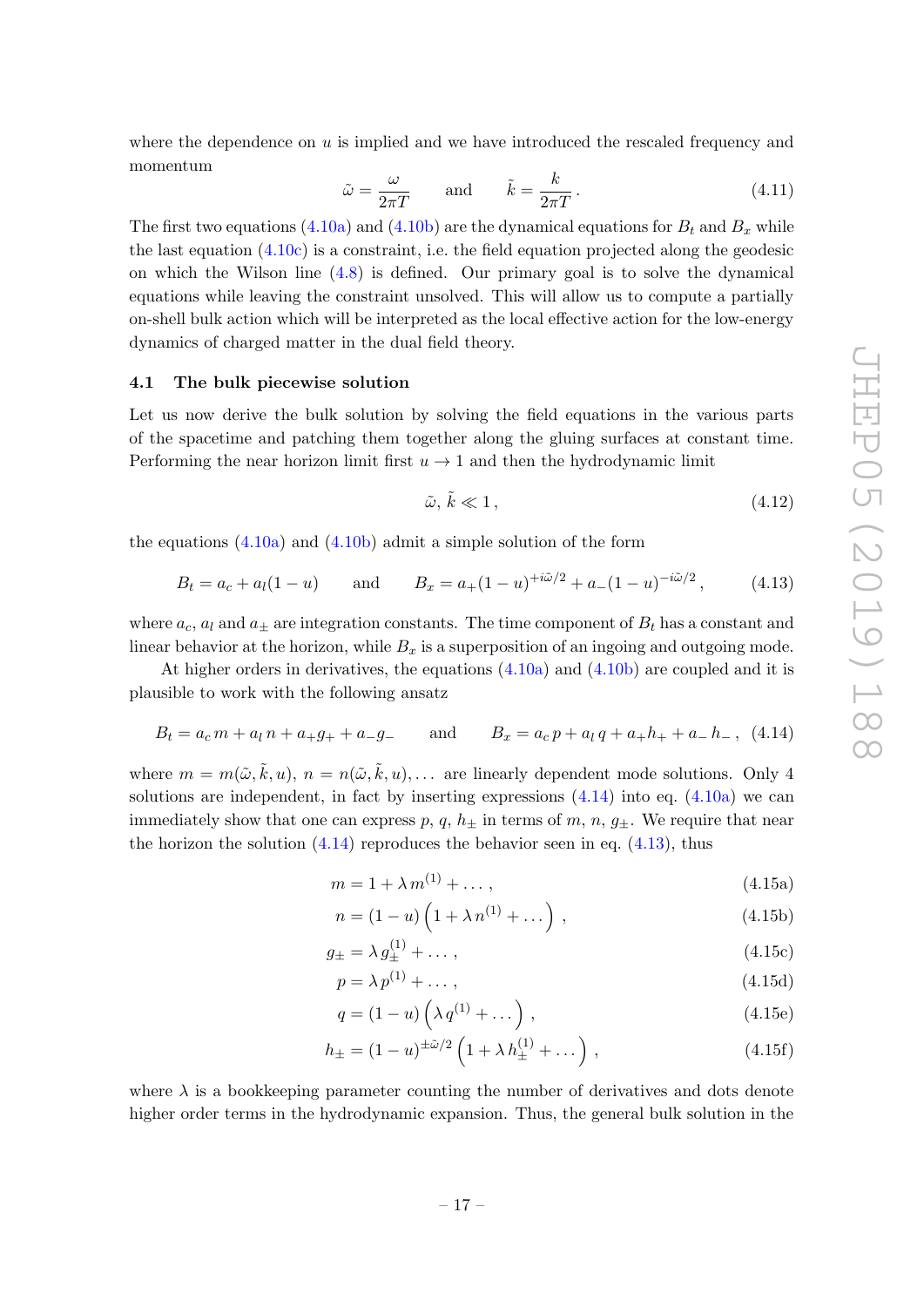where the dependence on $u$ is implied and we have introduced the rescaled frequency and momentum

$$\tilde{\omega} = \frac{\omega}{2\pi T} \qquad \text{and} \qquad \tilde{k} = \frac{k}{2\pi T} \,. \tag{4.11}$$

The first two equations (4.10a) and (4.10b) are the dynamical equations for $B_t$ and $B_x$ while the last equation (4.10c) is a constraint, i.e. the field equation projected along the geodesic on which the Wilson line (4.8) is defined. Our primary goal is to solve the dynamical equations while leaving the constraint unsolved. This will allow us to compute a partially on-shell bulk action which will be interpreted as the local effective action for the low-energy dynamics of charged matter in the dual field theory.

### 4.1 The bulk piecewise solution

Let us now derive the bulk solution by solving the field equations in the various parts of the spacetime and patching them together along the gluing surfaces at constant time. Performing the near horizon limit first $u \to 1$ and then the hydrodynamic limit

$$\tilde{\omega},\, \tilde{k} \ll 1 \,, \tag{4.12}$$

the equations (4.10a) and (4.10b) admit a simple solution of the form

$$B_t = a_c + a_l(1-u) \qquad \text{and} \qquad B_x = a_+(1-u)^{+i\tilde{\omega}/2} + a_-(1-u)^{-i\tilde{\omega}/2} \,, \tag{4.13}$$

where $a_c$, $a_l$ and $a_\pm$ are integration constants. The time component of $B_t$ has a constant and linear behavior at the horizon, while $B_x$ is a superposition of an ingoing and outgoing mode.

At higher orders in derivatives, the equations (4.10a) and (4.10b) are coupled and it is plausible to work with the following ansatz

$$B_t = a_c\, m + a_l\, n + a_+ g_+ + a_- g_- \qquad \text{and} \qquad B_x = a_c\, p + a_l\, q + a_+ h_+ + a_-\, h_- \,, \tag{4.14}$$

where $m = m(\tilde{\omega}, \tilde{k}, u)$, $n = n(\tilde{\omega}, \tilde{k}, u), \ldots$ are linearly dependent mode solutions. Only 4 solutions are independent, in fact by inserting expressions (4.14) into eq. (4.10a) we can immediately show that one can express $p$, $q$, $h_\pm$ in terms of $m$, $n$, $g_\pm$. We require that near the horizon the solution (4.14) reproduces the behavior seen in eq. (4.13), thus

$$m = 1 + \lambda\, m^{(1)} + \ldots \,, \tag{4.15a}$$

$$n = (1-u)\left(1 + \lambda\, n^{(1)} + \ldots\right) \,, \tag{4.15b}$$

$$g_\pm = \lambda\, g_\pm^{(1)} + \ldots \,, \tag{4.15c}$$

$$p = \lambda\, p^{(1)} + \ldots \,, \tag{4.15d}$$

$$q = (1-u)\left(\lambda\, q^{(1)} + \ldots\right) \,, \tag{4.15e}$$

$$h_\pm = (1-u)^{\pm\tilde{\omega}/2}\left(1 + \lambda\, h_\pm^{(1)} + \ldots\right) \,, \tag{4.15f}$$

where $\lambda$ is a bookkeeping parameter counting the number of derivatives and dots denote higher order terms in the hydrodynamic expansion. Thus, the general bulk solution in the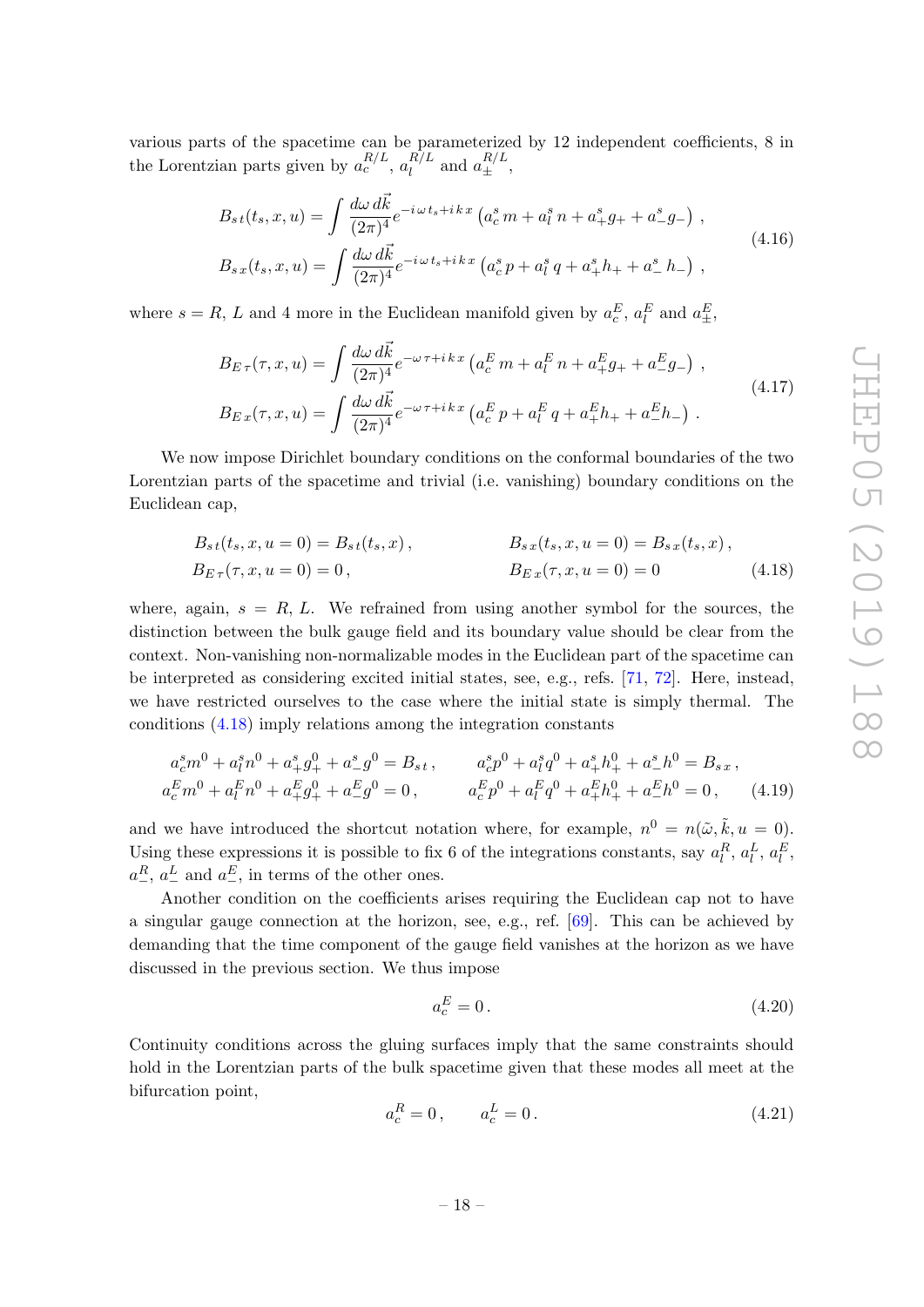various parts of the spacetime can be parameterized by 12 independent coefficients, 8 in the Lorentzian parts given by $a_c^{R/L}$, $a_l^{R/L}$ and $a_\pm^{R/L}$,

$$
\begin{aligned}
B_{s\,t}(t_s,x,u) &= \int \frac{d\omega\, d\vec{k}}{(2\pi)^4} e^{-i\,\omega\, t_s + i\,k\,x}\left(a_c^s\, m + a_l^s\, n + a_+^s g_+ + a_-^s g_-\right)\,, \\
B_{s\,x}(t_s,x,u) &= \int \frac{d\omega\, d\vec{k}}{(2\pi)^4} e^{-i\,\omega\, t_s + i\,k\,x}\left(a_c^s\, p + a_l^s\, q + a_+^s h_+ + a_-^s\, h_-\right)\,,
\end{aligned}
\tag{4.16}
$$

where $s = R,\, L$ and 4 more in the Euclidean manifold given by $a_c^E$, $a_l^E$ and $a_\pm^E$,

$$
\begin{aligned}
B_{E\,\tau}(\tau,x,u) &= \int \frac{d\omega\, d\vec{k}}{(2\pi)^4} e^{-\omega\,\tau + i\,k\,x}\left(a_c^E\, m + a_l^E\, n + a_+^E g_+ + a_-^E g_-\right)\,, \\
B_{E\,x}(\tau,x,u) &= \int \frac{d\omega\, d\vec{k}}{(2\pi)^4} e^{-\omega\,\tau + i\,k\,x}\left(a_c^E\, p + a_l^E\, q + a_+^E h_+ + a_-^E h_-\right)\,.
\end{aligned}
\tag{4.17}
$$

We now impose Dirichlet boundary conditions on the conformal boundaries of the two Lorentzian parts of the spacetime and trivial (i.e. vanishing) boundary conditions on the Euclidean cap,

$$
\begin{aligned}
B_{s\,t}(t_s,x,u=0) &= B_{s\,t}(t_s,x)\,, \qquad & B_{s\,x}(t_s,x,u=0) &= B_{s\,x}(t_s,x)\,, \\
B_{E\,\tau}(\tau,x,u=0) &= 0\,, & B_{E\,x}(\tau,x,u=0) &= 0
\end{aligned}
\tag{4.18}
$$

where, again, $s = R,\, L$. We refrained from using another symbol for the sources, the distinction between the bulk gauge field and its boundary value should be clear from the context. Non-vanishing non-normalizable modes in the Euclidean part of the spacetime can be interpreted as considering excited initial states, see, e.g., refs. [71, 72]. Here, instead, we have restricted ourselves to the case where the initial state is simply thermal. The conditions (4.18) imply relations among the integration constants

$$
\begin{aligned}
a_c^s m^0 + a_l^s n^0 + a_+^s g_+^0 + a_-^s g^0 &= B_{s\,t}\,, \qquad & a_c^s p^0 + a_l^s q^0 + a_+^s h_+^0 + a_-^s h^0 &= B_{s\,x}\,, \\
a_c^E m^0 + a_l^E n^0 + a_+^E g_+^0 + a_-^E g^0 &= 0\,, & a_c^E p^0 + a_l^E q^0 + a_+^E h_+^0 + a_-^E h^0 &= 0\,,
\end{aligned}
\tag{4.19}
$$

and we have introduced the shortcut notation where, for example, $n^0 = n(\tilde{\omega}, \tilde{k}, u = 0)$. Using these expressions it is possible to fix 6 of the integrations constants, say $a_l^R$, $a_l^L$, $a_l^E$, $a_-^R$, $a_-^L$ and $a_-^E$, in terms of the other ones.

Another condition on the coefficients arises requiring the Euclidean cap not to have a singular gauge connection at the horizon, see, e.g., ref. [69]. This can be achieved by demanding that the time component of the gauge field vanishes at the horizon as we have discussed in the previous section. We thus impose

$$
a_c^E = 0\,. \tag{4.20}
$$

Continuity conditions across the gluing surfaces imply that the same constraints should hold in the Lorentzian parts of the bulk spacetime given that these modes all meet at the bifurcation point,

$$
a_c^R = 0\,, \qquad a_c^L = 0\,. \tag{4.21}
$$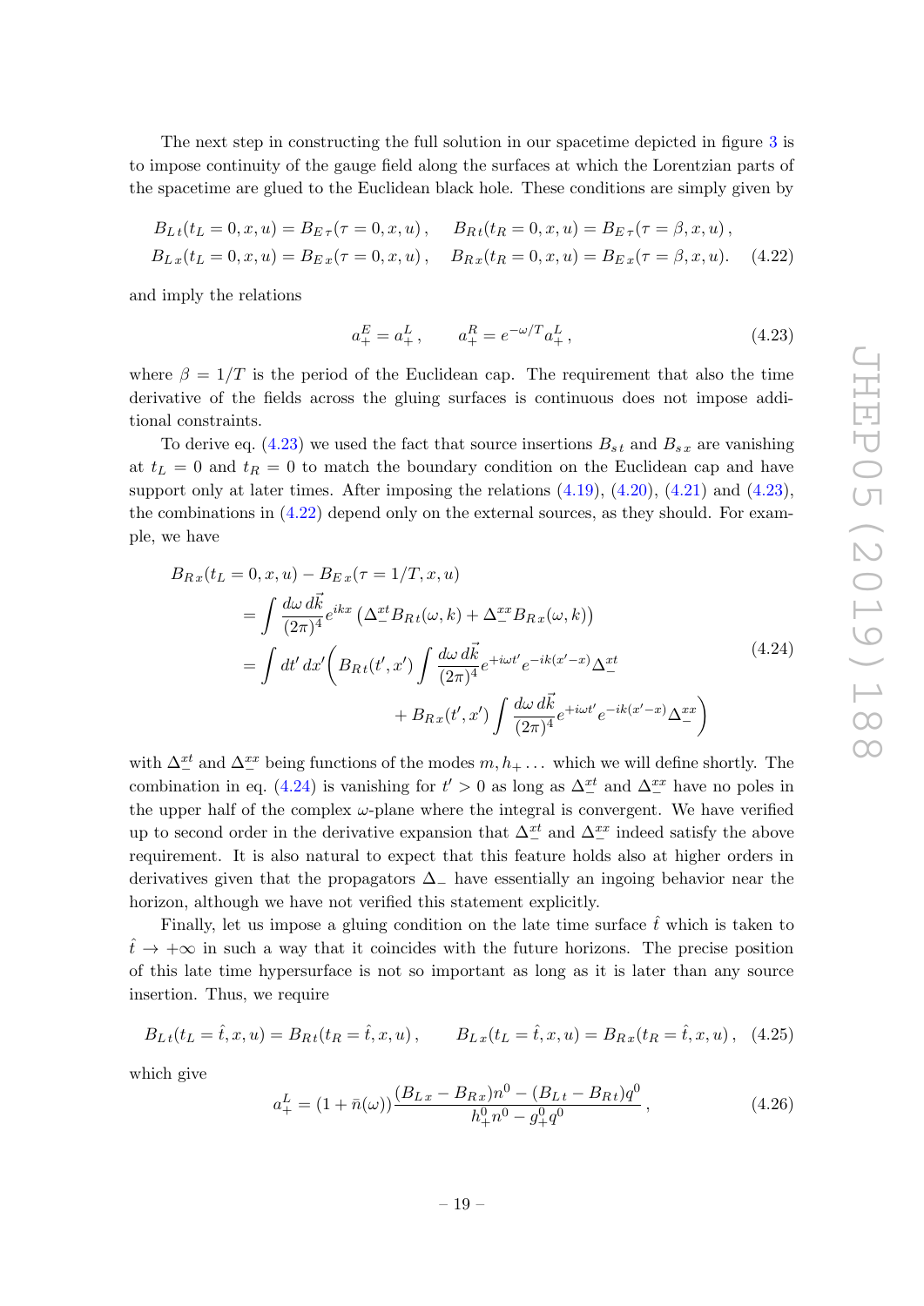The next step in constructing the full solution in our spacetime depicted in figure 3 is to impose continuity of the gauge field along the surfaces at which the Lorentzian parts of the spacetime are glued to the Euclidean black hole. These conditions are simply given by

$$
\begin{aligned}
&B_{L\,t}(t_L=0,x,u) = B_{E\,\tau}(\tau=0,x,u)\,, \qquad B_{R\,t}(t_R=0,x,u) = B_{E\,\tau}(\tau=\beta,x,u)\,,\\
&B_{L\,x}(t_L=0,x,u) = B_{E\,x}(\tau=0,x,u)\,, \qquad B_{R\,x}(t_R=0,x,u) = B_{E\,x}(\tau=\beta,x,u).
\end{aligned}
\tag{4.22}
$$

and imply the relations

$$
a_+^E = a_+^L\,, \qquad a_+^R = e^{-\omega/T} a_+^L\,, \tag{4.23}
$$

where $\beta = 1/T$ is the period of the Euclidean cap. The requirement that also the time derivative of the fields across the gluing surfaces is continuous does not impose additional constraints.

To derive eq. (4.23) we used the fact that source insertions $B_{s\,t}$ and $B_{s\,x}$ are vanishing at $t_L = 0$ and $t_R = 0$ to match the boundary condition on the Euclidean cap and have support only at later times. After imposing the relations (4.19), (4.20), (4.21) and (4.23), the combinations in (4.22) depend only on the external sources, as they should. For example, we have

$$
\begin{aligned}
B_{R\,x}&(t_L=0,x,u) - B_{E\,x}(\tau=1/T,x,u)\\
&= \int \frac{d\omega\, d\vec{k}}{(2\pi)^4} e^{ikx} \left(\Delta_-^{xt} B_{R\,t}(\omega,k) + \Delta_-^{xx} B_{R\,x}(\omega,k)\right)\\
&= \int dt'\, dx' \bigg( B_{R\,t}(t',x') \int \frac{d\omega\, d\vec{k}}{(2\pi)^4} e^{+i\omega t'} e^{-ik(x'-x)} \Delta_-^{xt}\\
&\qquad\qquad + B_{R\,x}(t',x') \int \frac{d\omega\, d\vec{k}}{(2\pi)^4} e^{+i\omega t'} e^{-ik(x'-x)} \Delta_-^{xx} \bigg)
\end{aligned}
\tag{4.24}
$$

with $\Delta_-^{xt}$ and $\Delta_-^{xx}$ being functions of the modes $m, h_+ \ldots$ which we will define shortly. The combination in eq. (4.24) is vanishing for $t' > 0$ as long as $\Delta_-^{xt}$ and $\Delta_-^{xx}$ have no poles in the upper half of the complex $\omega$-plane where the integral is convergent. We have verified up to second order in the derivative expansion that $\Delta_-^{xt}$ and $\Delta_-^{xx}$ indeed satisfy the above requirement. It is also natural to expect that this feature holds also at higher orders in derivatives given that the propagators $\Delta_-$ have essentially an ingoing behavior near the horizon, although we have not verified this statement explicitly.

Finally, let us impose a gluing condition on the late time surface $\hat{t}$ which is taken to $\hat{t} \to +\infty$ in such a way that it coincides with the future horizons. The precise position of this late time hypersurface is not so important as long as it is later than any source insertion. Thus, we require

$$
B_{L\,t}(t_L=\hat{t},x,u) = B_{R\,t}(t_R=\hat{t},x,u)\,, \qquad B_{L\,x}(t_L=\hat{t},x,u) = B_{R\,x}(t_R=\hat{t},x,u)\,, \tag{4.25}
$$

which give

$$
a_+^L = (1+\bar{n}(\omega)) \frac{(B_{L\,x} - B_{R\,x}) n^0 - (B_{L\,t} - B_{R\,t}) q^0}{h_+^0 n^0 - g_+^0 q^0}\,, \tag{4.26}
$$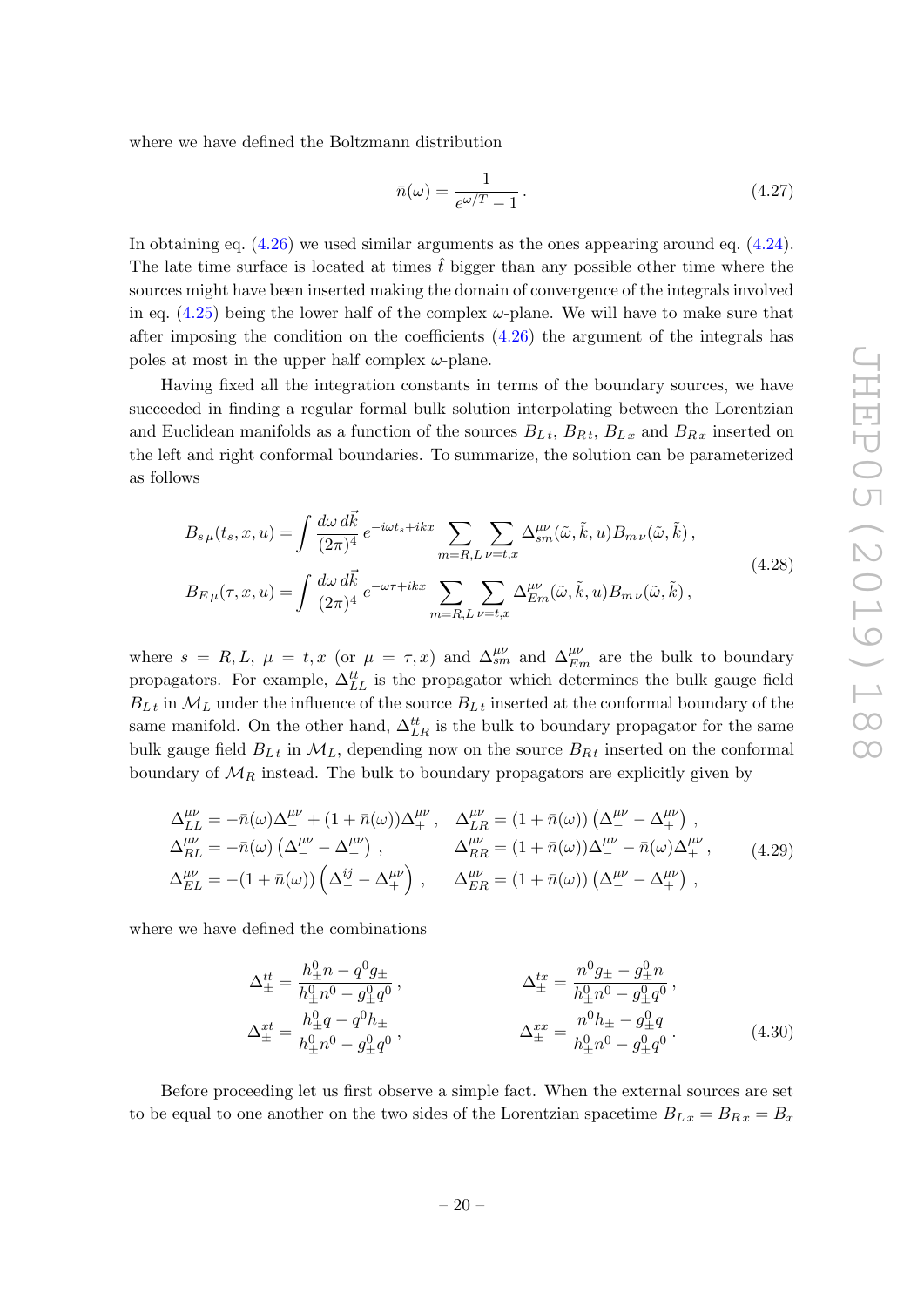where we have defined the Boltzmann distribution

$$\bar{n}(\omega) = \frac{1}{e^{\omega/T} - 1} \,. \tag{4.27}$$

In obtaining eq. (4.26) we used similar arguments as the ones appearing around eq. (4.24). The late time surface is located at times $\hat{t}$ bigger than any possible other time where the sources might have been inserted making the domain of convergence of the integrals involved in eq. (4.25) being the lower half of the complex $\omega$-plane. We will have to make sure that after imposing the condition on the coefficients (4.26) the argument of the integrals has poles at most in the upper half complex $\omega$-plane.

Having fixed all the integration constants in terms of the boundary sources, we have succeeded in finding a regular formal bulk solution interpolating between the Lorentzian and Euclidean manifolds as a function of the sources $B_{L\,t}$, $B_{R\,t}$, $B_{L\,x}$ and $B_{R\,x}$ inserted on the left and right conformal boundaries. To summarize, the solution can be parameterized as follows

$$\begin{aligned}
B_{s\,\mu}(t_s, x, u) &= \int \frac{d\omega\, d\vec{k}}{(2\pi)^4}\, e^{-i\omega t_s + ikx} \sum_{m=R,L} \sum_{\nu=t,x} \Delta^{\mu\nu}_{sm}(\tilde{\omega}, \tilde{k}, u) B_{m\,\nu}(\tilde{\omega}, \tilde{k})\,, \\
B_{E\,\mu}(\tau, x, u) &= \int \frac{d\omega\, d\vec{k}}{(2\pi)^4}\, e^{-\omega \tau + ikx} \sum_{m=R,L} \sum_{\nu=t,x} \Delta^{\mu\nu}_{Em}(\tilde{\omega}, \tilde{k}, u) B_{m\,\nu}(\tilde{\omega}, \tilde{k})\,,
\end{aligned} \tag{4.28}$$

where $s = R, L$, $\mu = t, x$ (or $\mu = \tau, x$) and $\Delta^{\mu\nu}_{sm}$ and $\Delta^{\mu\nu}_{Em}$ are the bulk to boundary propagators. For example, $\Delta^{tt}_{LL}$ is the propagator which determines the bulk gauge field $B_{L\,t}$ in $\mathcal{M}_L$ under the influence of the source $B_{L\,t}$ inserted at the conformal boundary of the same manifold. On the other hand, $\Delta^{tt}_{LR}$ is the bulk to boundary propagator for the same bulk gauge field $B_{L\,t}$ in $\mathcal{M}_L$, depending now on the source $B_{R\,t}$ inserted on the conformal boundary of $\mathcal{M}_R$ instead. The bulk to boundary propagators are explicitly given by

$$\begin{aligned}
&\Delta^{\mu\nu}_{LL} = -\bar{n}(\omega)\Delta^{\mu\nu}_{-} + (1+\bar{n}(\omega))\Delta^{\mu\nu}_{+}\,, &&\Delta^{\mu\nu}_{LR} = (1+\bar{n}(\omega))\left(\Delta^{\mu\nu}_{-} - \Delta^{\mu\nu}_{+}\right)\,, \\
&\Delta^{\mu\nu}_{RL} = -\bar{n}(\omega)\left(\Delta^{\mu\nu}_{-} - \Delta^{\mu\nu}_{+}\right)\,, &&\Delta^{\mu\nu}_{RR} = (1+\bar{n}(\omega))\Delta^{\mu\nu}_{-} - \bar{n}(\omega)\Delta^{\mu\nu}_{+}\,, \\
&\Delta^{\mu\nu}_{EL} = -(1+\bar{n}(\omega))\left(\Delta^{ij}_{-} - \Delta^{\mu\nu}_{+}\right)\,, &&\Delta^{\mu\nu}_{ER} = (1+\bar{n}(\omega))\left(\Delta^{\mu\nu}_{-} - \Delta^{\mu\nu}_{+}\right)\,,
\end{aligned} \tag{4.29}$$

where we have defined the combinations

$$\begin{aligned}
\Delta^{tt}_{\pm} &= \frac{h^0_{\pm} n - q^0 g_{\pm}}{h^0_{\pm} n^0 - g^0_{\pm} q^0}\,, &\qquad \Delta^{tx}_{\pm} &= \frac{n^0 g_{\pm} - g^0_{\pm} n}{h^0_{\pm} n^0 - g^0_{\pm} q^0}\,, \\
\Delta^{xt}_{\pm} &= \frac{h^0_{\pm} q - q^0 h_{\pm}}{h^0_{\pm} n^0 - g^0_{\pm} q^0}\,, &\qquad \Delta^{xx}_{\pm} &= \frac{n^0 h_{\pm} - g^0_{\pm} q}{h^0_{\pm} n^0 - g^0_{\pm} q^0}\,.
\end{aligned} \tag{4.30}$$

Before proceeding let us first observe a simple fact. When the external sources are set to be equal to one another on the two sides of the Lorentzian spacetime $B_{L\,x} = B_{R\,x} = B_x$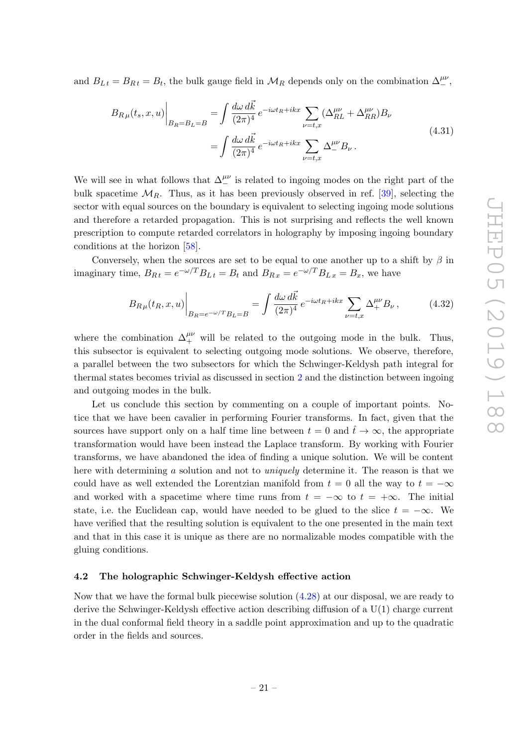and $B_{L\,t} = B_{R\,t} = B_t$, the bulk gauge field in $\mathcal{M}_R$ depends only on the combination $\Delta_-^{\mu\nu}$,

$$
\begin{aligned}
B_{R\,\mu}(t_s, x, u)\Big|_{B_R=B_L=B} &= \int \frac{d\omega\, d\vec{k}}{(2\pi)^4}\, e^{-i\omega t_R + ikx} \sum_{\nu=t,x} (\Delta_{RL}^{\mu\nu} + \Delta_{RR}^{\mu\nu}) B_\nu \\
&= \int \frac{d\omega\, d\vec{k}}{(2\pi)^4}\, e^{-i\omega t_R + ikx} \sum_{\nu=t,x} \Delta_-^{\mu\nu} B_\nu \,.
\end{aligned}
\tag{4.31}
$$

We will see in what follows that $\Delta_-^{\mu\nu}$ is related to ingoing modes on the right part of the bulk spacetime $\mathcal{M}_R$. Thus, as it has been previously observed in ref. [39], selecting the sector with equal sources on the boundary is equivalent to selecting ingoing mode solutions and therefore a retarded propagation. This is not surprising and reflects the well known prescription to compute retarded correlators in holography by imposing ingoing boundary conditions at the horizon [58].

Conversely, when the sources are set to be equal to one another up to a shift by $\beta$ in imaginary time, $B_{R\,t} = e^{-\omega/T} B_{L\,t} = B_t$ and $B_{R\,x} = e^{-\omega/T} B_{L\,x} = B_x$, we have

$$
B_{R\,\mu}(t_R, x, u)\Big|_{B_R=e^{-\omega/T}B_L=B} = \int \frac{d\omega\, d\vec{k}}{(2\pi)^4}\, e^{-i\omega t_R + ikx} \sum_{\nu=t,x} \Delta_+^{\mu\nu} B_\nu \,,
\tag{4.32}
$$

where the combination $\Delta_+^{\mu\nu}$ will be related to the outgoing mode in the bulk. Thus, this subsector is equivalent to selecting outgoing mode solutions. We observe, therefore, a parallel between the two subsectors for which the Schwinger-Keldysh path integral for thermal states becomes trivial as discussed in section 2 and the distinction between ingoing and outgoing modes in the bulk.

Let us conclude this section by commenting on a couple of important points. Notice that we have been cavalier in performing Fourier transforms. In fact, given that the sources have support only on a half time line between $t = 0$ and $\hat{t} \to \infty$, the appropriate transformation would have been instead the Laplace transform. By working with Fourier transforms, we have abandoned the idea of finding a unique solution. We will be content here with determining *a* solution and not to *uniquely* determine it. The reason is that we could have as well extended the Lorentzian manifold from $t = 0$ all the way to $t = -\infty$ and worked with a spacetime where time runs from $t = -\infty$ to $t = +\infty$. The initial state, i.e. the Euclidean cap, would have needed to be glued to the slice $t = -\infty$. We have verified that the resulting solution is equivalent to the one presented in the main text and that in this case it is unique as there are no normalizable modes compatible with the gluing conditions.

### 4.2 The holographic Schwinger-Keldysh effective action

Now that we have the formal bulk piecewise solution (4.28) at our disposal, we are ready to derive the Schwinger-Keldysh effective action describing diffusion of a U(1) charge current in the dual conformal field theory in a saddle point approximation and up to the quadratic order in the fields and sources.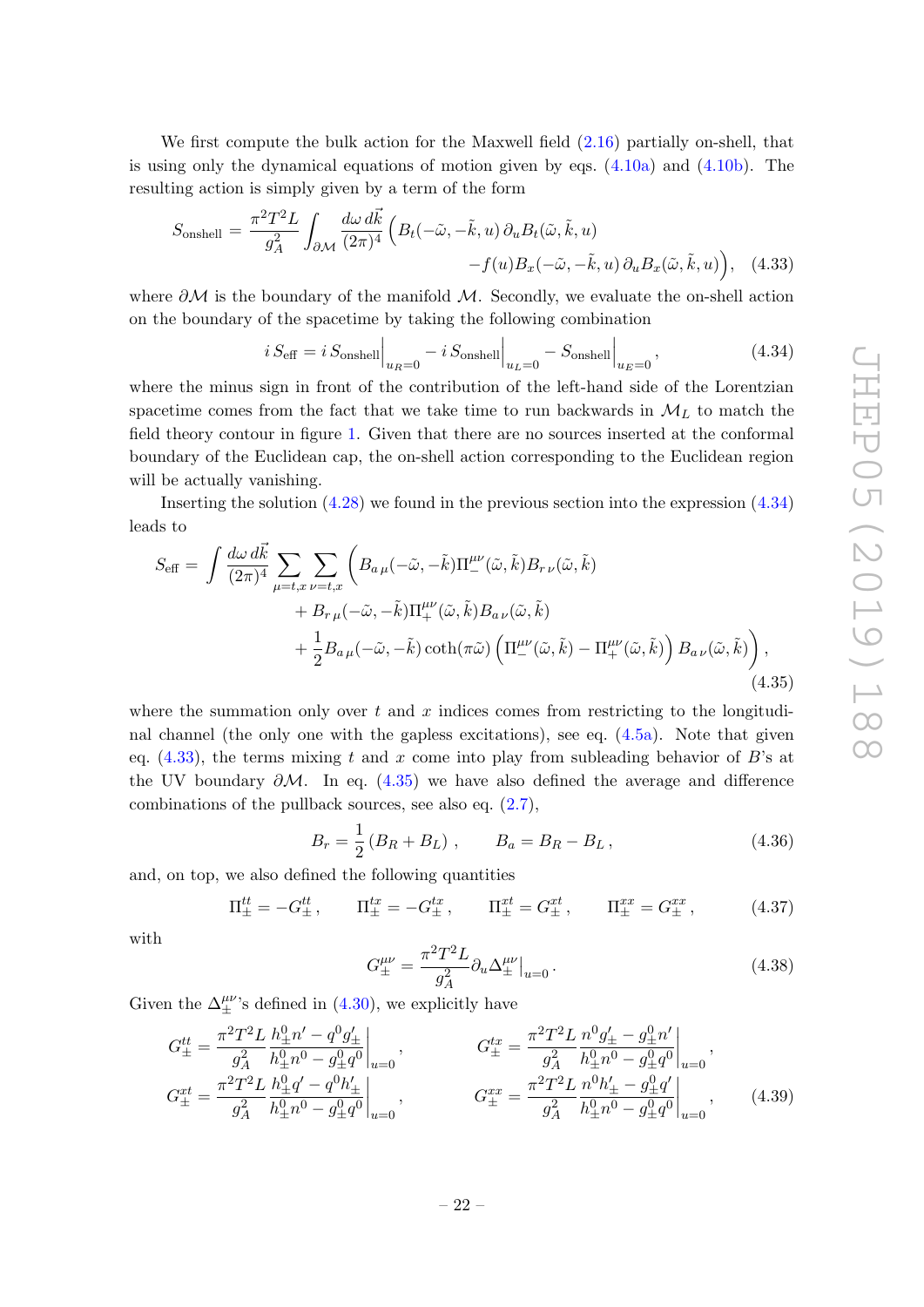We first compute the bulk action for the Maxwell field (2.16) partially on-shell, that is using only the dynamical equations of motion given by eqs. (4.10a) and (4.10b). The resulting action is simply given by a term of the form

$$
S_{\text{onshell}} = \frac{\pi^2 T^2 L}{g_A^2} \int_{\partial\mathcal{M}} \frac{d\omega\, d\vec{k}}{(2\pi)^4} \Big( B_t(-\tilde{\omega}, -\tilde{k}, u)\, \partial_u B_t(\tilde{\omega}, \tilde{k}, u) \\ - f(u) B_x(-\tilde{\omega}, -\tilde{k}, u)\, \partial_u B_x(\tilde{\omega}, \tilde{k}, u) \Big), \quad (4.33)
$$

where $\partial\mathcal{M}$ is the boundary of the manifold $\mathcal{M}$. Secondly, we evaluate the on-shell action on the boundary of the spacetime by taking the following combination

$$
i\, S_{\text{eff}} = i\, S_{\text{onshell}}\Big|_{u_R=0} - i\, S_{\text{onshell}}\Big|_{u_L=0} - S_{\text{onshell}}\Big|_{u_E=0}, \quad (4.34)
$$

where the minus sign in front of the contribution of the left-hand side of the Lorentzian spacetime comes from the fact that we take time to run backwards in $\mathcal{M}_L$ to match the field theory contour in figure 1. Given that there are no sources inserted at the conformal boundary of the Euclidean cap, the on-shell action corresponding to the Euclidean region will be actually vanishing.

Inserting the solution (4.28) we found in the previous section into the expression (4.34) leads to

$$
S_{\text{eff}} = \int \frac{d\omega\, d\vec{k}}{(2\pi)^4} \sum_{\mu=t,x} \sum_{\nu=t,x} \Big( B_{a\,\mu}(-\tilde{\omega}, -\tilde{k}) \Pi_-^{\mu\nu}(\tilde{\omega}, \tilde{k}) B_{r\,\nu}(\tilde{\omega}, \tilde{k}) \\ + B_{r\,\mu}(-\tilde{\omega}, -\tilde{k}) \Pi_+^{\mu\nu}(\tilde{\omega}, \tilde{k}) B_{a\,\nu}(\tilde{\omega}, \tilde{k}) \\ + \frac{1}{2} B_{a\,\mu}(-\tilde{\omega}, -\tilde{k}) \coth(\pi\tilde{\omega}) \Big( \Pi_-^{\mu\nu}(\tilde{\omega}, \tilde{k}) - \Pi_+^{\mu\nu}(\tilde{\omega}, \tilde{k}) \Big) B_{a\,\nu}(\tilde{\omega}, \tilde{k}) \Big), \quad (4.35)
$$

where the summation only over $t$ and $x$ indices comes from restricting to the longitudinal channel (the only one with the gapless excitations), see eq. (4.5a). Note that given eq. (4.33), the terms mixing $t$ and $x$ come into play from subleading behavior of $B$'s at the UV boundary $\partial\mathcal{M}$. In eq. (4.35) we have also defined the average and difference combinations of the pullback sources, see also eq. (2.7),

$$
B_r = \frac{1}{2}(B_R + B_L), \qquad B_a = B_R - B_L, \quad (4.36)
$$

and, on top, we also defined the following quantities

$$
\Pi_\pm^{tt} = -G_\pm^{tt}, \qquad \Pi_\pm^{tx} = -G_\pm^{tx}, \qquad \Pi_\pm^{xt} = G_\pm^{xt}, \qquad \Pi_\pm^{xx} = G_\pm^{xx}, \quad (4.37)
$$

with

$$
G_\pm^{\mu\nu} = \frac{\pi^2 T^2 L}{g_A^2} \partial_u \Delta_\pm^{\mu\nu}\big|_{u=0}. \quad (4.38)
$$

Given the $\Delta_\pm^{\mu\nu}$'s defined in (4.30), we explicitly have

$$
G_\pm^{tt} = \frac{\pi^2 T^2 L}{g_A^2} \frac{h_\pm^0 n' - q^0 g_\pm'}{h_\pm^0 n^0 - g_\pm^0 q^0}\bigg|_{u=0}, \qquad G_\pm^{tx} = \frac{\pi^2 T^2 L}{g_A^2} \frac{n^0 g_\pm' - g_\pm^0 n'}{h_\pm^0 n^0 - g_\pm^0 q^0}\bigg|_{u=0},
$$
$$
G_\pm^{xt} = \frac{\pi^2 T^2 L}{g_A^2} \frac{h_\pm^0 q' - q^0 h_\pm'}{h_\pm^0 n^0 - g_\pm^0 q^0}\bigg|_{u=0}, \qquad G_\pm^{xx} = \frac{\pi^2 T^2 L}{g_A^2} \frac{n^0 h_\pm' - g_\pm^0 q'}{h_\pm^0 n^0 - g_\pm^0 q^0}\bigg|_{u=0}, \quad (4.39)
$$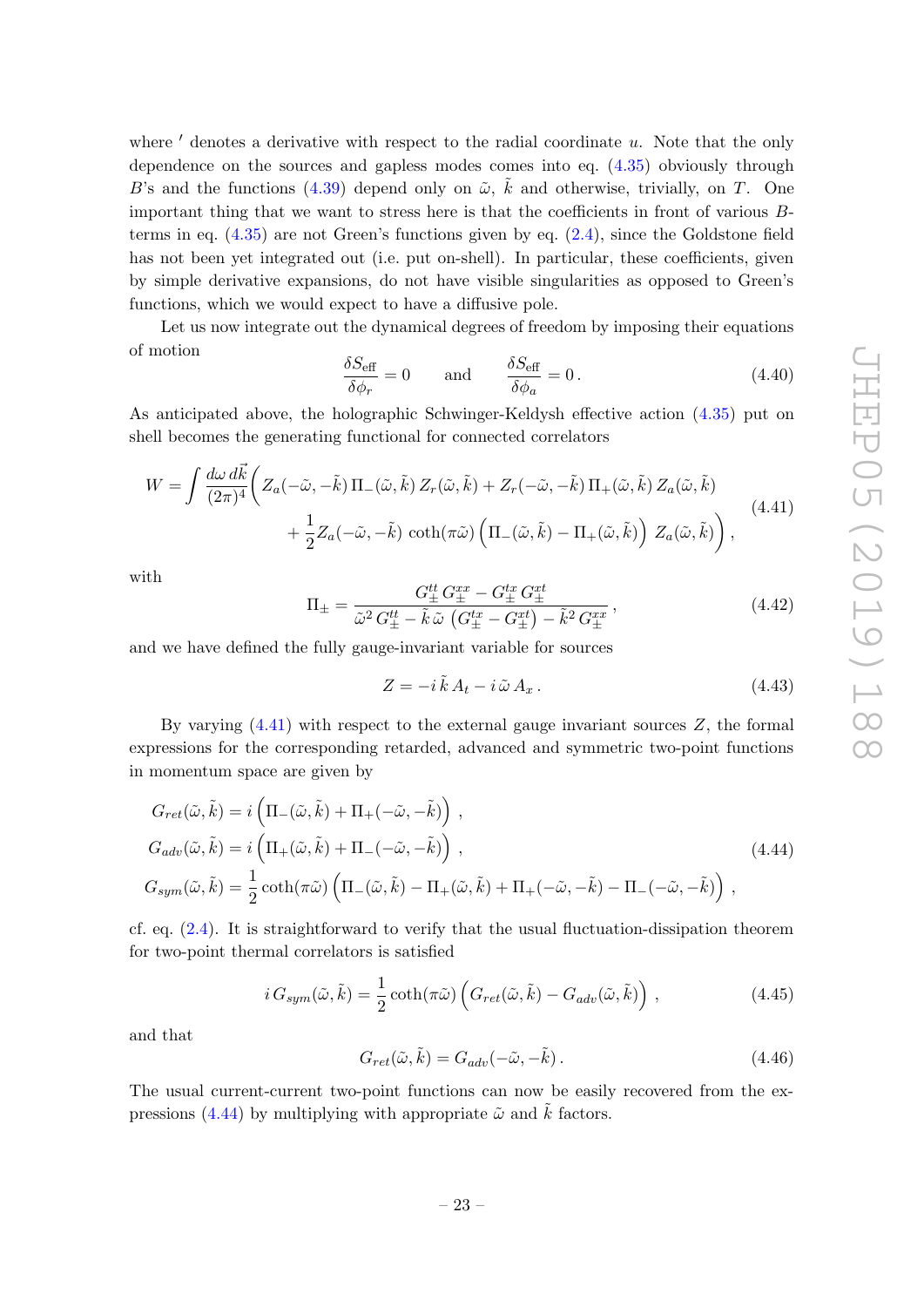where $'$ denotes a derivative with respect to the radial coordinate $u$. Note that the only dependence on the sources and gapless modes comes into eq. (4.35) obviously through $B$'s and the functions (4.39) depend only on $\tilde{\omega}$, $\tilde{k}$ and otherwise, trivially, on $T$. One important thing that we want to stress here is that the coefficients in front of various $B$-terms in eq. (4.35) are not Green's functions given by eq. (2.4), since the Goldstone field has not been yet integrated out (i.e. put on-shell). In particular, these coefficients, given by simple derivative expansions, do not have visible singularities as opposed to Green's functions, which we would expect to have a diffusive pole.

Let us now integrate out the dynamical degrees of freedom by imposing their equations of motion

$$\frac{\delta S_{\text{eff}}}{\delta \phi_r} = 0 \qquad \text{and} \qquad \frac{\delta S_{\text{eff}}}{\delta \phi_a} = 0 \, . \tag{4.40}$$

As anticipated above, the holographic Schwinger-Keldysh effective action (4.35) put on shell becomes the generating functional for connected correlators

$$W = \int \frac{d\omega \, d\vec{k}}{(2\pi)^4} \bigg( Z_a(-\tilde{\omega}, -\tilde{k}) \, \Pi_-(\tilde{\omega}, \tilde{k}) \, Z_r(\tilde{\omega}, \tilde{k}) + Z_r(-\tilde{\omega}, -\tilde{k}) \, \Pi_+(\tilde{\omega}, \tilde{k}) \, Z_a(\tilde{\omega}, \tilde{k}) \\ + \frac{1}{2} Z_a(-\tilde{\omega}, -\tilde{k}) \, \coth(\pi\tilde{\omega}) \left( \Pi_-(\tilde{\omega}, \tilde{k}) - \Pi_+(\tilde{\omega}, \tilde{k}) \right) \, Z_a(\tilde{\omega}, \tilde{k}) \bigg) \, , \tag{4.41}$$

with

$$\Pi_\pm = \frac{G^{tt}_\pm \, G^{xx}_\pm - G^{tx}_\pm \, G^{xt}_\pm}{\tilde{\omega}^2 \, G^{tt}_\pm - \tilde{k} \, \tilde{\omega} \, \left( G^{tx}_\pm - G^{xt}_\pm \right) - \tilde{k}^2 \, G^{xx}_\pm} \, , \tag{4.42}$$

and we have defined the fully gauge-invariant variable for sources

$$Z = -i \, \tilde{k} \, A_t - i \, \tilde{\omega} \, A_x \, . \tag{4.43}$$

By varying (4.41) with respect to the external gauge invariant sources $Z$, the formal expressions for the corresponding retarded, advanced and symmetric two-point functions in momentum space are given by

$$\begin{aligned}
G_{ret}(\tilde{\omega}, \tilde{k}) &= i \left( \Pi_-(\tilde{\omega}, \tilde{k}) + \Pi_+(-\tilde{\omega}, -\tilde{k}) \right) \, , \\
G_{adv}(\tilde{\omega}, \tilde{k}) &= i \left( \Pi_+(\tilde{\omega}, \tilde{k}) + \Pi_-(-\tilde{\omega}, -\tilde{k}) \right) \, , \\
G_{sym}(\tilde{\omega}, \tilde{k}) &= \frac{1}{2} \coth(\pi\tilde{\omega}) \left( \Pi_-(\tilde{\omega}, \tilde{k}) - \Pi_+(\tilde{\omega}, \tilde{k}) + \Pi_+(-\tilde{\omega}, -\tilde{k}) - \Pi_-(-\tilde{\omega}, -\tilde{k}) \right) \, ,
\end{aligned} \tag{4.44}$$

cf. eq. (2.4). It is straightforward to verify that the usual fluctuation-dissipation theorem for two-point thermal correlators is satisfied

$$i \, G_{sym}(\tilde{\omega}, \tilde{k}) = \frac{1}{2} \coth(\pi\tilde{\omega}) \left( G_{ret}(\tilde{\omega}, \tilde{k}) - G_{adv}(\tilde{\omega}, \tilde{k}) \right) \, , \tag{4.45}$$

and that

$$G_{ret}(\tilde{\omega}, \tilde{k}) = G_{adv}(-\tilde{\omega}, -\tilde{k}) \, . \tag{4.46}$$

The usual current-current two-point functions can now be easily recovered from the expressions (4.44) by multiplying with appropriate $\tilde{\omega}$ and $\tilde{k}$ factors.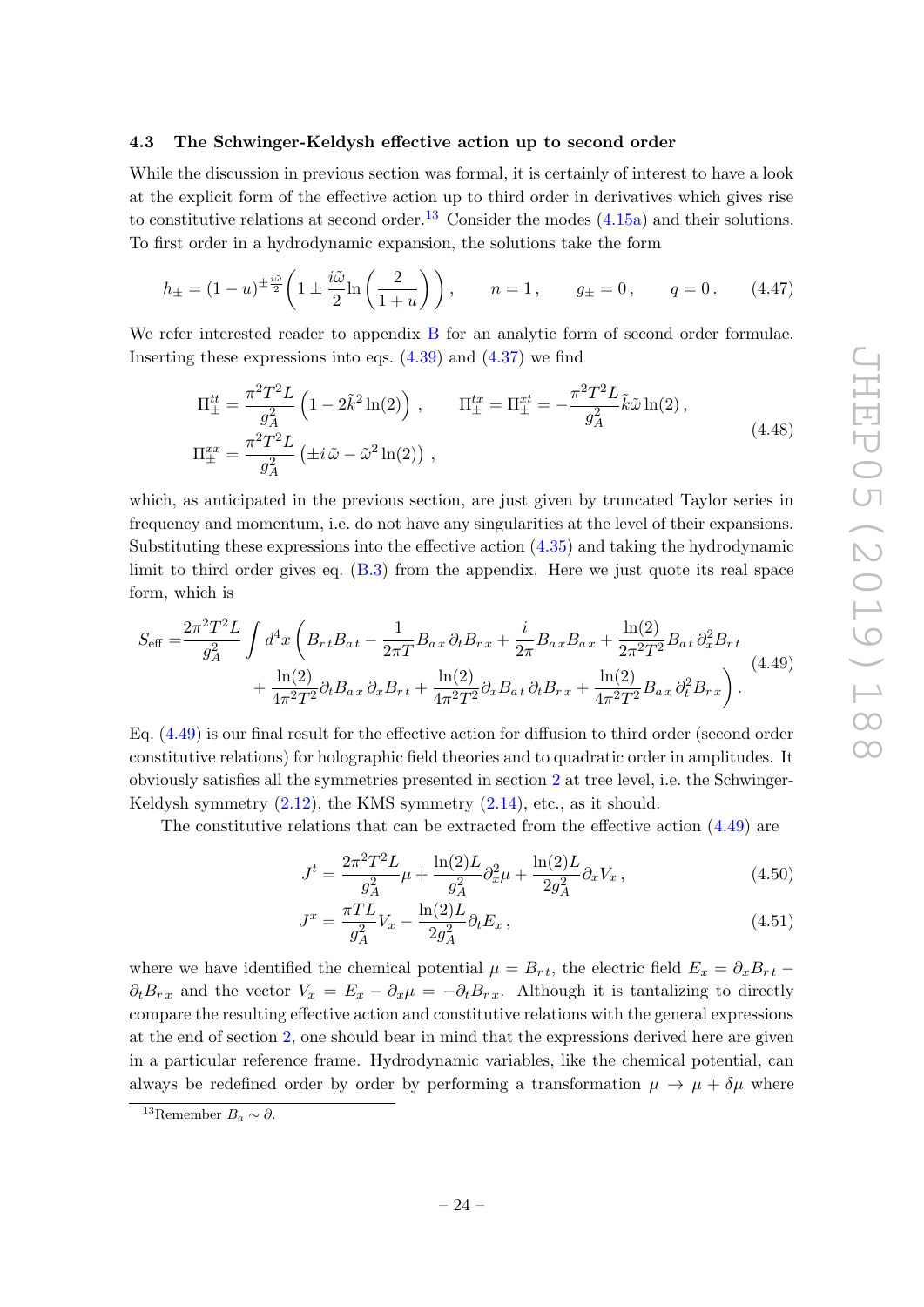### 4.3 The Schwinger-Keldysh effective action up to second order

While the discussion in previous section was formal, it is certainly of interest to have a look at the explicit form of the effective action up to third order in derivatives which gives rise to constitutive relations at second order.[13] Consider the modes (4.15a) and their solutions. To first order in a hydrodynamic expansion, the solutions take the form

$$h_\pm = (1-u)^{\pm\frac{i\tilde{\omega}}{2}}\left(1 \pm \frac{i\tilde{\omega}}{2}\ln\left(\frac{2}{1+u}\right)\right), \qquad n=1\,, \qquad g_\pm = 0\,, \qquad q=0\,. \tag{4.47}$$

We refer interested reader to appendix B for an analytic form of second order formulae. Inserting these expressions into eqs. (4.39) and (4.37) we find

$$\begin{aligned}\Pi^{tt}_\pm &= \frac{\pi^2 T^2 L}{g_A^2}\left(1 - 2\tilde{k}^2\ln(2)\right)\,, \qquad \Pi^{tx}_\pm = \Pi^{xt}_\pm = -\frac{\pi^2 T^2 L}{g_A^2}\tilde{k}\tilde{\omega}\ln(2)\,,\\ \Pi^{xx}_\pm &= \frac{\pi^2 T^2 L}{g_A^2}\left(\pm i\,\tilde{\omega} - \tilde{\omega}^2\ln(2)\right)\,,\end{aligned} \tag{4.48}$$

which, as anticipated in the previous section, are just given by truncated Taylor series in frequency and momentum, i.e. do not have any singularities at the level of their expansions. Substituting these expressions into the effective action (4.35) and taking the hydrodynamic limit to third order gives eq. (B.3) from the appendix. Here we just quote its real space form, which is

$$\begin{aligned}S_{\text{eff}} =& \frac{2\pi^2 T^2 L}{g_A^2}\int d^4x\,\bigg(B_{r\,t}B_{a\,t} - \frac{1}{2\pi T}B_{a\,x}\,\partial_t B_{r\,x} + \frac{i}{2\pi}B_{a\,x}B_{a\,x} + \frac{\ln(2)}{2\pi^2T^2}B_{a\,t}\,\partial_x^2 B_{r\,t}\\ &+ \frac{\ln(2)}{4\pi^2T^2}\partial_t B_{a\,x}\,\partial_x B_{r\,t} + \frac{\ln(2)}{4\pi^2T^2}\partial_x B_{a\,t}\,\partial_t B_{r\,x} + \frac{\ln(2)}{4\pi^2T^2}B_{a\,x}\,\partial_t^2 B_{r\,x}\bigg)\,.\end{aligned} \tag{4.49}$$

Eq. (4.49) is our final result for the effective action for diffusion to third order (second order constitutive relations) for holographic field theories and to quadratic order in amplitudes. It obviously satisfies all the symmetries presented in section 2 at tree level, i.e. the Schwinger-Keldysh symmetry (2.12), the KMS symmetry (2.14), etc., as it should.

The constitutive relations that can be extracted from the effective action (4.49) are

$$J^t = \frac{2\pi^2 T^2 L}{g_A^2}\mu + \frac{\ln(2) L}{g_A^2}\partial_x^2\mu + \frac{\ln(2) L}{2g_A^2}\partial_x V_x\,, \tag{4.50}$$

$$J^x = \frac{\pi T L}{g_A^2}V_x - \frac{\ln(2) L}{2g_A^2}\partial_t E_x\,, \tag{4.51}$$

where we have identified the chemical potential $\mu = B_{r\,t}$, the electric field $E_x = \partial_x B_{r\,t} - \partial_t B_{r\,x}$ and the vector $V_x = E_x - \partial_x\mu = -\partial_t B_{r\,x}$. Although it is tantalizing to directly compare the resulting effective action and constitutive relations with the general expressions at the end of section 2, one should bear in mind that the expressions derived here are given in a particular reference frame. Hydrodynamic variables, like the chemical potential, can always be redefined order by order by performing a transformation $\mu \to \mu + \delta\mu$ where

[13] Remember $B_a \sim \partial$.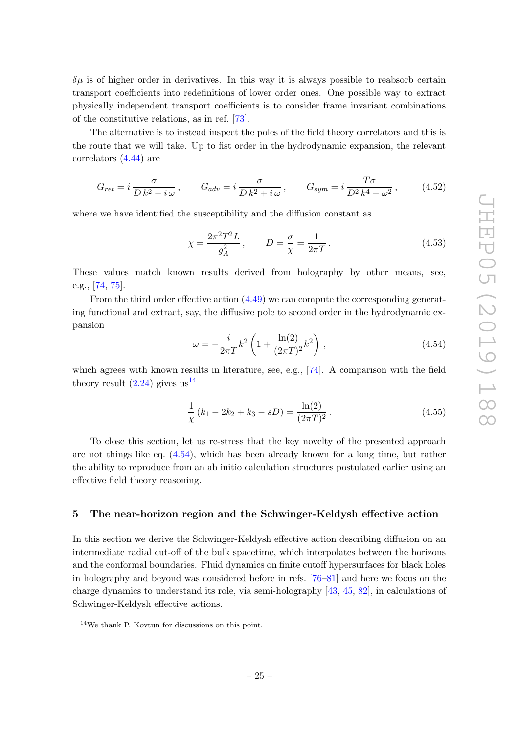$\delta\mu$ is of higher order in derivatives. In this way it is always possible to reabsorb certain transport coefficients into redefinitions of lower order ones. One possible way to extract physically independent transport coefficients is to consider frame invariant combinations of the constitutive relations, as in ref. [73].

The alternative is to instead inspect the poles of the field theory correlators and this is the route that we will take. Up to fist order in the hydrodynamic expansion, the relevant correlators (4.44) are

$$G_{ret} = i\,\frac{\sigma}{D\,k^2 - i\,\omega}\,, \qquad G_{adv} = i\,\frac{\sigma}{D\,k^2 + i\,\omega}\,, \qquad G_{sym} = i\,\frac{T\sigma}{D^2\,k^4 + \omega^2}\,, \tag{4.52}$$

where we have identified the susceptibility and the diffusion constant as

$$\chi = \frac{2\pi^2 T^2 L}{g_A^2}\,, \qquad D = \frac{\sigma}{\chi} = \frac{1}{2\pi T}\,. \tag{4.53}$$

These values match known results derived from holography by other means, see, e.g., [74, 75].

From the third order effective action (4.49) we can compute the corresponding generating functional and extract, say, the diffusive pole to second order in the hydrodynamic expansion

$$\omega = -\frac{i}{2\pi T}k^2\left(1 + \frac{\ln(2)}{(2\pi T)^2}k^2\right)\,, \tag{4.54}$$

which agrees with known results in literature, see, e.g., [74]. A comparison with the field theory result (2.24) gives us[14]

$$\frac{1}{\chi}\left(k_1 - 2k_2 + k_3 - sD\right) = \frac{\ln(2)}{(2\pi T)^2}\,. \tag{4.55}$$

To close this section, let us re-stress that the key novelty of the presented approach are not things like eq. (4.54), which has been already known for a long time, but rather the ability to reproduce from an ab initio calculation structures postulated earlier using an effective field theory reasoning.

## 5 The near-horizon region and the Schwinger-Keldysh effective action

In this section we derive the Schwinger-Keldysh effective action describing diffusion on an intermediate radial cut-off of the bulk spacetime, which interpolates between the horizons and the conformal boundaries. Fluid dynamics on finite cutoff hypersurfaces for black holes in holography and beyond was considered before in refs. [76–81] and here we focus on the charge dynamics to understand its role, via semi-holography [43, 45, 82], in calculations of Schwinger-Keldysh effective actions.

[14] We thank P. Kovtun for discussions on this point.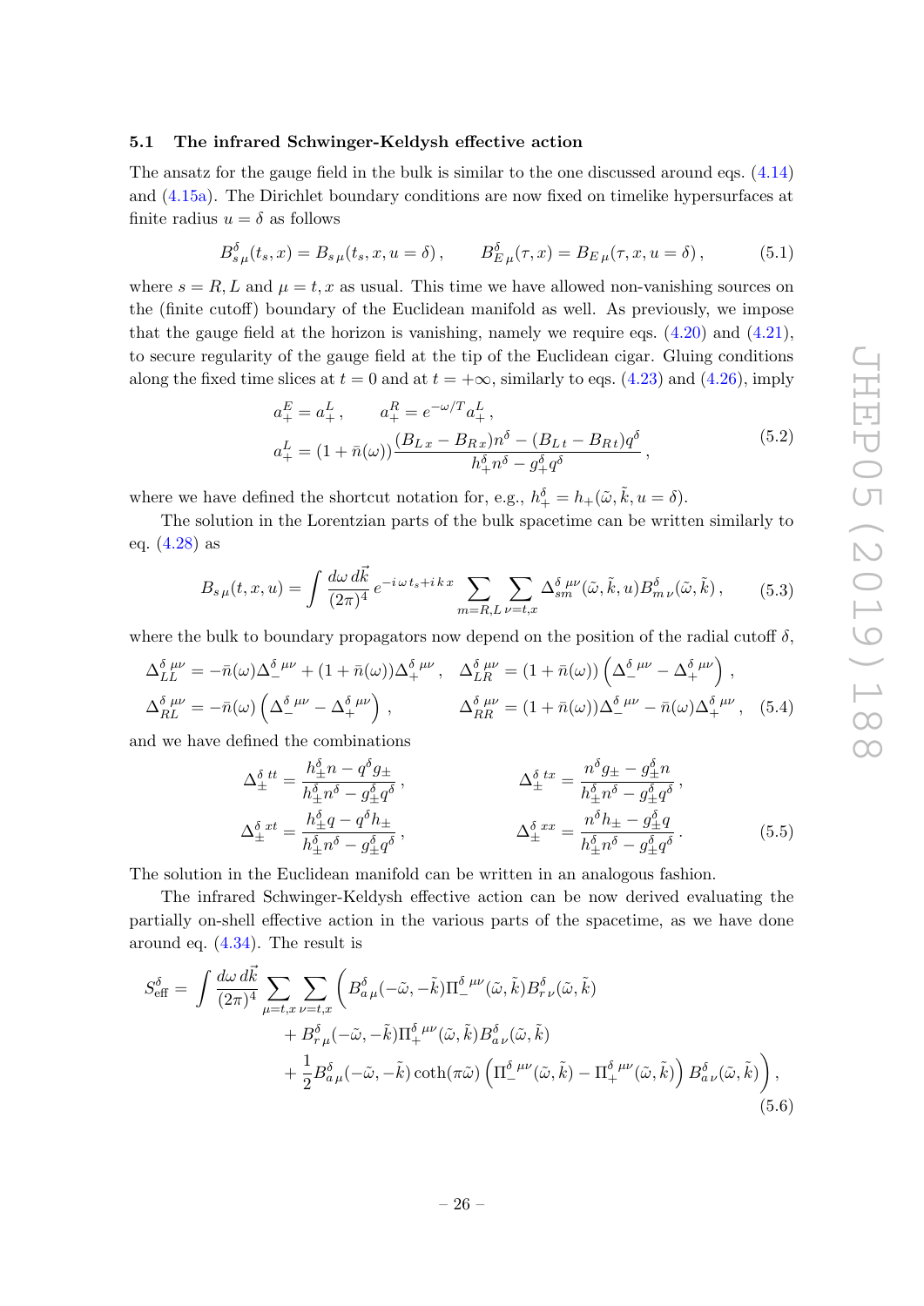### 5.1 The infrared Schwinger-Keldysh effective action

The ansatz for the gauge field in the bulk is similar to the one discussed around eqs. (4.14) and (4.15a). The Dirichlet boundary conditions are now fixed on timelike hypersurfaces at finite radius $u = \delta$ as follows

$$
B^{\delta}_{s\,\mu}(t_s, x) = B_{s\,\mu}(t_s, x, u = \delta)\,, \qquad B^{\delta}_{E\,\mu}(\tau, x) = B_{E\,\mu}(\tau, x, u = \delta)\,, \tag{5.1}
$$

where $s = R, L$ and $\mu = t, x$ as usual. This time we have allowed non-vanishing sources on the (finite cutoff) boundary of the Euclidean manifold as well. As previously, we impose that the gauge field at the horizon is vanishing, namely we require eqs. (4.20) and (4.21), to secure regularity of the gauge field at the tip of the Euclidean cigar. Gluing conditions along the fixed time slices at $t = 0$ and at $t = +\infty$, similarly to eqs. (4.23) and (4.26), imply

$$
\begin{aligned}
&a^E_+ = a^L_+\,, \qquad a^R_+ = e^{-\omega/T} a^L_+\,, \\
&a^L_+ = (1 + \bar{n}(\omega)) \frac{(B_{L\,x} - B_{R\,x}) n^{\delta} - (B_{L\,t} - B_{R\,t}) q^{\delta}}{h^{\delta}_+ n^{\delta} - g^{\delta}_+ q^{\delta}}\,,
\end{aligned} \tag{5.2}
$$

where we have defined the shortcut notation for, e.g., $h^{\delta}_+ = h_+(\tilde{\omega}, \tilde{k}, u = \delta)$.

The solution in the Lorentzian parts of the bulk spacetime can be written similarly to eq. (4.28) as

$$
B_{s\,\mu}(t, x, u) = \int \frac{d\omega\, d\vec{k}}{(2\pi)^4}\, e^{-i\,\omega\, t_s + i\,k\,x} \sum_{m=R,L} \sum_{\nu=t,x} \Delta^{\delta\;\mu\nu}_{sm}(\tilde{\omega}, \tilde{k}, u) B^{\delta}_{m\,\nu}(\tilde{\omega}, \tilde{k})\,, \tag{5.3}
$$

where the bulk to boundary propagators now depend on the position of the radial cutoff $\delta$,

$$
\begin{aligned}
\Delta^{\delta\;\mu\nu}_{LL} &= -\bar{n}(\omega)\Delta^{\delta\;\mu\nu}_{-} + (1 + \bar{n}(\omega))\Delta^{\delta\;\mu\nu}_{+}\,, \quad &\Delta^{\delta\;\mu\nu}_{LR} &= (1 + \bar{n}(\omega))\left(\Delta^{\delta\;\mu\nu}_{-} - \Delta^{\delta\;\mu\nu}_{+}\right)\,, \\
\Delta^{\delta\;\mu\nu}_{RL} &= -\bar{n}(\omega)\left(\Delta^{\delta\;\mu\nu}_{-} - \Delta^{\delta\;\mu\nu}_{+}\right)\,, &\Delta^{\delta\;\mu\nu}_{RR} &= (1 + \bar{n}(\omega))\Delta^{\delta\;\mu\nu}_{-} - \bar{n}(\omega)\Delta^{\delta\;\mu\nu}_{+}\,,
\end{aligned} \tag{5.4}
$$

and we have defined the combinations

$$
\begin{aligned}
\Delta^{\delta\;tt}_{\pm} &= \frac{h^{\delta}_{\pm} n - q^{\delta} g_{\pm}}{h^{\delta}_{\pm} n^{\delta} - g^{\delta}_{\pm} q^{\delta}}\,, \qquad &\Delta^{\delta\;tx}_{\pm} &= \frac{n^{\delta} g_{\pm} - g^{\delta}_{\pm} n}{h^{\delta}_{\pm} n^{\delta} - g^{\delta}_{\pm} q^{\delta}}\,, \\
\Delta^{\delta\;xt}_{\pm} &= \frac{h^{\delta}_{\pm} q - q^{\delta} h_{\pm}}{h^{\delta}_{\pm} n^{\delta} - g^{\delta}_{\pm} q^{\delta}}\,, &\Delta^{\delta\;xx}_{\pm} &= \frac{n^{\delta} h_{\pm} - g^{\delta}_{\pm} q}{h^{\delta}_{\pm} n^{\delta} - g^{\delta}_{\pm} q^{\delta}}\,.
\end{aligned} \tag{5.5}
$$

The solution in the Euclidean manifold can be written in an analogous fashion.

The infrared Schwinger-Keldysh effective action can be now derived evaluating the partially on-shell effective action in the various parts of the spacetime, as we have done around eq. (4.34). The result is

$$
\begin{aligned}
S^{\delta}_{\text{eff}} = \int \frac{d\omega\, d\vec{k}}{(2\pi)^4} \sum_{\mu=t,x} \sum_{\nu=t,x} \Bigg( & B^{\delta}_{a\,\mu}(-\tilde{\omega}, -\tilde{k}) \Pi^{\delta\;\mu\nu}_{-}(\tilde{\omega}, \tilde{k}) B^{\delta}_{r\,\nu}(\tilde{\omega}, \tilde{k}) \\
& + B^{\delta}_{r\,\mu}(-\tilde{\omega}, -\tilde{k}) \Pi^{\delta\;\mu\nu}_{+}(\tilde{\omega}, \tilde{k}) B^{\delta}_{a\,\nu}(\tilde{\omega}, \tilde{k}) \\
& + \frac{1}{2} B^{\delta}_{a\,\mu}(-\tilde{\omega}, -\tilde{k}) \coth(\pi\tilde{\omega}) \left(\Pi^{\delta\;\mu\nu}_{-}(\tilde{\omega}, \tilde{k}) - \Pi^{\delta\;\mu\nu}_{+}(\tilde{\omega}, \tilde{k})\right) B^{\delta}_{a\,\nu}(\tilde{\omega}, \tilde{k}) \Bigg)\,,
\end{aligned} \tag{5.6}
$$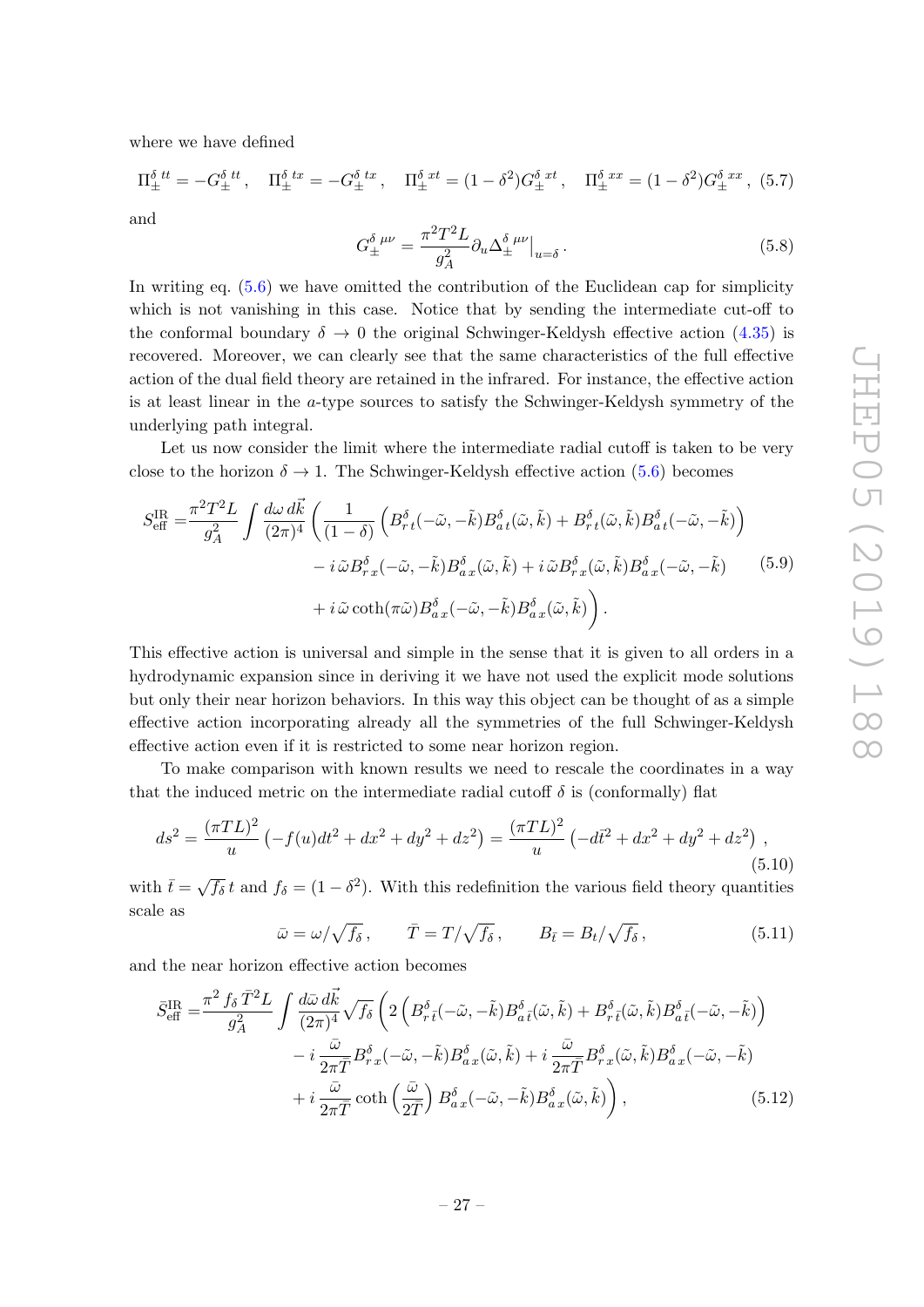where we have defined

$$\Pi_{\pm}^{\delta\,tt} = -G_{\pm}^{\delta\,tt}\,, \quad \Pi_{\pm}^{\delta\,tx} = -G_{\pm}^{\delta\,tx}\,, \quad \Pi_{\pm}^{\delta\,xt} = (1-\delta^2)G_{\pm}^{\delta\,xt}\,, \quad \Pi_{\pm}^{\delta\,xx} = (1-\delta^2)G_{\pm}^{\delta\,xx}\,, \tag{5.7}$$

and

$$G_{\pm}^{\delta\,\mu\nu} = \frac{\pi^2 T^2 L}{g_A^2}\partial_u \Delta_{\pm}^{\delta\,\mu\nu}\big|_{u=\delta}\,. \tag{5.8}$$

In writing eq. (5.6) we have omitted the contribution of the Euclidean cap for simplicity which is not vanishing in this case. Notice that by sending the intermediate cut-off to the conformal boundary $\delta \to 0$ the original Schwinger-Keldysh effective action (4.35) is recovered. Moreover, we can clearly see that the same characteristics of the full effective action of the dual field theory are retained in the infrared. For instance, the effective action is at least linear in the $a$-type sources to satisfy the Schwinger-Keldysh symmetry of the underlying path integral.

Let us now consider the limit where the intermediate radial cutoff is taken to be very close to the horizon $\delta \to 1$. The Schwinger-Keldysh effective action (5.6) becomes

$$\begin{aligned}
S_{\text{eff}}^{\text{IR}} =& \frac{\pi^2 T^2 L}{g_A^2}\int \frac{d\omega\, d\vec{k}}{(2\pi)^4}\bigg(\frac{1}{(1-\delta)}\Big(B^{\delta}_{r\,t}(-\tilde{\omega},-\tilde{k})B^{\delta}_{a\,t}(\tilde{\omega},\tilde{k}) + B^{\delta}_{r\,t}(\tilde{\omega},\tilde{k})B^{\delta}_{a\,t}(-\tilde{\omega},-\tilde{k})\Big) \\
&- i\,\tilde{\omega} B^{\delta}_{r\,x}(-\tilde{\omega},-\tilde{k})B^{\delta}_{a\,x}(\tilde{\omega},\tilde{k}) + i\,\tilde{\omega} B^{\delta}_{r\,x}(\tilde{\omega},\tilde{k})B^{\delta}_{a\,x}(-\tilde{\omega},-\tilde{k}) \\
&+ i\,\tilde{\omega}\coth(\pi\tilde{\omega}) B^{\delta}_{a\,x}(-\tilde{\omega},-\tilde{k})B^{\delta}_{a\,x}(\tilde{\omega},\tilde{k})\bigg)\,.
\end{aligned} \tag{5.9}$$

This effective action is universal and simple in the sense that it is given to all orders in a hydrodynamic expansion since in deriving it we have not used the explicit mode solutions but only their near horizon behaviors. In this way this object can be thought of as a simple effective action incorporating already all the symmetries of the full Schwinger-Keldysh effective action even if it is restricted to some near horizon region.

To make comparison with known results we need to rescale the coordinates in a way that the induced metric on the intermediate radial cutoff $\delta$ is (conformally) flat

$$ds^2 = \frac{(\pi T L)^2}{u}\left(-f(u)dt^2 + dx^2 + dy^2 + dz^2\right) = \frac{(\pi T L)^2}{u}\left(-d\bar{t}^2 + dx^2 + dy^2 + dz^2\right)\,, \tag{5.10}$$

with $\bar{t} = \sqrt{f_\delta}\,t$ and $f_\delta = (1-\delta^2)$. With this redefinition the various field theory quantities scale as

$$\bar{\omega} = \omega/\sqrt{f_\delta}\,, \qquad \bar{T} = T/\sqrt{f_\delta}\,, \qquad B_{\bar{t}} = B_t/\sqrt{f_\delta}\,, \tag{5.11}$$

and the near horizon effective action becomes

$$\begin{aligned}
\bar{S}_{\text{eff}}^{\text{IR}} =& \frac{\pi^2 f_\delta \bar{T}^2 L}{g_A^2}\int \frac{d\bar{\omega}\, d\vec{k}}{(2\pi)^4}\sqrt{f_\delta}\bigg(2\Big(B^{\delta}_{r\,\bar{t}}(-\tilde{\omega},-\tilde{k})B^{\delta}_{a\,\bar{t}}(\tilde{\omega},\tilde{k}) + B^{\delta}_{r\,\bar{t}}(\tilde{\omega},\tilde{k})B^{\delta}_{a\,\bar{t}}(-\tilde{\omega},-\tilde{k})\Big) \\
&- i\,\frac{\bar{\omega}}{2\pi\bar{T}} B^{\delta}_{r\,x}(-\tilde{\omega},-\tilde{k})B^{\delta}_{a\,x}(\tilde{\omega},\tilde{k}) + i\,\frac{\bar{\omega}}{2\pi\bar{T}} B^{\delta}_{r\,x}(\tilde{\omega},\tilde{k})B^{\delta}_{a\,x}(-\tilde{\omega},-\tilde{k}) \\
&+ i\,\frac{\bar{\omega}}{2\pi\bar{T}}\coth\left(\frac{\bar{\omega}}{2\bar{T}}\right) B^{\delta}_{a\,x}(-\tilde{\omega},-\tilde{k})B^{\delta}_{a\,x}(\tilde{\omega},\tilde{k})\bigg)\,,
\end{aligned} \tag{5.12}$$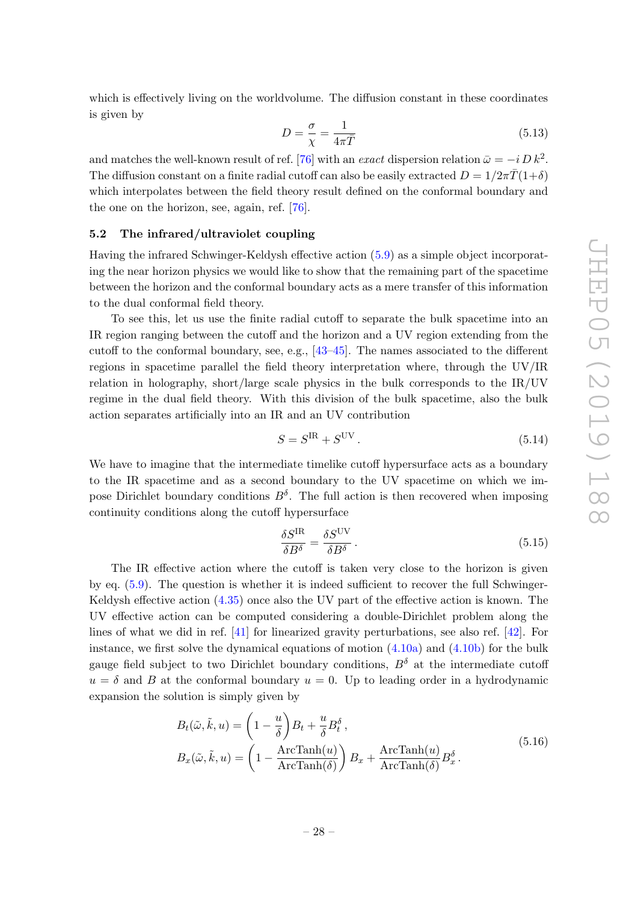which is effectively living on the worldvolume. The diffusion constant in these coordinates is given by

$$D = \frac{\sigma}{\chi} = \frac{1}{4\pi \bar{T}} \tag{5.13}$$

and matches the well-known result of ref. [76] with an *exact* dispersion relation $\bar{\omega} = -i\, D\, k^2$. The diffusion constant on a finite radial cutoff can also be easily extracted $D = 1/2\pi\bar{T}(1+\delta)$ which interpolates between the field theory result defined on the conformal boundary and the one on the horizon, see, again, ref. [76].

### 5.2 The infrared/ultraviolet coupling

Having the infrared Schwinger-Keldysh effective action (5.9) as a simple object incorporating the near horizon physics we would like to show that the remaining part of the spacetime between the horizon and the conformal boundary acts as a mere transfer of this information to the dual conformal field theory.

To see this, let us use the finite radial cutoff to separate the bulk spacetime into an IR region ranging between the cutoff and the horizon and a UV region extending from the cutoff to the conformal boundary, see, e.g., [43–45]. The names associated to the different regions in spacetime parallel the field theory interpretation where, through the UV/IR relation in holography, short/large scale physics in the bulk corresponds to the IR/UV regime in the dual field theory. With this division of the bulk spacetime, also the bulk action separates artificially into an IR and an UV contribution

$$S = S^{\mathrm{IR}} + S^{\mathrm{UV}}\,. \tag{5.14}$$

We have to imagine that the intermediate timelike cutoff hypersurface acts as a boundary to the IR spacetime and as a second boundary to the UV spacetime on which we impose Dirichlet boundary conditions $B^\delta$. The full action is then recovered when imposing continuity conditions along the cutoff hypersurface

$$\frac{\delta S^{\mathrm{IR}}}{\delta B^\delta} = \frac{\delta S^{\mathrm{UV}}}{\delta B^\delta}\,. \tag{5.15}$$

The IR effective action where the cutoff is taken very close to the horizon is given by eq. (5.9). The question is whether it is indeed sufficient to recover the full Schwinger-Keldysh effective action (4.35) once also the UV part of the effective action is known. The UV effective action can be computed considering a double-Dirichlet problem along the lines of what we did in ref. [41] for linearized gravity perturbations, see also ref. [42]. For instance, we first solve the dynamical equations of motion (4.10a) and (4.10b) for the bulk gauge field subject to two Dirichlet boundary conditions, $B^\delta$ at the intermediate cutoff $u = \delta$ and $B$ at the conformal boundary $u = 0$. Up to leading order in a hydrodynamic expansion the solution is simply given by

$$\begin{aligned}
B_t(\tilde{\omega}, \tilde{k}, u) &= \left(1 - \frac{u}{\delta}\right) B_t + \frac{u}{\delta} B_t^\delta\,, \\
B_x(\tilde{\omega}, \tilde{k}, u) &= \left(1 - \frac{\mathrm{ArcTanh}(u)}{\mathrm{ArcTanh}(\delta)}\right) B_x + \frac{\mathrm{ArcTanh}(u)}{\mathrm{ArcTanh}(\delta)} B_x^\delta\,.
\end{aligned} \tag{5.16}$$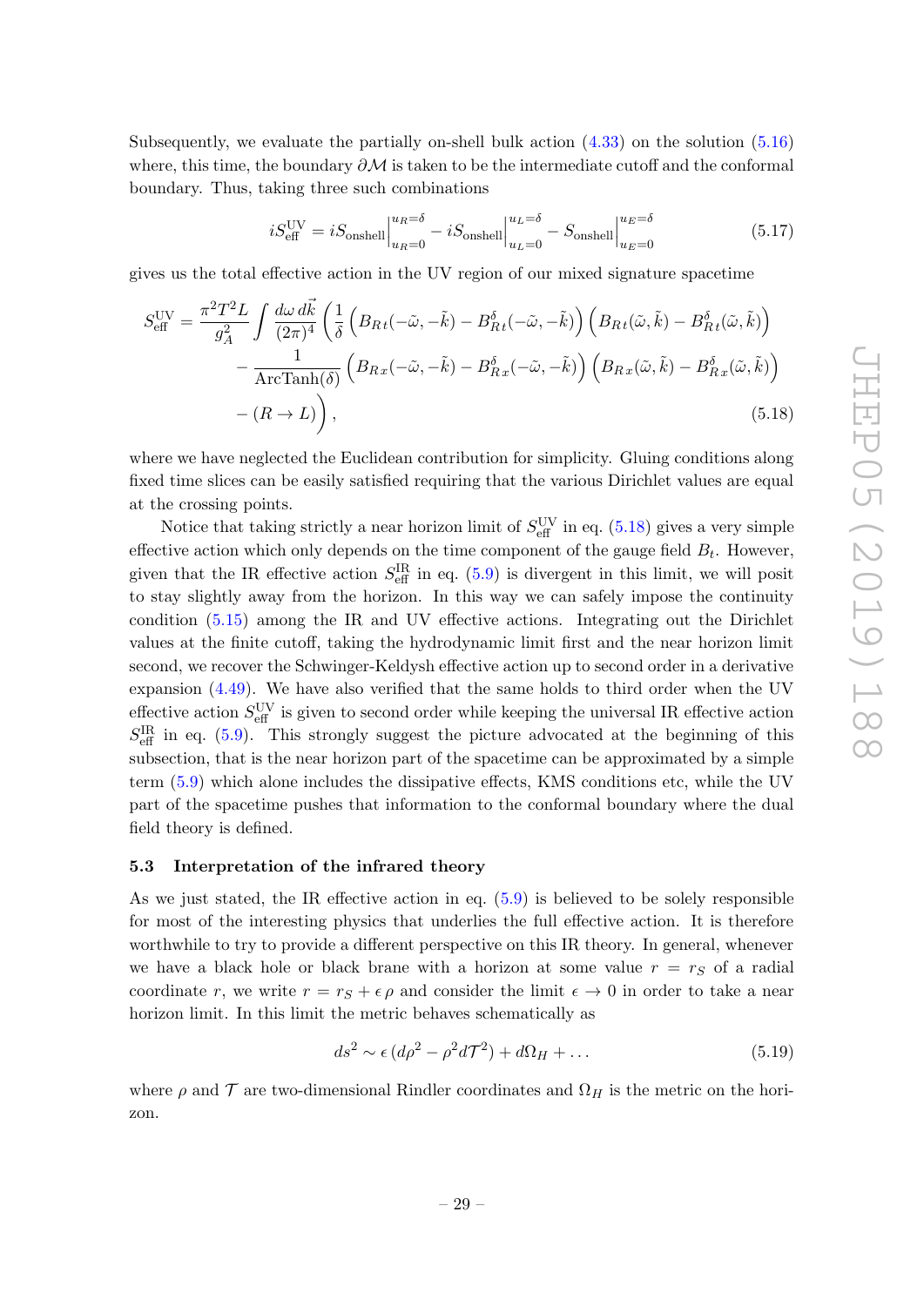Subsequently, we evaluate the partially on-shell bulk action (4.33) on the solution (5.16) where, this time, the boundary $\partial\mathcal{M}$ is taken to be the intermediate cutoff and the conformal boundary. Thus, taking three such combinations

$$
iS_{\text{eff}}^{\text{UV}} = iS_{\text{onshell}}\Big|_{u_R=0}^{u_R=\delta} - iS_{\text{onshell}}\Big|_{u_L=0}^{u_L=\delta} - S_{\text{onshell}}\Big|_{u_E=0}^{u_E=\delta} \tag{5.17}
$$

gives us the total effective action in the UV region of our mixed signature spacetime

$$
\begin{aligned}
S_{\text{eff}}^{\text{UV}} = \frac{\pi^2 T^2 L}{g_A^2} \int \frac{d\omega\, d\vec{k}}{(2\pi)^4} \Bigg( & \frac{1}{\delta} \left( B_{Rt}(-\tilde{\omega}, -\tilde{k}) - B_{Rt}^{\delta}(-\tilde{\omega}, -\tilde{k}) \right) \left( B_{Rt}(\tilde{\omega}, \tilde{k}) - B_{Rt}^{\delta}(\tilde{\omega}, \tilde{k}) \right) \\
& - \frac{1}{\text{ArcTanh}(\delta)} \left( B_{Rx}(-\tilde{\omega}, -\tilde{k}) - B_{Rx}^{\delta}(-\tilde{\omega}, -\tilde{k}) \right) \left( B_{Rx}(\tilde{\omega}, \tilde{k}) - B_{Rx}^{\delta}(\tilde{\omega}, \tilde{k}) \right) \\
& - (R \to L) \Bigg),
\end{aligned} \tag{5.18}
$$

where we have neglected the Euclidean contribution for simplicity. Gluing conditions along fixed time slices can be easily satisfied requiring that the various Dirichlet values are equal at the crossing points.

Notice that taking strictly a near horizon limit of $S_{\text{eff}}^{\text{UV}}$ in eq. (5.18) gives a very simple effective action which only depends on the time component of the gauge field $B_t$. However, given that the IR effective action $S_{\text{eff}}^{\text{IR}}$ in eq. (5.9) is divergent in this limit, we will posit to stay slightly away from the horizon. In this way we can safely impose the continuity condition (5.15) among the IR and UV effective actions. Integrating out the Dirichlet values at the finite cutoff, taking the hydrodynamic limit first and the near horizon limit second, we recover the Schwinger-Keldysh effective action up to second order in a derivative expansion (4.49). We have also verified that the same holds to third order when the UV effective action $S_{\text{eff}}^{\text{UV}}$ is given to second order while keeping the universal IR effective action $S_{\text{eff}}^{\text{IR}}$ in eq. (5.9). This strongly suggest the picture advocated at the beginning of this subsection, that is the near horizon part of the spacetime can be approximated by a simple term (5.9) which alone includes the dissipative effects, KMS conditions etc, while the UV part of the spacetime pushes that information to the conformal boundary where the dual field theory is defined.

### 5.3 Interpretation of the infrared theory

As we just stated, the IR effective action in eq. (5.9) is believed to be solely responsible for most of the interesting physics that underlies the full effective action. It is therefore worthwhile to try to provide a different perspective on this IR theory. In general, whenever we have a black hole or black brane with a horizon at some value $r = r_S$ of a radial coordinate $r$, we write $r = r_S + \epsilon\,\rho$ and consider the limit $\epsilon \to 0$ in order to take a near horizon limit. In this limit the metric behaves schematically as

$$
ds^2 \sim \epsilon\,(d\rho^2 - \rho^2 d\mathcal{T}^2) + d\Omega_H + \ldots \tag{5.19}
$$

where $\rho$ and $\mathcal{T}$ are two-dimensional Rindler coordinates and $\Omega_H$ is the metric on the horizon.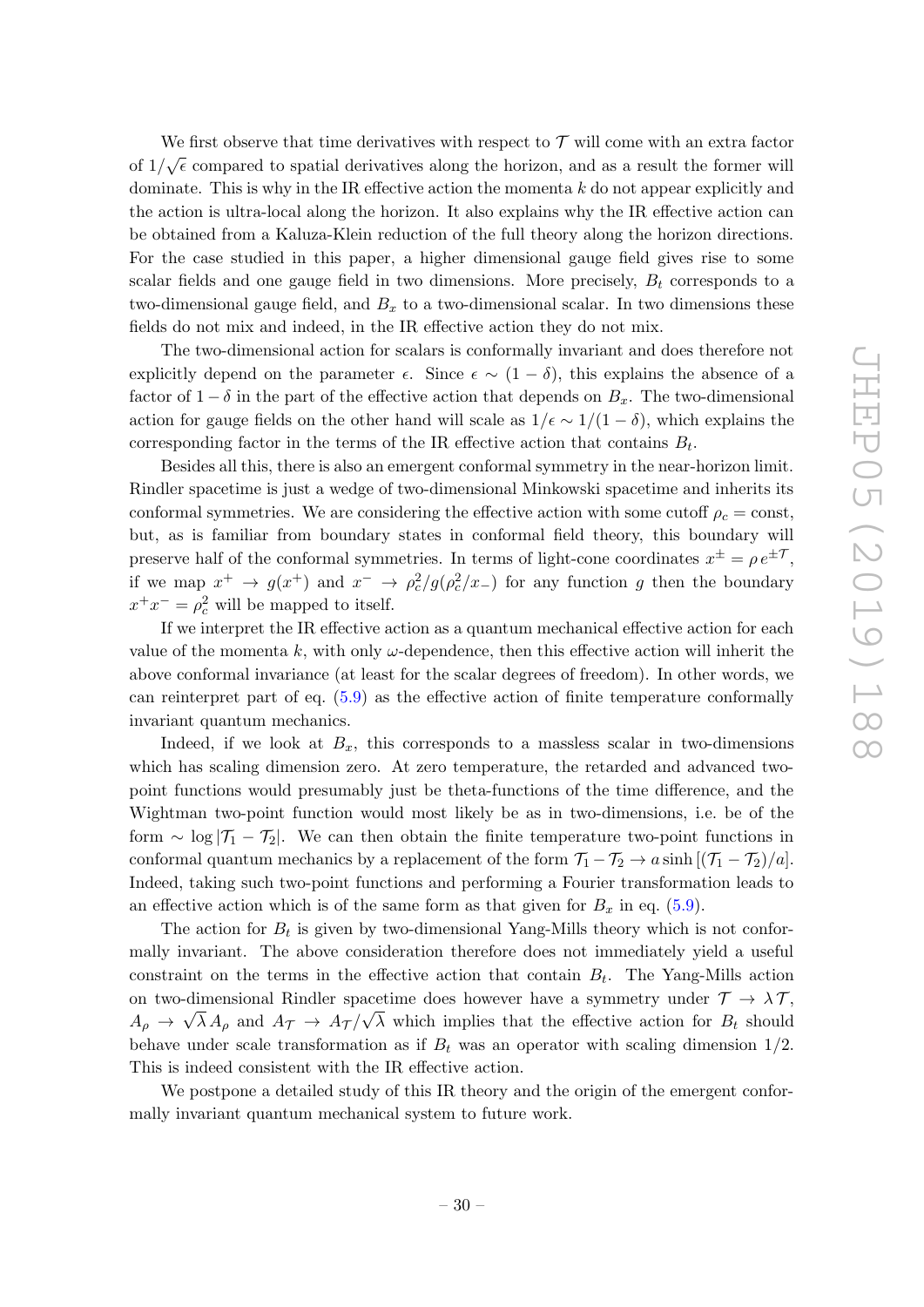We first observe that time derivatives with respect to $\mathcal{T}$ will come with an extra factor of $1/\sqrt{\epsilon}$ compared to spatial derivatives along the horizon, and as a result the former will dominate. This is why in the IR effective action the momenta $k$ do not appear explicitly and the action is ultra-local along the horizon. It also explains why the IR effective action can be obtained from a Kaluza-Klein reduction of the full theory along the horizon directions. For the case studied in this paper, a higher dimensional gauge field gives rise to some scalar fields and one gauge field in two dimensions. More precisely, $B_t$ corresponds to a two-dimensional gauge field, and $B_x$ to a two-dimensional scalar. In two dimensions these fields do not mix and indeed, in the IR effective action they do not mix.

The two-dimensional action for scalars is conformally invariant and does therefore not explicitly depend on the parameter $\epsilon$. Since $\epsilon \sim (1-\delta)$, this explains the absence of a factor of $1-\delta$ in the part of the effective action that depends on $B_x$. The two-dimensional action for gauge fields on the other hand will scale as $1/\epsilon \sim 1/(1-\delta)$, which explains the corresponding factor in the terms of the IR effective action that contains $B_t$.

Besides all this, there is also an emergent conformal symmetry in the near-horizon limit. Rindler spacetime is just a wedge of two-dimensional Minkowski spacetime and inherits its conformal symmetries. We are considering the effective action with some cutoff $\rho_c = \text{const}$, but, as is familiar from boundary states in conformal field theory, this boundary will preserve half of the conformal symmetries. In terms of light-cone coordinates $x^{\pm} = \rho\, e^{\pm\mathcal{T}}$, if we map $x^+ \to g(x^+)$ and $x^- \to \rho_c^2/g(\rho_c^2/x_-)$ for any function $g$ then the boundary $x^+x^- = \rho_c^2$ will be mapped to itself.

If we interpret the IR effective action as a quantum mechanical effective action for each value of the momenta $k$, with only $\omega$-dependence, then this effective action will inherit the above conformal invariance (at least for the scalar degrees of freedom). In other words, we can reinterpret part of eq. (5.9) as the effective action of finite temperature conformally invariant quantum mechanics.

Indeed, if we look at $B_x$, this corresponds to a massless scalar in two-dimensions which has scaling dimension zero. At zero temperature, the retarded and advanced two-point functions would presumably just be theta-functions of the time difference, and the Wightman two-point function would most likely be as in two-dimensions, i.e. be of the form $\sim \log|\mathcal{T}_1 - \mathcal{T}_2|$. We can then obtain the finite temperature two-point functions in conformal quantum mechanics by a replacement of the form $\mathcal{T}_1 - \mathcal{T}_2 \to a \sinh\left[(\mathcal{T}_1 - \mathcal{T}_2)/a\right]$. Indeed, taking such two-point functions and performing a Fourier transformation leads to an effective action which is of the same form as that given for $B_x$ in eq. (5.9).

The action for $B_t$ is given by two-dimensional Yang-Mills theory which is not conformally invariant. The above consideration therefore does not immediately yield a useful constraint on the terms in the effective action that contain $B_t$. The Yang-Mills action on two-dimensional Rindler spacetime does however have a symmetry under $\mathcal{T} \to \lambda\mathcal{T}$, $A_\rho \to \sqrt{\lambda}\, A_\rho$ and $A_{\mathcal{T}} \to A_{\mathcal{T}}/\sqrt{\lambda}$ which implies that the effective action for $B_t$ should behave under scale transformation as if $B_t$ was an operator with scaling dimension $1/2$. This is indeed consistent with the IR effective action.

We postpone a detailed study of this IR theory and the origin of the emergent conformally invariant quantum mechanical system to future work.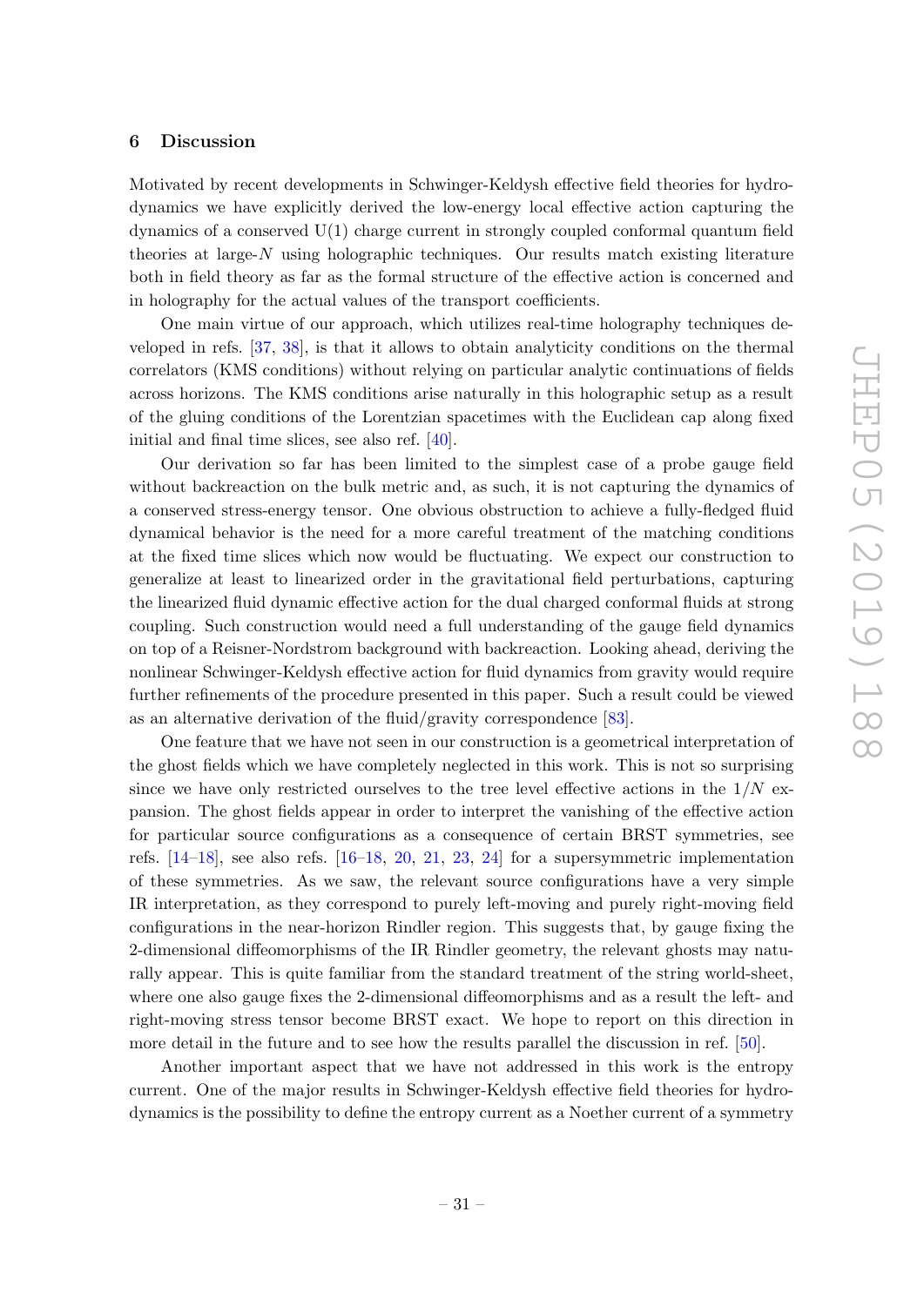## 6 Discussion

Motivated by recent developments in Schwinger-Keldysh effective field theories for hydrodynamics we have explicitly derived the low-energy local effective action capturing the dynamics of a conserved U(1) charge current in strongly coupled conformal quantum field theories at large-$N$ using holographic techniques. Our results match existing literature both in field theory as far as the formal structure of the effective action is concerned and in holography for the actual values of the transport coefficients.

One main virtue of our approach, which utilizes real-time holography techniques developed in refs. [37, 38], is that it allows to obtain analyticity conditions on the thermal correlators (KMS conditions) without relying on particular analytic continuations of fields across horizons. The KMS conditions arise naturally in this holographic setup as a result of the gluing conditions of the Lorentzian spacetimes with the Euclidean cap along fixed initial and final time slices, see also ref. [40].

Our derivation so far has been limited to the simplest case of a probe gauge field without backreaction on the bulk metric and, as such, it is not capturing the dynamics of a conserved stress-energy tensor. One obvious obstruction to achieve a fully-fledged fluid dynamical behavior is the need for a more careful treatment of the matching conditions at the fixed time slices which now would be fluctuating. We expect our construction to generalize at least to linearized order in the gravitational field perturbations, capturing the linearized fluid dynamic effective action for the dual charged conformal fluids at strong coupling. Such construction would need a full understanding of the gauge field dynamics on top of a Reisner-Nordstrom background with backreaction. Looking ahead, deriving the nonlinear Schwinger-Keldysh effective action for fluid dynamics from gravity would require further refinements of the procedure presented in this paper. Such a result could be viewed as an alternative derivation of the fluid/gravity correspondence [83].

One feature that we have not seen in our construction is a geometrical interpretation of the ghost fields which we have completely neglected in this work. This is not so surprising since we have only restricted ourselves to the tree level effective actions in the $1/N$ expansion. The ghost fields appear in order to interpret the vanishing of the effective action for particular source configurations as a consequence of certain BRST symmetries, see refs. [14–18], see also refs. [16–18, 20, 21, 23, 24] for a supersymmetric implementation of these symmetries. As we saw, the relevant source configurations have a very simple IR interpretation, as they correspond to purely left-moving and purely right-moving field configurations in the near-horizon Rindler region. This suggests that, by gauge fixing the 2-dimensional diffeomorphisms of the IR Rindler geometry, the relevant ghosts may naturally appear. This is quite familiar from the standard treatment of the string world-sheet, where one also gauge fixes the 2-dimensional diffeomorphisms and as a result the left- and right-moving stress tensor become BRST exact. We hope to report on this direction in more detail in the future and to see how the results parallel the discussion in ref. [50].

Another important aspect that we have not addressed in this work is the entropy current. One of the major results in Schwinger-Keldysh effective field theories for hydrodynamics is the possibility to define the entropy current as a Noether current of a symmetry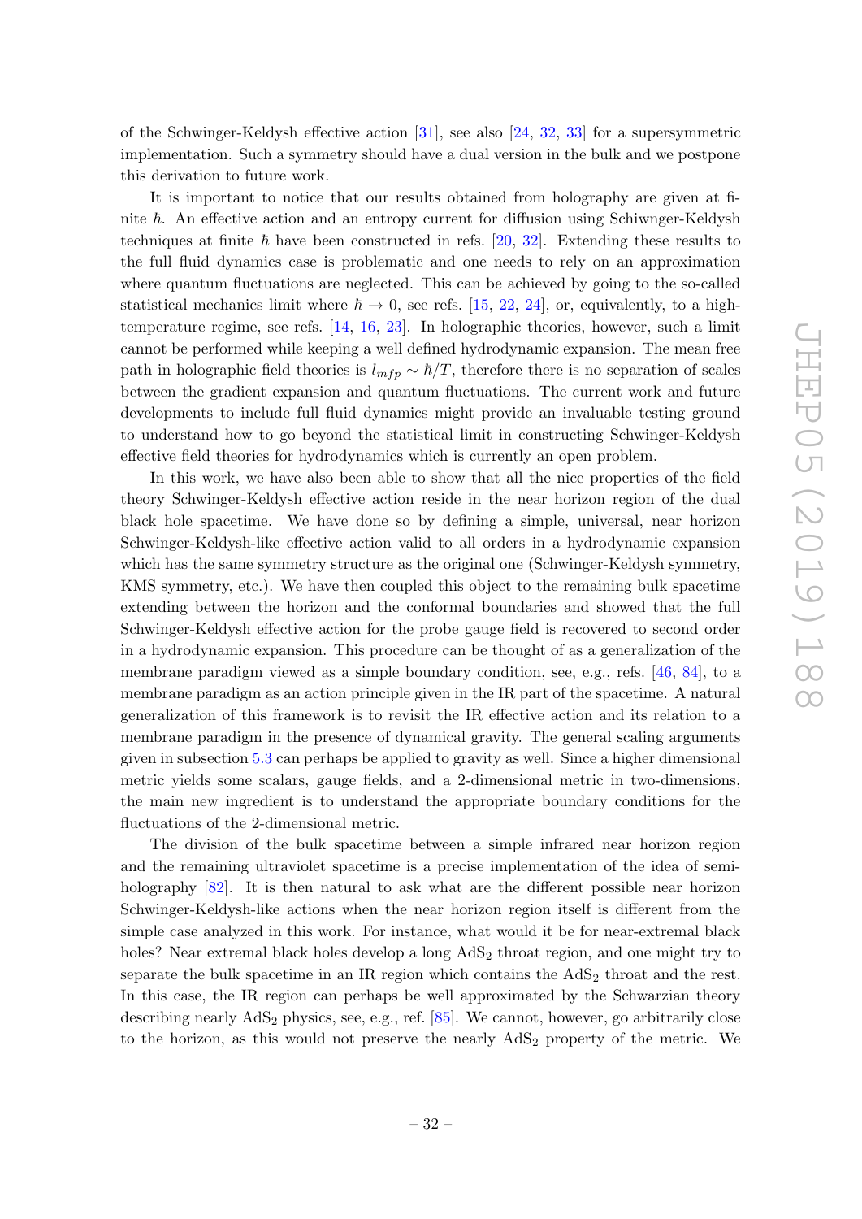of the Schwinger-Keldysh effective action [31], see also [24, 32, 33] for a supersymmetric implementation. Such a symmetry should have a dual version in the bulk and we postpone this derivation to future work.

It is important to notice that our results obtained from holography are given at finite $\hbar$. An effective action and an entropy current for diffusion using Schiwnger-Keldysh techniques at finite $\hbar$ have been constructed in refs. [20, 32]. Extending these results to the full fluid dynamics case is problematic and one needs to rely on an approximation where quantum fluctuations are neglected. This can be achieved by going to the so-called statistical mechanics limit where $\hbar \to 0$, see refs. [15, 22, 24], or, equivalently, to a high-temperature regime, see refs. [14, 16, 23]. In holographic theories, however, such a limit cannot be performed while keeping a well defined hydrodynamic expansion. The mean free path in holographic field theories is $l_{mfp} \sim \hbar/T$, therefore there is no separation of scales between the gradient expansion and quantum fluctuations. The current work and future developments to include full fluid dynamics might provide an invaluable testing ground to understand how to go beyond the statistical limit in constructing Schwinger-Keldysh effective field theories for hydrodynamics which is currently an open problem.

In this work, we have also been able to show that all the nice properties of the field theory Schwinger-Keldysh effective action reside in the near horizon region of the dual black hole spacetime. We have done so by defining a simple, universal, near horizon Schwinger-Keldysh-like effective action valid to all orders in a hydrodynamic expansion which has the same symmetry structure as the original one (Schwinger-Keldysh symmetry, KMS symmetry, etc.). We have then coupled this object to the remaining bulk spacetime extending between the horizon and the conformal boundaries and showed that the full Schwinger-Keldysh effective action for the probe gauge field is recovered to second order in a hydrodynamic expansion. This procedure can be thought of as a generalization of the membrane paradigm viewed as a simple boundary condition, see, e.g., refs. [46, 84], to a membrane paradigm as an action principle given in the IR part of the spacetime. A natural generalization of this framework is to revisit the IR effective action and its relation to a membrane paradigm in the presence of dynamical gravity. The general scaling arguments given in subsection 5.3 can perhaps be applied to gravity as well. Since a higher dimensional metric yields some scalars, gauge fields, and a 2-dimensional metric in two-dimensions, the main new ingredient is to understand the appropriate boundary conditions for the fluctuations of the 2-dimensional metric.

The division of the bulk spacetime between a simple infrared near horizon region and the remaining ultraviolet spacetime is a precise implementation of the idea of semi-holography [82]. It is then natural to ask what are the different possible near horizon Schwinger-Keldysh-like actions when the near horizon region itself is different from the simple case analyzed in this work. For instance, what would it be for near-extremal black holes? Near extremal black holes develop a long $\mathrm{AdS}_2$ throat region, and one might try to separate the bulk spacetime in an IR region which contains the $\mathrm{AdS}_2$ throat and the rest. In this case, the IR region can perhaps be well approximated by the Schwarzian theory describing nearly $\mathrm{AdS}_2$ physics, see, e.g., ref. [85]. We cannot, however, go arbitrarily close to the horizon, as this would not preserve the nearly $\mathrm{AdS}_2$ property of the metric. We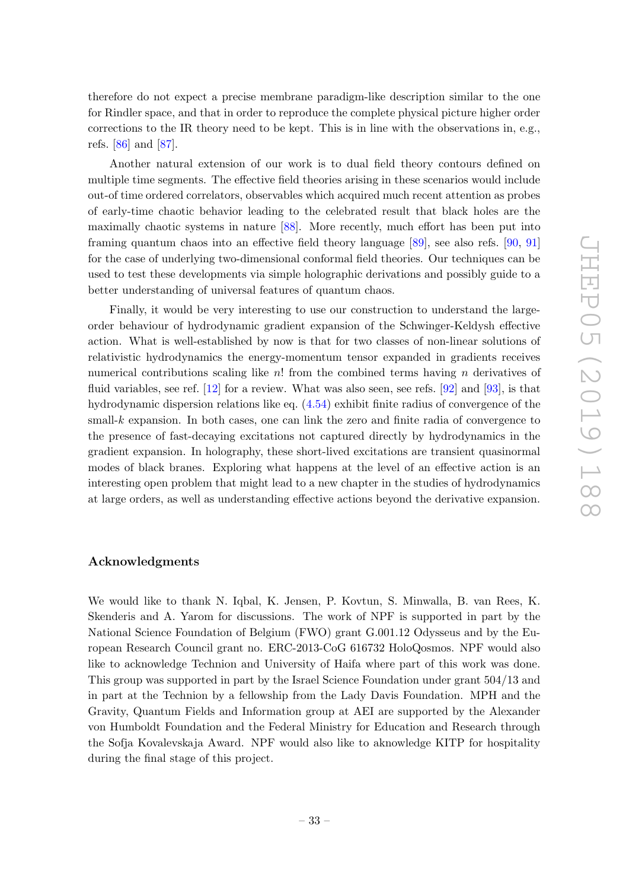therefore do not expect a precise membrane paradigm-like description similar to the one for Rindler space, and that in order to reproduce the complete physical picture higher order corrections to the IR theory need to be kept. This is in line with the observations in, e.g., refs. [86] and [87].

Another natural extension of our work is to dual field theory contours defined on multiple time segments. The effective field theories arising in these scenarios would include out-of time ordered correlators, observables which acquired much recent attention as probes of early-time chaotic behavior leading to the celebrated result that black holes are the maximally chaotic systems in nature [88]. More recently, much effort has been put into framing quantum chaos into an effective field theory language [89], see also refs. [90, 91] for the case of underlying two-dimensional conformal field theories. Our techniques can be used to test these developments via simple holographic derivations and possibly guide to a better understanding of universal features of quantum chaos.

Finally, it would be very interesting to use our construction to understand the large-order behaviour of hydrodynamic gradient expansion of the Schwinger-Keldysh effective action. What is well-established by now is that for two classes of non-linear solutions of relativistic hydrodynamics the energy-momentum tensor expanded in gradients receives numerical contributions scaling like $n!$ from the combined terms having $n$ derivatives of fluid variables, see ref. [12] for a review. What was also seen, see refs. [92] and [93], is that hydrodynamic dispersion relations like eq. (4.54) exhibit finite radius of convergence of the small-$k$ expansion. In both cases, one can link the zero and finite radia of convergence to the presence of fast-decaying excitations not captured directly by hydrodynamics in the gradient expansion. In holography, these short-lived excitations are transient quasinormal modes of black branes. Exploring what happens at the level of an effective action is an interesting open problem that might lead to a new chapter in the studies of hydrodynamics at large orders, as well as understanding effective actions beyond the derivative expansion.

## Acknowledgments

We would like to thank N. Iqbal, K. Jensen, P. Kovtun, S. Minwalla, B. van Rees, K. Skenderis and A. Yarom for discussions. The work of NPF is supported in part by the National Science Foundation of Belgium (FWO) grant G.001.12 Odysseus and by the European Research Council grant no. ERC-2013-CoG 616732 HoloQosmos. NPF would also like to acknowledge Technion and University of Haifa where part of this work was done. This group was supported in part by the Israel Science Foundation under grant 504/13 and in part at the Technion by a fellowship from the Lady Davis Foundation. MPH and the Gravity, Quantum Fields and Information group at AEI are supported by the Alexander von Humboldt Foundation and the Federal Ministry for Education and Research through the Sofja Kovalevskaja Award. NPF would also like to aknowledge KITP for hospitality during the final stage of this project.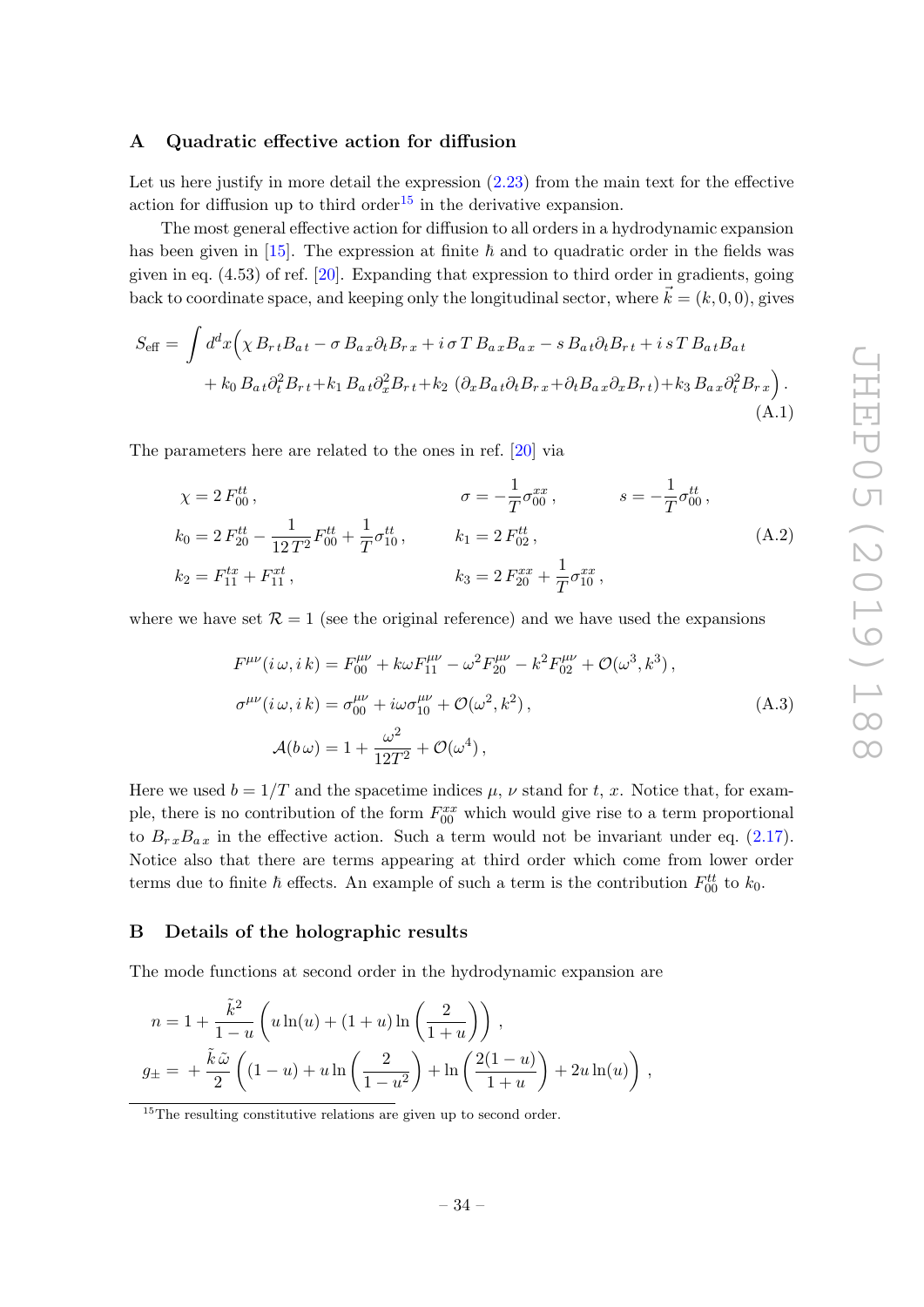## A Quadratic effective action for diffusion

Let us here justify in more detail the expression (2.23) from the main text for the effective action for diffusion up to third order[15] in the derivative expansion.

The most general effective action for diffusion to all orders in a hydrodynamic expansion has been given in [15]. The expression at finite $\hbar$ and to quadratic order in the fields was given in eq. (4.53) of ref. [20]. Expanding that expression to third order in gradients, going back to coordinate space, and keeping only the longitudinal sector, where $\vec{k} = (k, 0, 0)$, gives

$$
\begin{aligned}
S_{\text{eff}} = \int d^d x \Big( & \chi\, B_{r\,t} B_{a\,t} - \sigma\, B_{a\,x} \partial_t B_{r\,x} + i\,\sigma\, T\, B_{a\,x} B_{a\,x} - s\, B_{a\,t} \partial_t B_{r\,t} + i\, s\, T\, B_{a\,t} B_{a\,t} \\
& + k_0\, B_{a\,t} \partial_t^2 B_{r\,t} + k_1\, B_{a\,t} \partial_x^2 B_{r\,t} + k_2\, (\partial_x B_{a\,t} \partial_t B_{r\,x} + \partial_t B_{a\,x} \partial_x B_{r\,t}) + k_3\, B_{a\,x} \partial_t^2 B_{r\,x} \Big) .
\end{aligned}
\tag{A.1}
$$

The parameters here are related to the ones in ref. [20] via

$$
\begin{aligned}
&\chi = 2\, F^{tt}_{00} , && \sigma = -\frac{1}{T} \sigma^{xx}_{00} , && s = -\frac{1}{T} \sigma^{tt}_{00} , \\
&k_0 = 2\, F^{tt}_{20} - \frac{1}{12\, T^2} F^{tt}_{00} + \frac{1}{T} \sigma^{tt}_{10} , && k_1 = 2\, F^{tt}_{02} , && \\
&k_2 = F^{tx}_{11} + F^{xt}_{11} , && k_3 = 2\, F^{xx}_{20} + \frac{1}{T} \sigma^{xx}_{10} , &&
\end{aligned}
\tag{A.2}
$$

where we have set $\mathcal{R} = 1$ (see the original reference) and we have used the expansions

$$
\begin{aligned}
F^{\mu\nu}(i\,\omega, i\,k) &= F^{\mu\nu}_{00} + k\omega F^{\mu\nu}_{11} - \omega^2 F^{\mu\nu}_{20} - k^2 F^{\mu\nu}_{02} + \mathcal{O}(\omega^3, k^3) , \\
\sigma^{\mu\nu}(i\,\omega, i\,k) &= \sigma^{\mu\nu}_{00} + i\omega \sigma^{\mu\nu}_{10} + \mathcal{O}(\omega^2, k^2) , \\
\mathcal{A}(b\,\omega) &= 1 + \frac{\omega^2}{12 T^2} + \mathcal{O}(\omega^4) ,
\end{aligned}
\tag{A.3}
$$

Here we used $b = 1/T$ and the spacetime indices $\mu$, $\nu$ stand for $t$, $x$. Notice that, for example, there is no contribution of the form $F^{xx}_{00}$ which would give rise to a term proportional to $B_{r\,x} B_{a\,x}$ in the effective action. Such a term would not be invariant under eq. (2.17). Notice also that there are terms appearing at third order which come from lower order terms due to finite $\hbar$ effects. An example of such a term is the contribution $F^{tt}_{00}$ to $k_0$.

## B Details of the holographic results

The mode functions at second order in the hydrodynamic expansion are

$$
\begin{aligned}
n &= 1 + \frac{\tilde{k}^2}{1-u} \left( u \ln(u) + (1+u) \ln\left( \frac{2}{1+u} \right) \right) , \\
g_{\pm} &= + \frac{\tilde{k}\, \tilde{\omega}}{2} \left( (1-u) + u \ln\left( \frac{2}{1-u^2} \right) + \ln\left( \frac{2(1-u)}{1+u} \right) + 2u \ln(u) \right) ,
\end{aligned}
$$

[15] The resulting constitutive relations are given up to second order.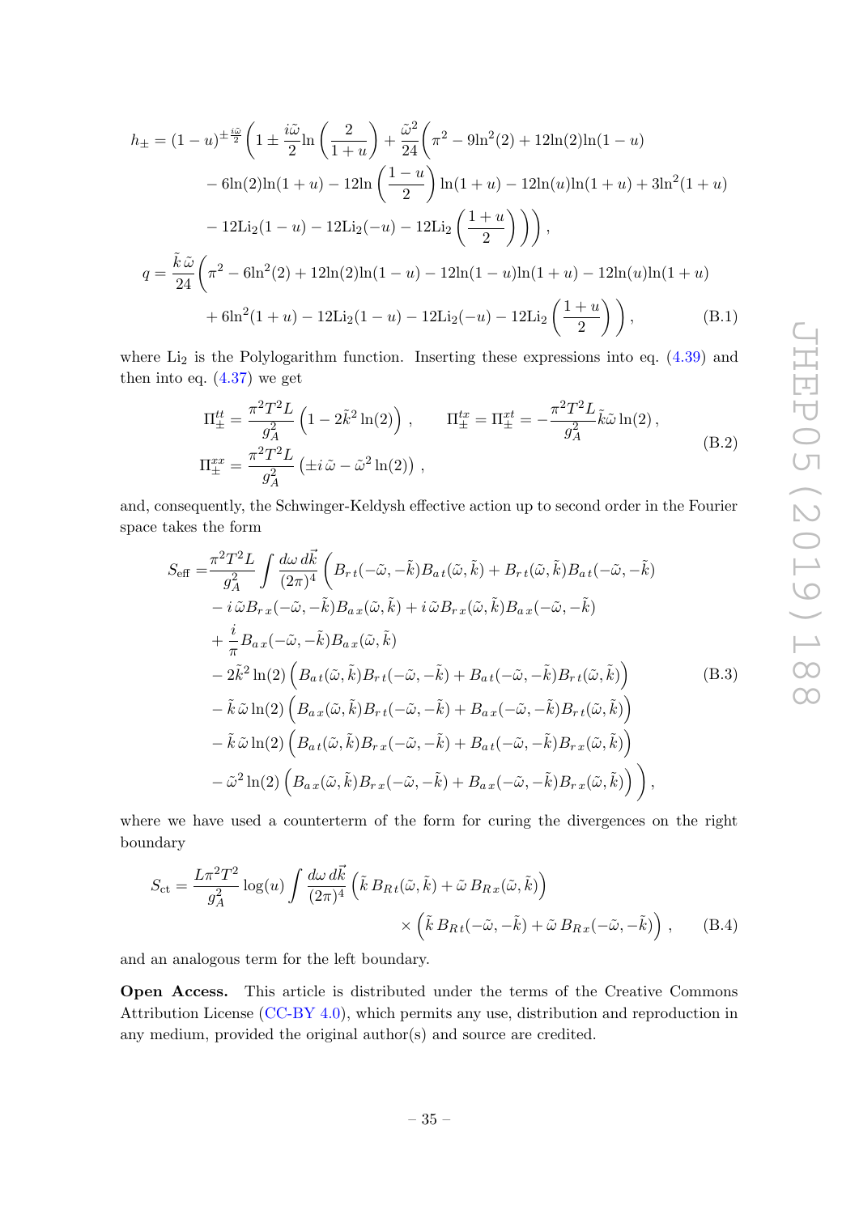$$
\begin{aligned}
h_{\pm} = (1-u)^{\pm\frac{i\tilde{\omega}}{2}} \Bigg( 1 \pm \frac{i\tilde{\omega}}{2} \ln\left(\frac{2}{1+u}\right) + \frac{\tilde{\omega}^2}{24} \Bigg( & \pi^2 - 9\ln^2(2) + 12\ln(2)\ln(1-u) \\
& - 6\ln(2)\ln(1+u) - 12\ln\left(\frac{1-u}{2}\right)\ln(1+u) - 12\ln(u)\ln(1+u) + 3\ln^2(1+u) \\
& - 12\mathrm{Li}_2(1-u) - 12\mathrm{Li}_2(-u) - 12\mathrm{Li}_2\left(\frac{1+u}{2}\right)\Bigg)\Bigg), \\
q = \frac{\tilde{k}\,\tilde{\omega}}{24}\Bigg( \pi^2 - 6\ln^2(2) + 12\ln(2)\ln(1-u) & - 12\ln(1-u)\ln(1+u) - 12\ln(u)\ln(1+u) \\
& + 6\ln^2(1+u) - 12\mathrm{Li}_2(1-u) - 12\mathrm{Li}_2(-u) - 12\mathrm{Li}_2\left(\frac{1+u}{2}\right)\Bigg),
\end{aligned} \tag{B.1}
$$

where $\mathrm{Li}_2$ is the Polylogarithm function. Inserting these expressions into eq. (4.39) and then into eq. (4.37) we get

$$
\begin{aligned}
\Pi^{tt}_{\pm} &= \frac{\pi^2 T^2 L}{g_A^2}\left(1 - 2\tilde{k}^2\ln(2)\right), \qquad \Pi^{tx}_{\pm} = \Pi^{xt}_{\pm} = -\frac{\pi^2 T^2 L}{g_A^2}\tilde{k}\tilde{\omega}\ln(2), \\
\Pi^{xx}_{\pm} &= \frac{\pi^2 T^2 L}{g_A^2}\left(\pm i\,\tilde{\omega} - \tilde{\omega}^2\ln(2)\right),
\end{aligned} \tag{B.2}
$$

and, consequently, the Schwinger-Keldysh effective action up to second order in the Fourier space takes the form

$$
\begin{aligned}
S_{\text{eff}} = \frac{\pi^2 T^2 L}{g_A^2}\int \frac{d\omega\, d\vec{k}}{(2\pi)^4}\Bigg( & B_{r\,t}(-\tilde{\omega},-\tilde{k})B_{a\,t}(\tilde{\omega},\tilde{k}) + B_{r\,t}(\tilde{\omega},\tilde{k})B_{a\,t}(-\tilde{\omega},-\tilde{k}) \\
& - i\,\tilde{\omega} B_{r\,x}(-\tilde{\omega},-\tilde{k})B_{a\,x}(\tilde{\omega},\tilde{k}) + i\,\tilde{\omega} B_{r\,x}(\tilde{\omega},\tilde{k})B_{a\,x}(-\tilde{\omega},-\tilde{k}) \\
& + \frac{i}{\pi} B_{a\,x}(-\tilde{\omega},-\tilde{k})B_{a\,x}(\tilde{\omega},\tilde{k}) \\
& - 2\tilde{k}^2\ln(2)\left(B_{a\,t}(\tilde{\omega},\tilde{k})B_{r\,t}(-\tilde{\omega},-\tilde{k}) + B_{a\,t}(-\tilde{\omega},-\tilde{k})B_{r\,t}(\tilde{\omega},\tilde{k})\right) \\
& - \tilde{k}\,\tilde{\omega}\ln(2)\left(B_{a\,x}(\tilde{\omega},\tilde{k})B_{r\,t}(-\tilde{\omega},-\tilde{k}) + B_{a\,x}(-\tilde{\omega},-\tilde{k})B_{r\,t}(\tilde{\omega},\tilde{k})\right) \\
& - \tilde{k}\,\tilde{\omega}\ln(2)\left(B_{a\,t}(\tilde{\omega},\tilde{k})B_{r\,x}(-\tilde{\omega},-\tilde{k}) + B_{a\,t}(-\tilde{\omega},-\tilde{k})B_{r\,x}(\tilde{\omega},\tilde{k})\right) \\
& - \tilde{\omega}^2\ln(2)\left(B_{a\,x}(\tilde{\omega},\tilde{k})B_{r\,x}(-\tilde{\omega},-\tilde{k}) + B_{a\,x}(-\tilde{\omega},-\tilde{k})B_{r\,x}(\tilde{\omega},\tilde{k})\right)\Bigg),
\end{aligned} \tag{B.3}
$$

where we have used a counterterm of the form for curing the divergences on the right boundary

$$
\begin{aligned}
S_{\text{ct}} = \frac{L\pi^2 T^2}{g_A^2}\log(u)\int \frac{d\omega\, d\vec{k}}{(2\pi)^4} & \left(\tilde{k}\,B_{R\,t}(\tilde{\omega},\tilde{k}) + \tilde{\omega}\,B_{R\,x}(\tilde{\omega},\tilde{k})\right) \\
& \times\left(\tilde{k}\,B_{R\,t}(-\tilde{\omega},-\tilde{k}) + \tilde{\omega}\,B_{R\,x}(-\tilde{\omega},-\tilde{k})\right),
\end{aligned} \tag{B.4}
$$

and an analogous term for the left boundary.

**Open Access.** This article is distributed under the terms of the Creative Commons Attribution License (CC-BY 4.0), which permits any use, distribution and reproduction in any medium, provided the original author(s) and source are credited.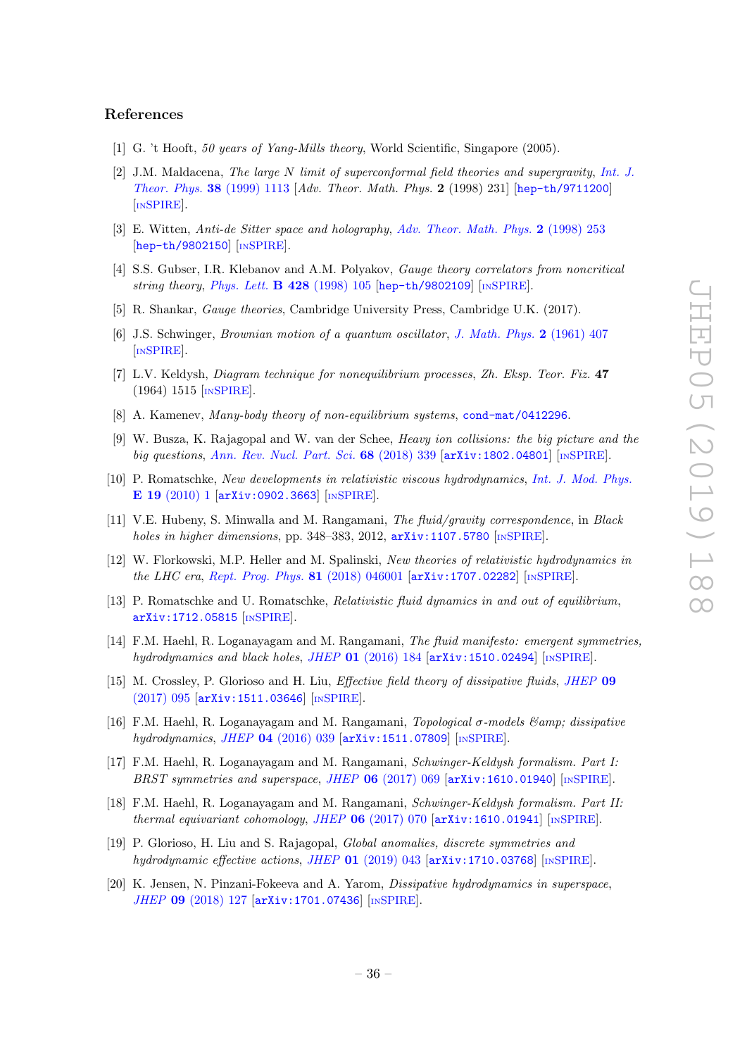## References

[1] G. 't Hooft, *50 years of Yang-Mills theory*, World Scientific, Singapore (2005).

[2] J.M. Maldacena, *The large N limit of superconformal field theories and supergravity*, *Int. J. Theor. Phys.* **38** (1999) 1113 [*Adv. Theor. Math. Phys.* **2** (1998) 231] [hep-th/9711200] [INSPIRE].

[3] E. Witten, *Anti-de Sitter space and holography*, *Adv. Theor. Math. Phys.* **2** (1998) 253 [hep-th/9802150] [INSPIRE].

[4] S.S. Gubser, I.R. Klebanov and A.M. Polyakov, *Gauge theory correlators from noncritical string theory*, *Phys. Lett.* **B 428** (1998) 105 [hep-th/9802109] [INSPIRE].

[5] R. Shankar, *Gauge theories*, Cambridge University Press, Cambridge U.K. (2017).

[6] J.S. Schwinger, *Brownian motion of a quantum oscillator*, *J. Math. Phys.* **2** (1961) 407 [INSPIRE].

[7] L.V. Keldysh, *Diagram technique for nonequilibrium processes*, *Zh. Eksp. Teor. Fiz.* **47** (1964) 1515 [INSPIRE].

[8] A. Kamenev, *Many-body theory of non-equilibrium systems*, cond-mat/0412296.

[9] W. Busza, K. Rajagopal and W. van der Schee, *Heavy ion collisions: the big picture and the big questions*, *Ann. Rev. Nucl. Part. Sci.* **68** (2018) 339 [arXiv:1802.04801] [INSPIRE].

[10] P. Romatschke, *New developments in relativistic viscous hydrodynamics*, *Int. J. Mod. Phys.* **E 19** (2010) 1 [arXiv:0902.3663] [INSPIRE].

[11] V.E. Hubeny, S. Minwalla and M. Rangamani, *The fluid/gravity correspondence*, in *Black holes in higher dimensions*, pp. 348–383, 2012, arXiv:1107.5780 [INSPIRE].

[12] W. Florkowski, M.P. Heller and M. Spalinski, *New theories of relativistic hydrodynamics in the LHC era*, *Rept. Prog. Phys.* **81** (2018) 046001 [arXiv:1707.02282] [INSPIRE].

[13] P. Romatschke and U. Romatschke, *Relativistic fluid dynamics in and out of equilibrium*, arXiv:1712.05815 [INSPIRE].

[14] F.M. Haehl, R. Loganayagam and M. Rangamani, *The fluid manifesto: emergent symmetries, hydrodynamics and black holes*, *JHEP* **01** (2016) 184 [arXiv:1510.02494] [INSPIRE].

[15] M. Crossley, P. Glorioso and H. Liu, *Effective field theory of dissipative fluids*, *JHEP* **09** (2017) 095 [arXiv:1511.03646] [INSPIRE].

[16] F.M. Haehl, R. Loganayagam and M. Rangamani, *Topological σ-models &amp; dissipative hydrodynamics*, *JHEP* **04** (2016) 039 [arXiv:1511.07809] [INSPIRE].

[17] F.M. Haehl, R. Loganayagam and M. Rangamani, *Schwinger-Keldysh formalism. Part I: BRST symmetries and superspace*, *JHEP* **06** (2017) 069 [arXiv:1610.01940] [INSPIRE].

[18] F.M. Haehl, R. Loganayagam and M. Rangamani, *Schwinger-Keldysh formalism. Part II: thermal equivariant cohomology*, *JHEP* **06** (2017) 070 [arXiv:1610.01941] [INSPIRE].

[19] P. Glorioso, H. Liu and S. Rajagopal, *Global anomalies, discrete symmetries and hydrodynamic effective actions*, *JHEP* **01** (2019) 043 [arXiv:1710.03768] [INSPIRE].

[20] K. Jensen, N. Pinzani-Fokeeva and A. Yarom, *Dissipative hydrodynamics in superspace*, *JHEP* **09** (2018) 127 [arXiv:1701.07436] [INSPIRE].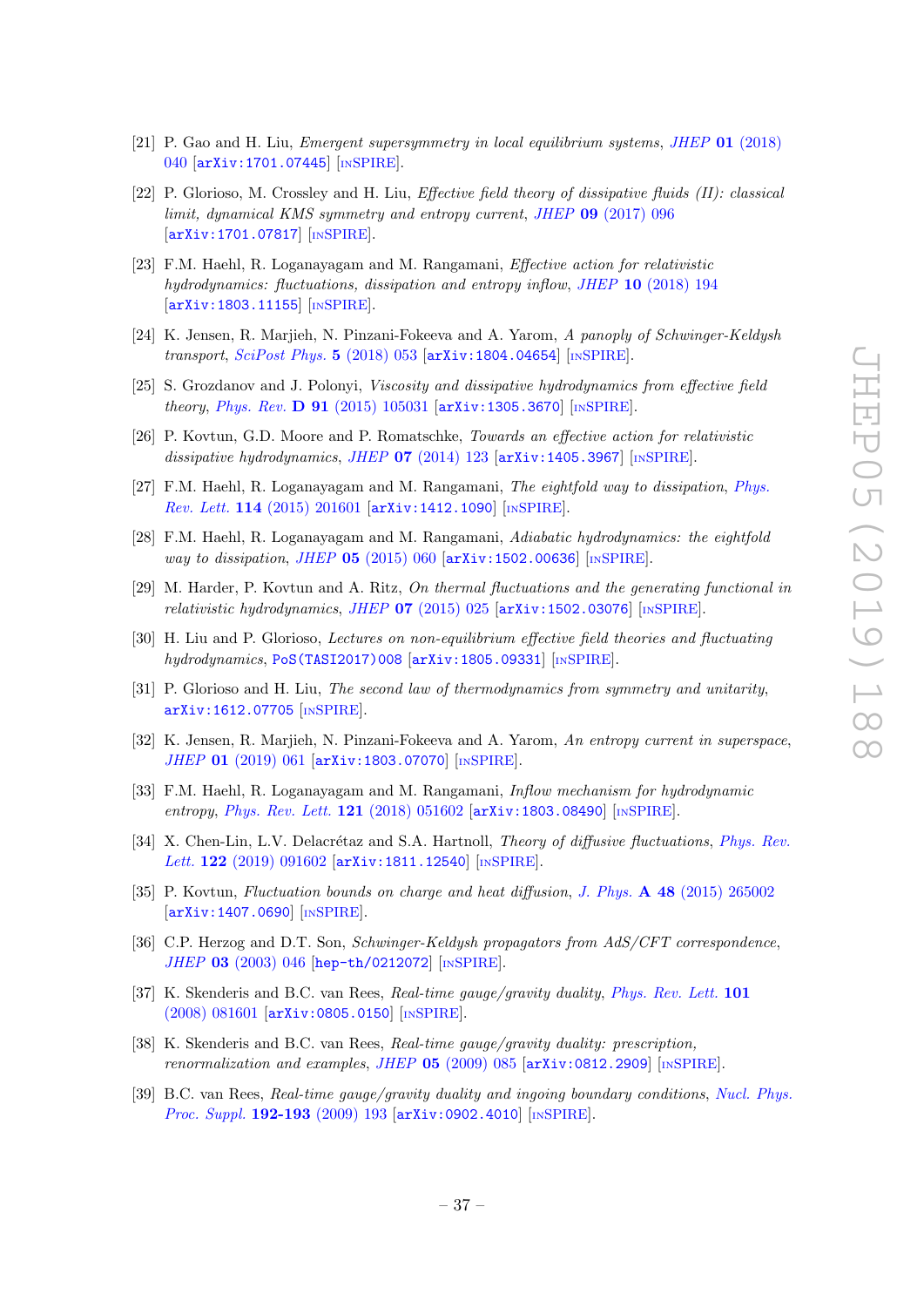[21] P. Gao and H. Liu, *Emergent supersymmetry in local equilibrium systems*, *JHEP* **01** (2018) 040 [arXiv:1701.07445] [INSPIRE].

[22] P. Glorioso, M. Crossley and H. Liu, *Effective field theory of dissipative fluids (II): classical limit, dynamical KMS symmetry and entropy current*, *JHEP* **09** (2017) 096 [arXiv:1701.07817] [INSPIRE].

[23] F.M. Haehl, R. Loganayagam and M. Rangamani, *Effective action for relativistic hydrodynamics: fluctuations, dissipation and entropy inflow*, *JHEP* **10** (2018) 194 [arXiv:1803.11155] [INSPIRE].

[24] K. Jensen, R. Marjieh, N. Pinzani-Fokeeva and A. Yarom, *A panoply of Schwinger-Keldysh transport*, *SciPost Phys.* **5** (2018) 053 [arXiv:1804.04654] [INSPIRE].

[25] S. Grozdanov and J. Polonyi, *Viscosity and dissipative hydrodynamics from effective field theory*, *Phys. Rev.* **D 91** (2015) 105031 [arXiv:1305.3670] [INSPIRE].

[26] P. Kovtun, G.D. Moore and P. Romatschke, *Towards an effective action for relativistic dissipative hydrodynamics*, *JHEP* **07** (2014) 123 [arXiv:1405.3967] [INSPIRE].

[27] F.M. Haehl, R. Loganayagam and M. Rangamani, *The eightfold way to dissipation*, *Phys. Rev. Lett.* **114** (2015) 201601 [arXiv:1412.1090] [INSPIRE].

[28] F.M. Haehl, R. Loganayagam and M. Rangamani, *Adiabatic hydrodynamics: the eightfold way to dissipation*, *JHEP* **05** (2015) 060 [arXiv:1502.00636] [INSPIRE].

[29] M. Harder, P. Kovtun and A. Ritz, *On thermal fluctuations and the generating functional in relativistic hydrodynamics*, *JHEP* **07** (2015) 025 [arXiv:1502.03076] [INSPIRE].

[30] H. Liu and P. Glorioso, *Lectures on non-equilibrium effective field theories and fluctuating hydrodynamics*, PoS(TASI2017)008 [arXiv:1805.09331] [INSPIRE].

[31] P. Glorioso and H. Liu, *The second law of thermodynamics from symmetry and unitarity*, arXiv:1612.07705 [INSPIRE].

[32] K. Jensen, R. Marjieh, N. Pinzani-Fokeeva and A. Yarom, *An entropy current in superspace*, *JHEP* **01** (2019) 061 [arXiv:1803.07070] [INSPIRE].

[33] F.M. Haehl, R. Loganayagam and M. Rangamani, *Inflow mechanism for hydrodynamic entropy*, *Phys. Rev. Lett.* **121** (2018) 051602 [arXiv:1803.08490] [INSPIRE].

[34] X. Chen-Lin, L.V. Delacrétaz and S.A. Hartnoll, *Theory of diffusive fluctuations*, *Phys. Rev. Lett.* **122** (2019) 091602 [arXiv:1811.12540] [INSPIRE].

[35] P. Kovtun, *Fluctuation bounds on charge and heat diffusion*, *J. Phys.* **A 48** (2015) 265002 [arXiv:1407.0690] [INSPIRE].

[36] C.P. Herzog and D.T. Son, *Schwinger-Keldysh propagators from AdS/CFT correspondence*, *JHEP* **03** (2003) 046 [hep-th/0212072] [INSPIRE].

[37] K. Skenderis and B.C. van Rees, *Real-time gauge/gravity duality*, *Phys. Rev. Lett.* **101** (2008) 081601 [arXiv:0805.0150] [INSPIRE].

[38] K. Skenderis and B.C. van Rees, *Real-time gauge/gravity duality: prescription, renormalization and examples*, *JHEP* **05** (2009) 085 [arXiv:0812.2909] [INSPIRE].

[39] B.C. van Rees, *Real-time gauge/gravity duality and ingoing boundary conditions*, *Nucl. Phys. Proc. Suppl.* **192-193** (2009) 193 [arXiv:0902.4010] [INSPIRE].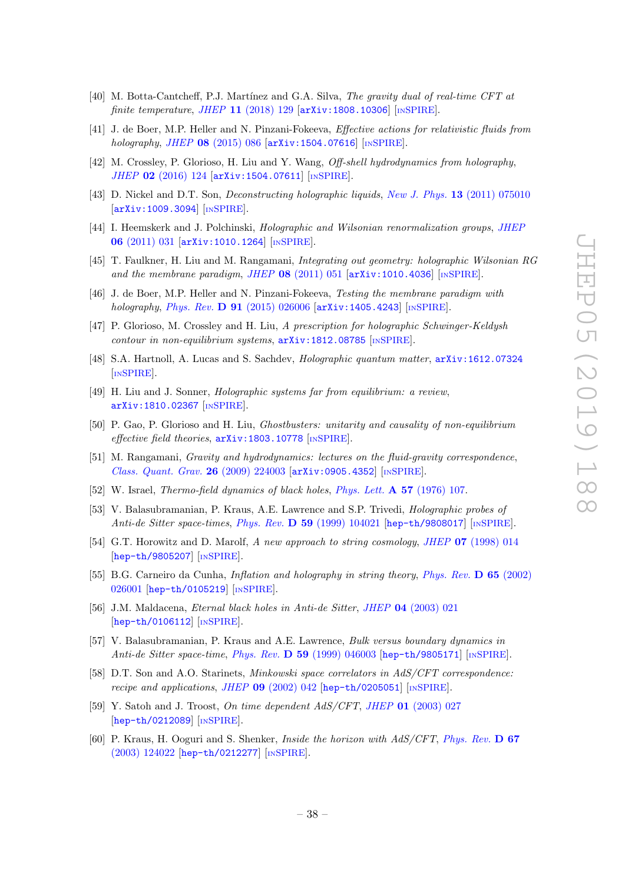[40] M. Botta-Cantcheff, P.J. Martínez and G.A. Silva, *The gravity dual of real-time CFT at finite temperature*, JHEP **11** (2018) 129 [arXiv:1808.10306] [INSPIRE].

[41] J. de Boer, M.P. Heller and N. Pinzani-Fokeeva, *Effective actions for relativistic fluids from holography*, JHEP **08** (2015) 086 [arXiv:1504.07616] [INSPIRE].

[42] M. Crossley, P. Glorioso, H. Liu and Y. Wang, *Off-shell hydrodynamics from holography*, JHEP **02** (2016) 124 [arXiv:1504.07611] [INSPIRE].

[43] D. Nickel and D.T. Son, *Deconstructing holographic liquids*, New J. Phys. **13** (2011) 075010 [arXiv:1009.3094] [INSPIRE].

[44] I. Heemskerk and J. Polchinski, *Holographic and Wilsonian renormalization groups*, JHEP **06** (2011) 031 [arXiv:1010.1264] [INSPIRE].

[45] T. Faulkner, H. Liu and M. Rangamani, *Integrating out geometry: holographic Wilsonian RG and the membrane paradigm*, JHEP **08** (2011) 051 [arXiv:1010.4036] [INSPIRE].

[46] J. de Boer, M.P. Heller and N. Pinzani-Fokeeva, *Testing the membrane paradigm with holography*, Phys. Rev. **D 91** (2015) 026006 [arXiv:1405.4243] [INSPIRE].

[47] P. Glorioso, M. Crossley and H. Liu, *A prescription for holographic Schwinger-Keldysh contour in non-equilibrium systems*, arXiv:1812.08785 [INSPIRE].

[48] S.A. Hartnoll, A. Lucas and S. Sachdev, *Holographic quantum matter*, arXiv:1612.07324 [INSPIRE].

[49] H. Liu and J. Sonner, *Holographic systems far from equilibrium: a review*, arXiv:1810.02367 [INSPIRE].

[50] P. Gao, P. Glorioso and H. Liu, *Ghostbusters: unitarity and causality of non-equilibrium effective field theories*, arXiv:1803.10778 [INSPIRE].

[51] M. Rangamani, *Gravity and hydrodynamics: lectures on the fluid-gravity correspondence*, Class. Quant. Grav. **26** (2009) 224003 [arXiv:0905.4352] [INSPIRE].

[52] W. Israel, *Thermo-field dynamics of black holes*, Phys. Lett. **A 57** (1976) 107.

[53] V. Balasubramanian, P. Kraus, A.E. Lawrence and S.P. Trivedi, *Holographic probes of Anti-de Sitter space-times*, Phys. Rev. **D 59** (1999) 104021 [hep-th/9808017] [INSPIRE].

[54] G.T. Horowitz and D. Marolf, *A new approach to string cosmology*, JHEP **07** (1998) 014 [hep-th/9805207] [INSPIRE].

[55] B.G. Carneiro da Cunha, *Inflation and holography in string theory*, Phys. Rev. **D 65** (2002) 026001 [hep-th/0105219] [INSPIRE].

[56] J.M. Maldacena, *Eternal black holes in Anti-de Sitter*, JHEP **04** (2003) 021 [hep-th/0106112] [INSPIRE].

[57] V. Balasubramanian, P. Kraus and A.E. Lawrence, *Bulk versus boundary dynamics in Anti-de Sitter space-time*, Phys. Rev. **D 59** (1999) 046003 [hep-th/9805171] [INSPIRE].

[58] D.T. Son and A.O. Starinets, *Minkowski space correlators in AdS/CFT correspondence: recipe and applications*, JHEP **09** (2002) 042 [hep-th/0205051] [INSPIRE].

[59] Y. Satoh and J. Troost, *On time dependent AdS/CFT*, JHEP **01** (2003) 027 [hep-th/0212089] [INSPIRE].

[60] P. Kraus, H. Ooguri and S. Shenker, *Inside the horizon with AdS/CFT*, Phys. Rev. **D 67** (2003) 124022 [hep-th/0212277] [INSPIRE].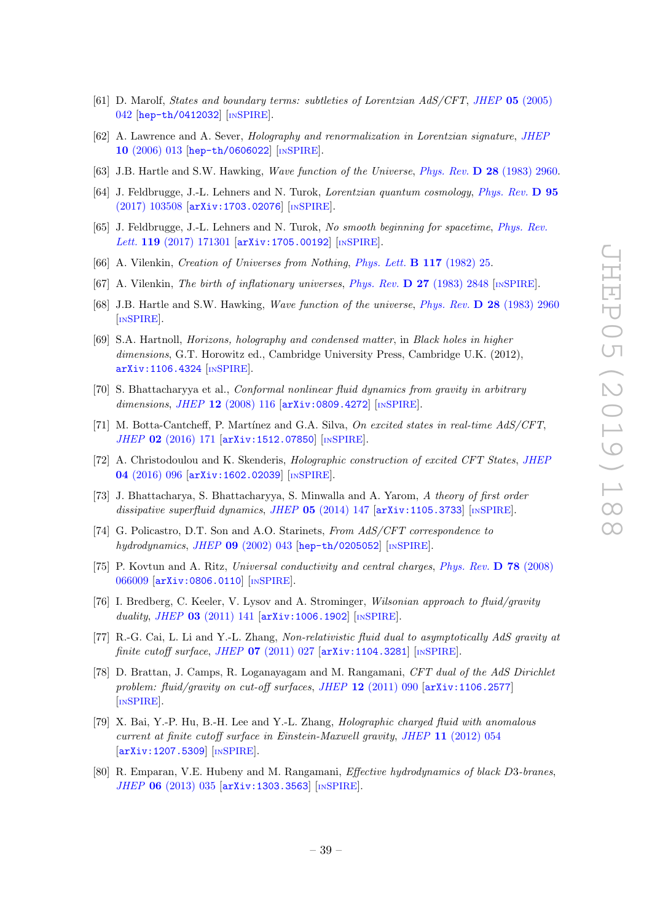[61] D. Marolf, *States and boundary terms: subtleties of Lorentzian AdS/CFT*, *JHEP* **05** (2005) 042 [hep-th/0412032] [INSPIRE].

[62] A. Lawrence and A. Sever, *Holography and renormalization in Lorentzian signature*, *JHEP* **10** (2006) 013 [hep-th/0606022] [INSPIRE].

[63] J.B. Hartle and S.W. Hawking, *Wave function of the Universe*, *Phys. Rev.* **D 28** (1983) 2960.

[64] J. Feldbrugge, J.-L. Lehners and N. Turok, *Lorentzian quantum cosmology*, *Phys. Rev.* **D 95** (2017) 103508 [arXiv:1703.02076] [INSPIRE].

[65] J. Feldbrugge, J.-L. Lehners and N. Turok, *No smooth beginning for spacetime*, *Phys. Rev. Lett.* **119** (2017) 171301 [arXiv:1705.00192] [INSPIRE].

[66] A. Vilenkin, *Creation of Universes from Nothing*, *Phys. Lett.* **B 117** (1982) 25.

[67] A. Vilenkin, *The birth of inflationary universes*, *Phys. Rev.* **D 27** (1983) 2848 [INSPIRE].

[68] J.B. Hartle and S.W. Hawking, *Wave function of the universe*, *Phys. Rev.* **D 28** (1983) 2960 [INSPIRE].

[69] S.A. Hartnoll, *Horizons, holography and condensed matter*, in *Black holes in higher dimensions*, G.T. Horowitz ed., Cambridge University Press, Cambridge U.K. (2012), arXiv:1106.4324 [INSPIRE].

[70] S. Bhattacharyya et al., *Conformal nonlinear fluid dynamics from gravity in arbitrary dimensions*, *JHEP* **12** (2008) 116 [arXiv:0809.4272] [INSPIRE].

[71] M. Botta-Cantcheff, P. Martínez and G.A. Silva, *On excited states in real-time AdS/CFT*, *JHEP* **02** (2016) 171 [arXiv:1512.07850] [INSPIRE].

[72] A. Christodoulou and K. Skenderis, *Holographic construction of excited CFT States*, *JHEP* **04** (2016) 096 [arXiv:1602.02039] [INSPIRE].

[73] J. Bhattacharya, S. Bhattacharyya, S. Minwalla and A. Yarom, *A theory of first order dissipative superfluid dynamics*, *JHEP* **05** (2014) 147 [arXiv:1105.3733] [INSPIRE].

[74] G. Policastro, D.T. Son and A.O. Starinets, *From AdS/CFT correspondence to hydrodynamics*, *JHEP* **09** (2002) 043 [hep-th/0205052] [INSPIRE].

[75] P. Kovtun and A. Ritz, *Universal conductivity and central charges*, *Phys. Rev.* **D 78** (2008) 066009 [arXiv:0806.0110] [INSPIRE].

[76] I. Bredberg, C. Keeler, V. Lysov and A. Strominger, *Wilsonian approach to fluid/gravity duality*, *JHEP* **03** (2011) 141 [arXiv:1006.1902] [INSPIRE].

[77] R.-G. Cai, L. Li and Y.-L. Zhang, *Non-relativistic fluid dual to asymptotically AdS gravity at finite cutoff surface*, *JHEP* **07** (2011) 027 [arXiv:1104.3281] [INSPIRE].

[78] D. Brattan, J. Camps, R. Loganayagam and M. Rangamani, *CFT dual of the AdS Dirichlet problem: fluid/gravity on cut-off surfaces*, *JHEP* **12** (2011) 090 [arXiv:1106.2577] [INSPIRE].

[79] X. Bai, Y.-P. Hu, B.-H. Lee and Y.-L. Zhang, *Holographic charged fluid with anomalous current at finite cutoff surface in Einstein-Maxwell gravity*, *JHEP* **11** (2012) 054 [arXiv:1207.5309] [INSPIRE].

[80] R. Emparan, V.E. Hubeny and M. Rangamani, *Effective hydrodynamics of black D3-branes*, *JHEP* **06** (2013) 035 [arXiv:1303.3563] [INSPIRE].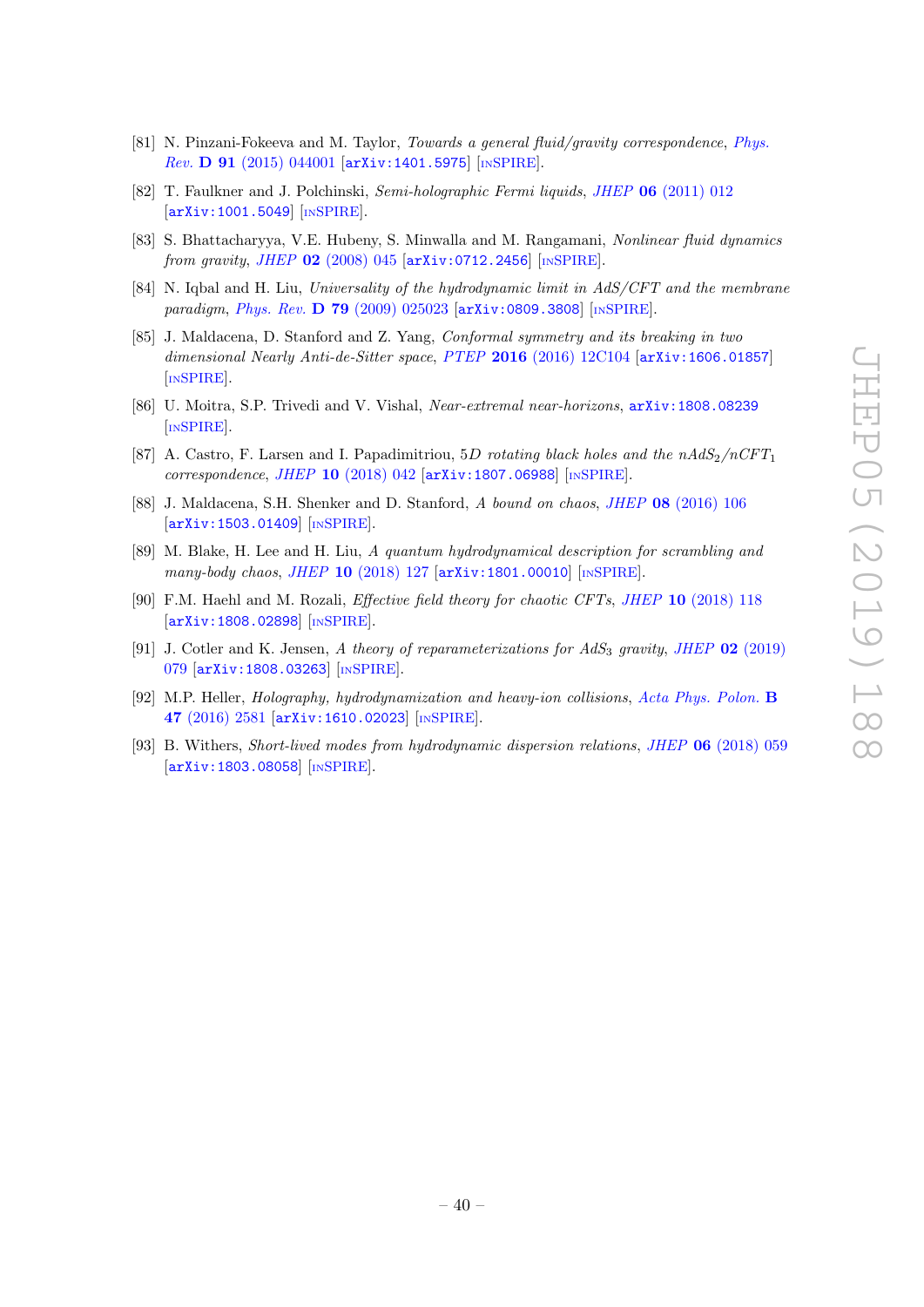[81] N. Pinzani-Fokeeva and M. Taylor, *Towards a general fluid/gravity correspondence*, Phys. Rev. **D 91** (2015) 044001 [arXiv:1401.5975] [INSPIRE].

[82] T. Faulkner and J. Polchinski, *Semi-holographic Fermi liquids*, JHEP **06** (2011) 012 [arXiv:1001.5049] [INSPIRE].

[83] S. Bhattacharyya, V.E. Hubeny, S. Minwalla and M. Rangamani, *Nonlinear fluid dynamics from gravity*, JHEP **02** (2008) 045 [arXiv:0712.2456] [INSPIRE].

[84] N. Iqbal and H. Liu, *Universality of the hydrodynamic limit in AdS/CFT and the membrane paradigm*, Phys. Rev. **D 79** (2009) 025023 [arXiv:0809.3808] [INSPIRE].

[85] J. Maldacena, D. Stanford and Z. Yang, *Conformal symmetry and its breaking in two dimensional Nearly Anti-de-Sitter space*, PTEP **2016** (2016) 12C104 [arXiv:1606.01857] [INSPIRE].

[86] U. Moitra, S.P. Trivedi and V. Vishal, *Near-extremal near-horizons*, arXiv:1808.08239 [INSPIRE].

[87] A. Castro, F. Larsen and I. Papadimitriou, *5D rotating black holes and the nAdS$_2$/nCFT$_1$ correspondence*, JHEP **10** (2018) 042 [arXiv:1807.06988] [INSPIRE].

[88] J. Maldacena, S.H. Shenker and D. Stanford, *A bound on chaos*, JHEP **08** (2016) 106 [arXiv:1503.01409] [INSPIRE].

[89] M. Blake, H. Lee and H. Liu, *A quantum hydrodynamical description for scrambling and many-body chaos*, JHEP **10** (2018) 127 [arXiv:1801.00010] [INSPIRE].

[90] F.M. Haehl and M. Rozali, *Effective field theory for chaotic CFTs*, JHEP **10** (2018) 118 [arXiv:1808.02898] [INSPIRE].

[91] J. Cotler and K. Jensen, *A theory of reparameterizations for AdS$_3$ gravity*, JHEP **02** (2019) 079 [arXiv:1808.03263] [INSPIRE].

[92] M.P. Heller, *Holography, hydrodynamization and heavy-ion collisions*, Acta Phys. Polon. **B 47** (2016) 2581 [arXiv:1610.02023] [INSPIRE].

[93] B. Withers, *Short-lived modes from hydrodynamic dispersion relations*, JHEP **06** (2018) 059 [arXiv:1803.08058] [INSPIRE].